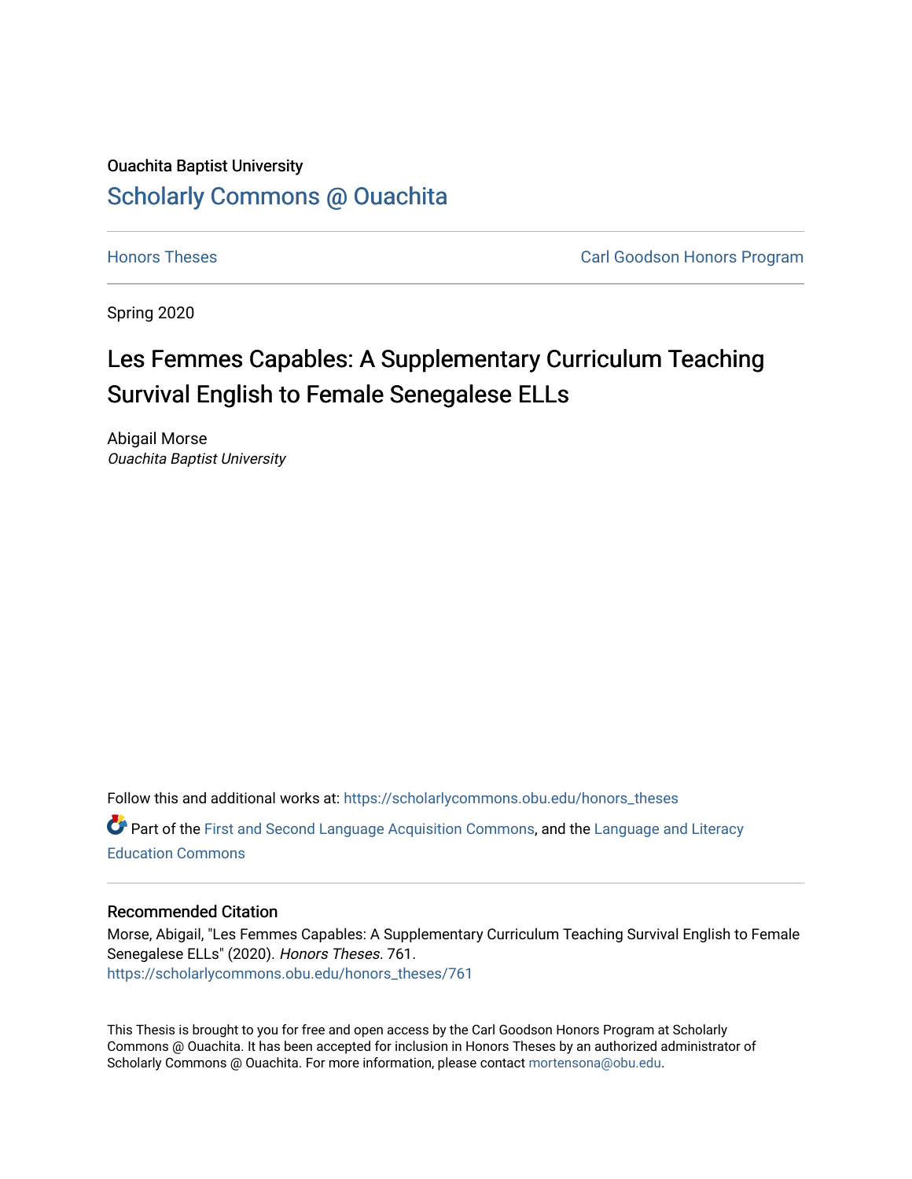Ouachita Baptist University

# Scholarly Commons @ Ouachita

Honors Theses

Carl Goodson Honors Program

Spring 2020

## Les Femmes Capables: A Supplementary Curriculum Teaching Survival English to Female Senegalese ELLs

Abigail Morse
*Ouachita Baptist University*

Follow this and additional works at: https://scholarlycommons.obu.edu/honors_theses

Part of the First and Second Language Acquisition Commons, and the Language and Literacy Education Commons

### Recommended Citation

Morse, Abigail, "Les Femmes Capables: A Supplementary Curriculum Teaching Survival English to Female Senegalese ELLs" (2020). *Honors Theses*. 761.
https://scholarlycommons.obu.edu/honors_theses/761

This Thesis is brought to you for free and open access by the Carl Goodson Honors Program at Scholarly Commons @ Ouachita. It has been accepted for inclusion in Honors Theses by an authorized administrator of Scholarly Commons @ Ouachita. For more information, please contact mortensona@obu.edu.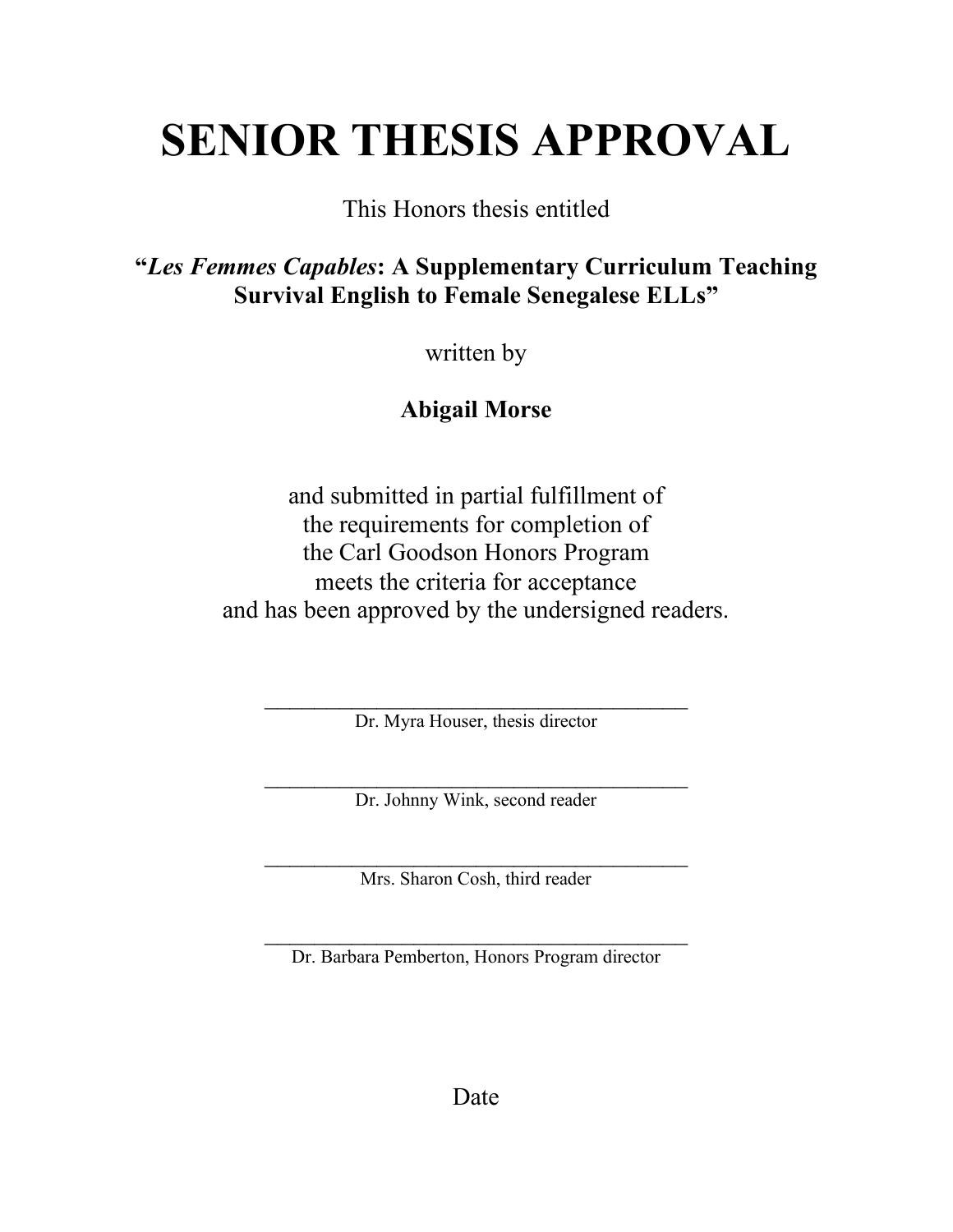# SENIOR THESIS APPROVAL

This Honors thesis entitled

**"*Les Femmes Capables*: A Supplementary Curriculum Teaching Survival English to Female Senegalese ELLs"**

written by

**Abigail Morse**

and submitted in partial fulfillment of
the requirements for completion of
the Carl Goodson Honors Program
meets the criteria for acceptance
and has been approved by the undersigned readers.

\_\_\_\_\_\_\_\_\_\_\_\_\_\_\_\_\_\_\_\_\_\_\_\_\_\_\_\_\_\_\_\_\_\_\_\_\_\_\_\_\_\_
Dr. Myra Houser, thesis director

\_\_\_\_\_\_\_\_\_\_\_\_\_\_\_\_\_\_\_\_\_\_\_\_\_\_\_\_\_\_\_\_\_\_\_\_\_\_\_\_\_\_
Dr. Johnny Wink, second reader

\_\_\_\_\_\_\_\_\_\_\_\_\_\_\_\_\_\_\_\_\_\_\_\_\_\_\_\_\_\_\_\_\_\_\_\_\_\_\_\_\_\_
Mrs. Sharon Cosh, third reader

\_\_\_\_\_\_\_\_\_\_\_\_\_\_\_\_\_\_\_\_\_\_\_\_\_\_\_\_\_\_\_\_\_\_\_\_\_\_\_\_\_\_
Dr. Barbara Pemberton, Honors Program director

Date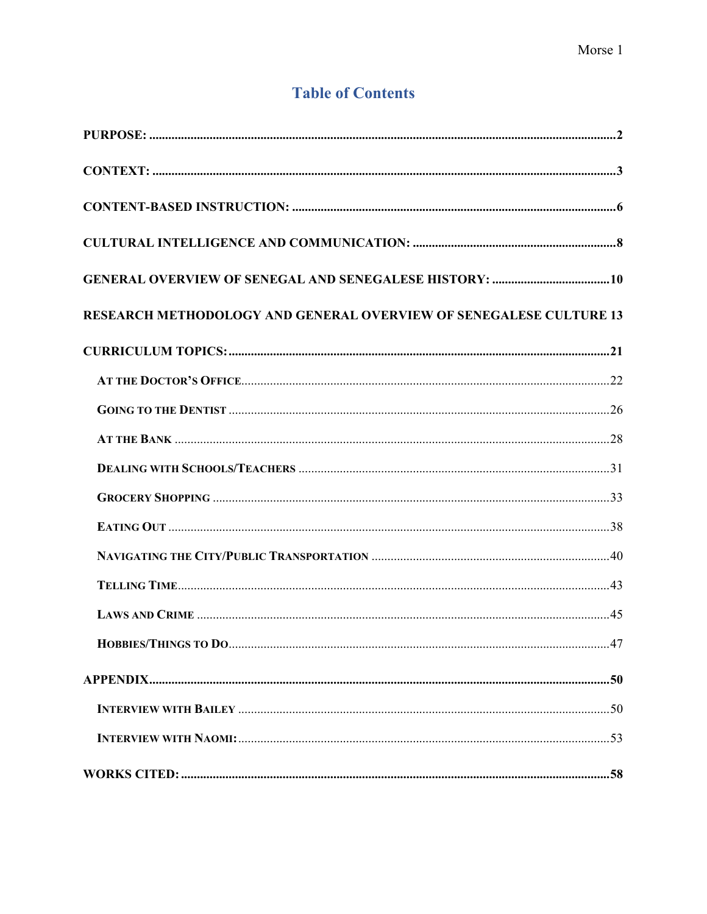# Table of Contents

**PURPOSE:** ..... **2**

**CONTEXT:** ..... **3**

**CONTENT-BASED INSTRUCTION:** ..... **6**

**CULTURAL INTELLIGENCE AND COMMUNICATION:** ..... **8**

**GENERAL OVERVIEW OF SENEGAL AND SENEGALESE HISTORY:** ..... **10**

**RESEARCH METHODOLOGY AND GENERAL OVERVIEW OF SENEGALESE CULTURE** **13**

**CURRICULUM TOPICS:** ..... **21**

- AT THE DOCTOR'S OFFICE ..... 22
- GOING TO THE DENTIST ..... 26
- AT THE BANK ..... 28
- DEALING WITH SCHOOLS/TEACHERS ..... 31
- GROCERY SHOPPING ..... 33
- EATING OUT ..... 38
- NAVIGATING THE CITY/PUBLIC TRANSPORTATION ..... 40
- TELLING TIME ..... 43
- LAWS AND CRIME ..... 45
- HOBBIES/THINGS TO DO ..... 47

**APPENDIX** ..... **50**

- INTERVIEW WITH BAILEY ..... 50
- INTERVIEW WITH NAOMI: ..... 53

**WORKS CITED:** ..... **58**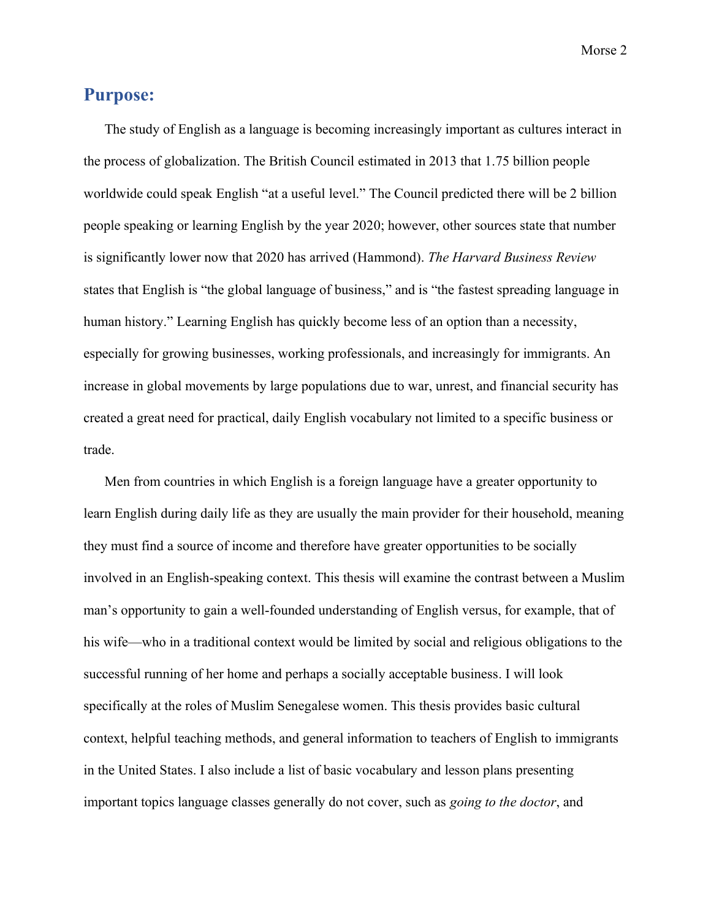## Purpose:

The study of English as a language is becoming increasingly important as cultures interact in the process of globalization. The British Council estimated in 2013 that 1.75 billion people worldwide could speak English "at a useful level." The Council predicted there will be 2 billion people speaking or learning English by the year 2020; however, other sources state that number is significantly lower now that 2020 has arrived (Hammond). *The Harvard Business Review* states that English is "the global language of business," and is "the fastest spreading language in human history." Learning English has quickly become less of an option than a necessity, especially for growing businesses, working professionals, and increasingly for immigrants. An increase in global movements by large populations due to war, unrest, and financial security has created a great need for practical, daily English vocabulary not limited to a specific business or trade.

Men from countries in which English is a foreign language have a greater opportunity to learn English during daily life as they are usually the main provider for their household, meaning they must find a source of income and therefore have greater opportunities to be socially involved in an English-speaking context. This thesis will examine the contrast between a Muslim man's opportunity to gain a well-founded understanding of English versus, for example, that of his wife—who in a traditional context would be limited by social and religious obligations to the successful running of her home and perhaps a socially acceptable business. I will look specifically at the roles of Muslim Senegalese women. This thesis provides basic cultural context, helpful teaching methods, and general information to teachers of English to immigrants in the United States. I also include a list of basic vocabulary and lesson plans presenting important topics language classes generally do not cover, such as *going to the doctor*, and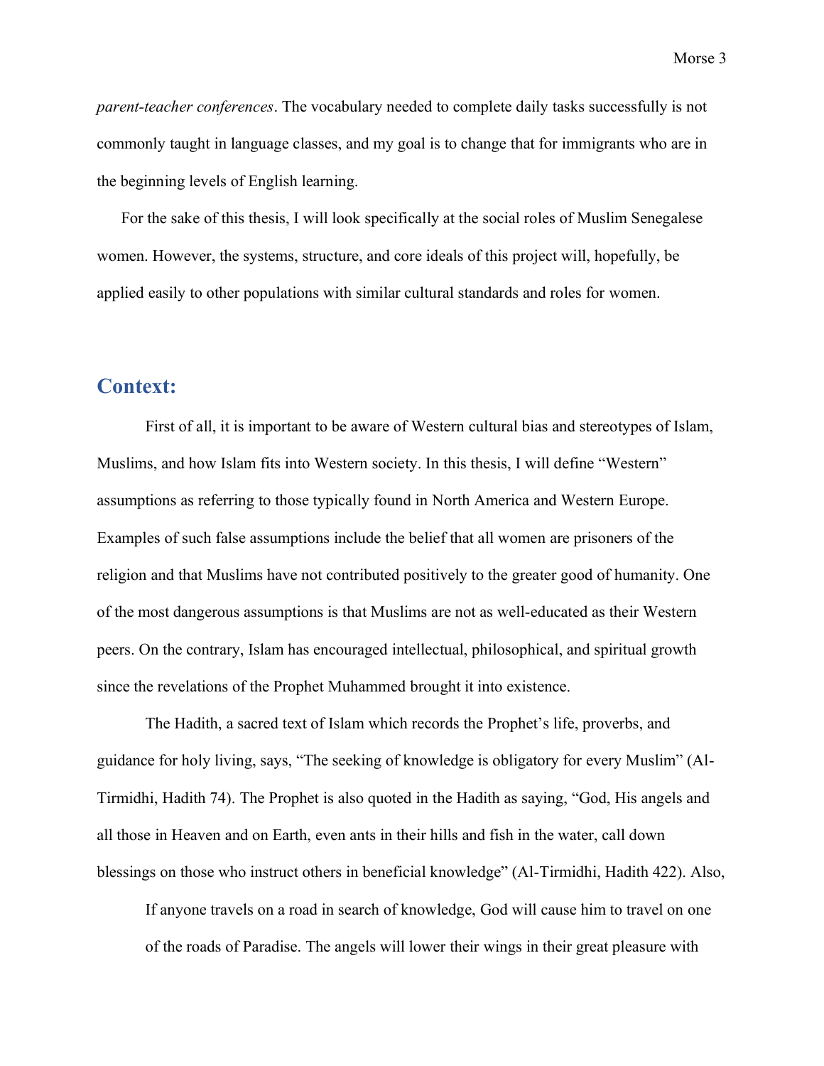*parent-teacher conferences*. The vocabulary needed to complete daily tasks successfully is not commonly taught in language classes, and my goal is to change that for immigrants who are in the beginning levels of English learning.

For the sake of this thesis, I will look specifically at the social roles of Muslim Senegalese women. However, the systems, structure, and core ideals of this project will, hopefully, be applied easily to other populations with similar cultural standards and roles for women.

## Context:

First of all, it is important to be aware of Western cultural bias and stereotypes of Islam, Muslims, and how Islam fits into Western society. In this thesis, I will define "Western" assumptions as referring to those typically found in North America and Western Europe. Examples of such false assumptions include the belief that all women are prisoners of the religion and that Muslims have not contributed positively to the greater good of humanity. One of the most dangerous assumptions is that Muslims are not as well-educated as their Western peers. On the contrary, Islam has encouraged intellectual, philosophical, and spiritual growth since the revelations of the Prophet Muhammed brought it into existence.

The Hadith, a sacred text of Islam which records the Prophet's life, proverbs, and guidance for holy living, says, "The seeking of knowledge is obligatory for every Muslim" (Al-Tirmidhi, Hadith 74). The Prophet is also quoted in the Hadith as saying, "God, His angels and all those in Heaven and on Earth, even ants in their hills and fish in the water, call down blessings on those who instruct others in beneficial knowledge" (Al-Tirmidhi, Hadith 422). Also,

> If anyone travels on a road in search of knowledge, God will cause him to travel on one of the roads of Paradise. The angels will lower their wings in their great pleasure with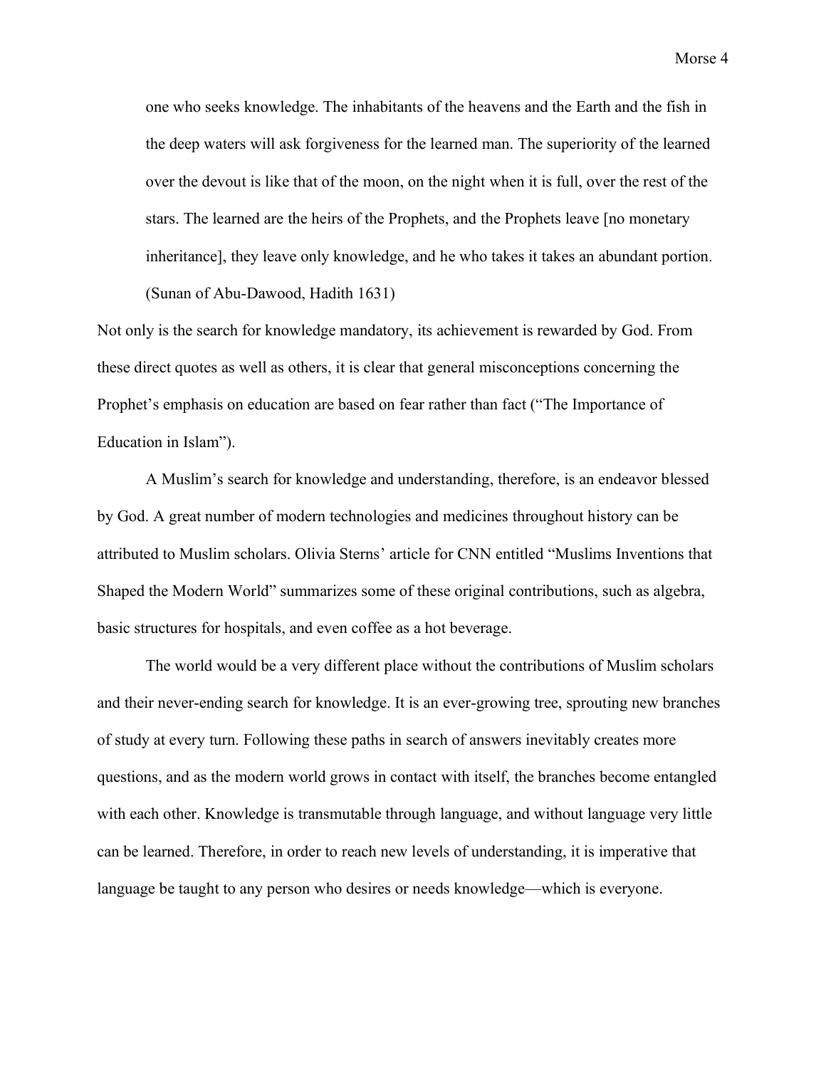> one who seeks knowledge. The inhabitants of the heavens and the Earth and the fish in the deep waters will ask forgiveness for the learned man. The superiority of the learned over the devout is like that of the moon, on the night when it is full, over the rest of the stars. The learned are the heirs of the Prophets, and the Prophets leave [no monetary inheritance], they leave only knowledge, and he who takes it takes an abundant portion. (Sunan of Abu-Dawood, Hadith 1631)

Not only is the search for knowledge mandatory, its achievement is rewarded by God. From these direct quotes as well as others, it is clear that general misconceptions concerning the Prophet's emphasis on education are based on fear rather than fact ("The Importance of Education in Islam").

A Muslim's search for knowledge and understanding, therefore, is an endeavor blessed by God. A great number of modern technologies and medicines throughout history can be attributed to Muslim scholars. Olivia Sterns' article for CNN entitled "Muslims Inventions that Shaped the Modern World" summarizes some of these original contributions, such as algebra, basic structures for hospitals, and even coffee as a hot beverage.

The world would be a very different place without the contributions of Muslim scholars and their never-ending search for knowledge. It is an ever-growing tree, sprouting new branches of study at every turn. Following these paths in search of answers inevitably creates more questions, and as the modern world grows in contact with itself, the branches become entangled with each other. Knowledge is transmutable through language, and without language very little can be learned. Therefore, in order to reach new levels of understanding, it is imperative that language be taught to any person who desires or needs knowledge—which is everyone.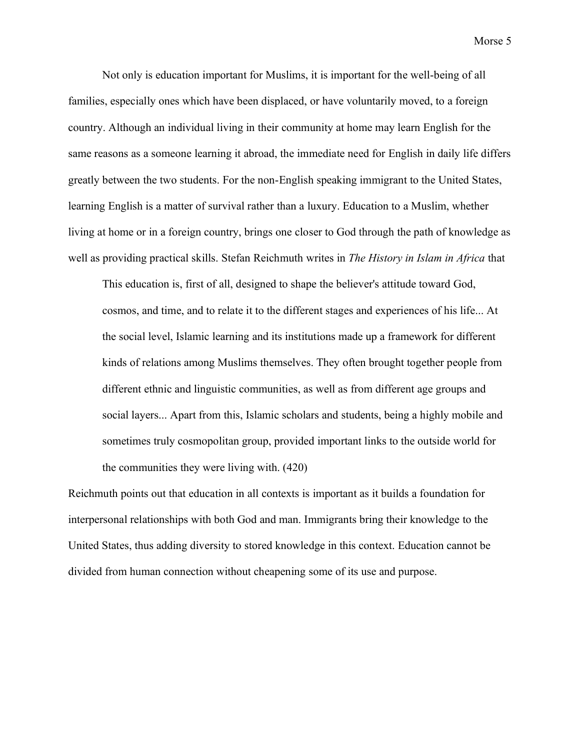Not only is education important for Muslims, it is important for the well-being of all families, especially ones which have been displaced, or have voluntarily moved, to a foreign country. Although an individual living in their community at home may learn English for the same reasons as a someone learning it abroad, the immediate need for English in daily life differs greatly between the two students. For the non-English speaking immigrant to the United States, learning English is a matter of survival rather than a luxury. Education to a Muslim, whether living at home or in a foreign country, brings one closer to God through the path of knowledge as well as providing practical skills. Stefan Reichmuth writes in *The History in Islam in Africa* that

> This education is, first of all, designed to shape the believer's attitude toward God, cosmos, and time, and to relate it to the different stages and experiences of his life... At the social level, Islamic learning and its institutions made up a framework for different kinds of relations among Muslims themselves. They often brought together people from different ethnic and linguistic communities, as well as from different age groups and social layers... Apart from this, Islamic scholars and students, being a highly mobile and sometimes truly cosmopolitan group, provided important links to the outside world for the communities they were living with. (420)

Reichmuth points out that education in all contexts is important as it builds a foundation for interpersonal relationships with both God and man. Immigrants bring their knowledge to the United States, thus adding diversity to stored knowledge in this context. Education cannot be divided from human connection without cheapening some of its use and purpose.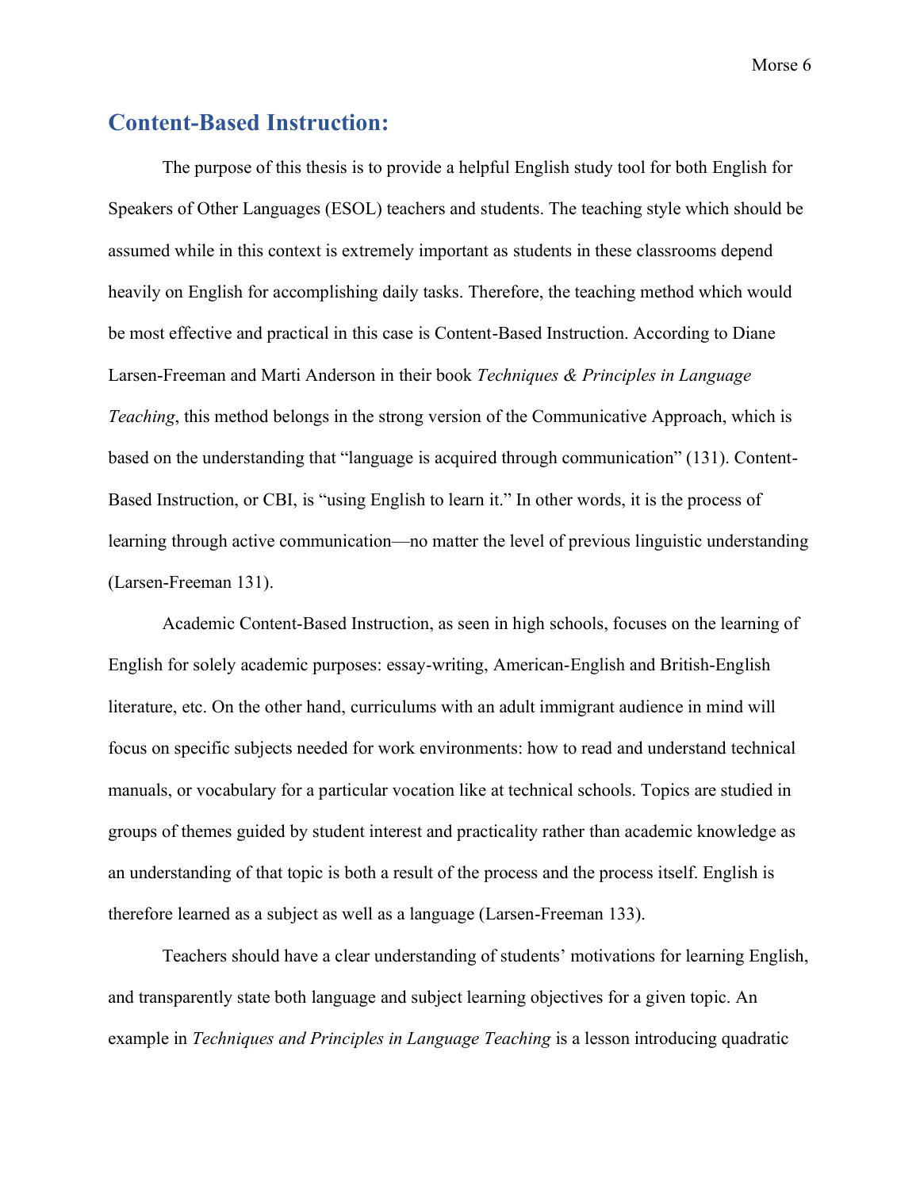## Content-Based Instruction:

The purpose of this thesis is to provide a helpful English study tool for both English for Speakers of Other Languages (ESOL) teachers and students. The teaching style which should be assumed while in this context is extremely important as students in these classrooms depend heavily on English for accomplishing daily tasks. Therefore, the teaching method which would be most effective and practical in this case is Content-Based Instruction. According to Diane Larsen-Freeman and Marti Anderson in their book *Techniques & Principles in Language Teaching*, this method belongs in the strong version of the Communicative Approach, which is based on the understanding that "language is acquired through communication" (131). Content-Based Instruction, or CBI, is "using English to learn it." In other words, it is the process of learning through active communication—no matter the level of previous linguistic understanding (Larsen-Freeman 131).

Academic Content-Based Instruction, as seen in high schools, focuses on the learning of English for solely academic purposes: essay-writing, American-English and British-English literature, etc. On the other hand, curriculums with an adult immigrant audience in mind will focus on specific subjects needed for work environments: how to read and understand technical manuals, or vocabulary for a particular vocation like at technical schools. Topics are studied in groups of themes guided by student interest and practicality rather than academic knowledge as an understanding of that topic is both a result of the process and the process itself. English is therefore learned as a subject as well as a language (Larsen-Freeman 133).

Teachers should have a clear understanding of students' motivations for learning English, and transparently state both language and subject learning objectives for a given topic. An example in *Techniques and Principles in Language Teaching* is a lesson introducing quadratic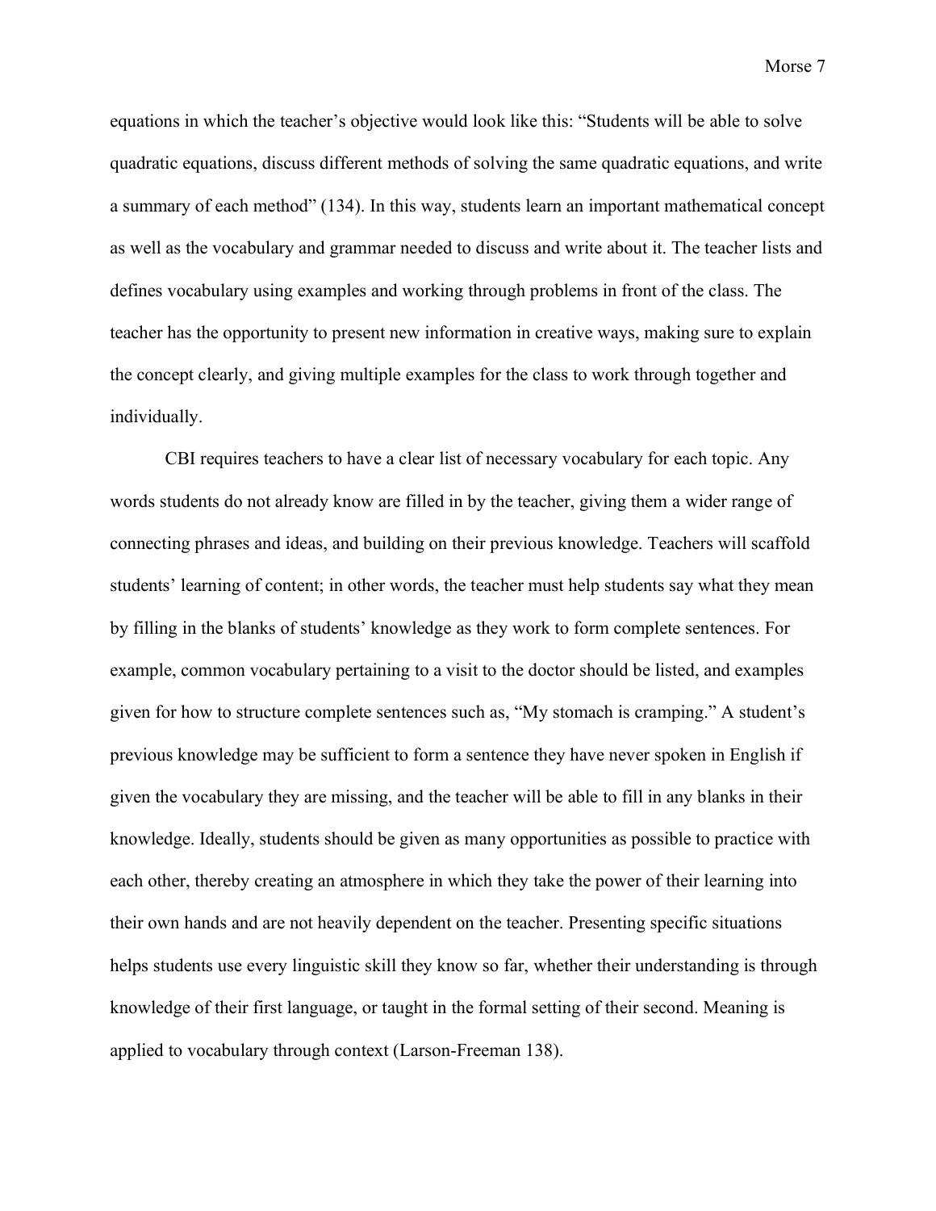equations in which the teacher's objective would look like this: "Students will be able to solve quadratic equations, discuss different methods of solving the same quadratic equations, and write a summary of each method" (134). In this way, students learn an important mathematical concept as well as the vocabulary and grammar needed to discuss and write about it. The teacher lists and defines vocabulary using examples and working through problems in front of the class. The teacher has the opportunity to present new information in creative ways, making sure to explain the concept clearly, and giving multiple examples for the class to work through together and individually.

CBI requires teachers to have a clear list of necessary vocabulary for each topic. Any words students do not already know are filled in by the teacher, giving them a wider range of connecting phrases and ideas, and building on their previous knowledge. Teachers will scaffold students' learning of content; in other words, the teacher must help students say what they mean by filling in the blanks of students' knowledge as they work to form complete sentences. For example, common vocabulary pertaining to a visit to the doctor should be listed, and examples given for how to structure complete sentences such as, "My stomach is cramping." A student's previous knowledge may be sufficient to form a sentence they have never spoken in English if given the vocabulary they are missing, and the teacher will be able to fill in any blanks in their knowledge. Ideally, students should be given as many opportunities as possible to practice with each other, thereby creating an atmosphere in which they take the power of their learning into their own hands and are not heavily dependent on the teacher. Presenting specific situations helps students use every linguistic skill they know so far, whether their understanding is through knowledge of their first language, or taught in the formal setting of their second. Meaning is applied to vocabulary through context (Larson-Freeman 138).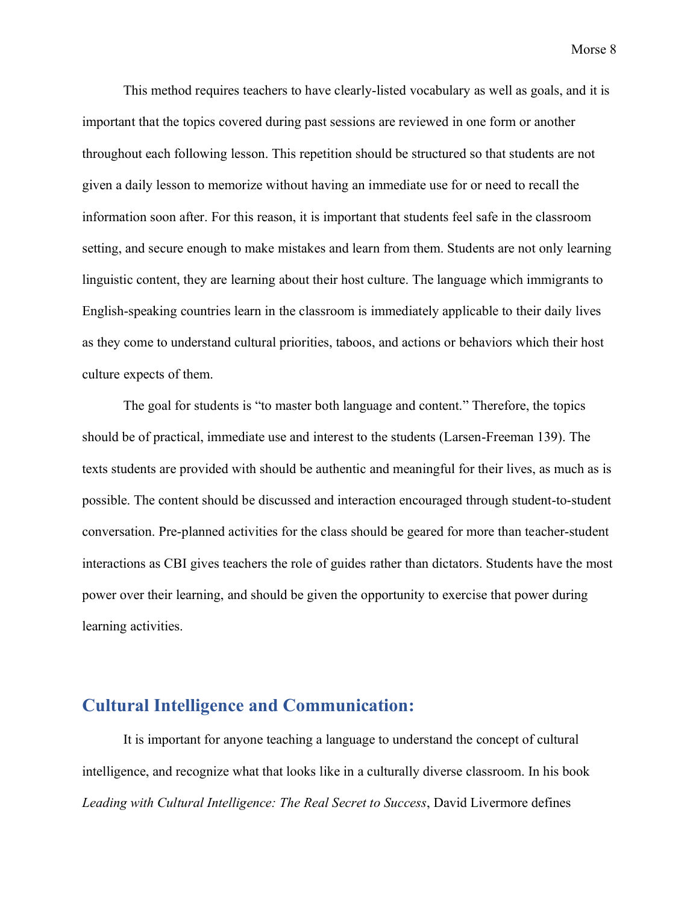This method requires teachers to have clearly-listed vocabulary as well as goals, and it is important that the topics covered during past sessions are reviewed in one form or another throughout each following lesson. This repetition should be structured so that students are not given a daily lesson to memorize without having an immediate use for or need to recall the information soon after. For this reason, it is important that students feel safe in the classroom setting, and secure enough to make mistakes and learn from them. Students are not only learning linguistic content, they are learning about their host culture. The language which immigrants to English-speaking countries learn in the classroom is immediately applicable to their daily lives as they come to understand cultural priorities, taboos, and actions or behaviors which their host culture expects of them.

The goal for students is "to master both language and content." Therefore, the topics should be of practical, immediate use and interest to the students (Larsen-Freeman 139). The texts students are provided with should be authentic and meaningful for their lives, as much as is possible. The content should be discussed and interaction encouraged through student-to-student conversation. Pre-planned activities for the class should be geared for more than teacher-student interactions as CBI gives teachers the role of guides rather than dictators. Students have the most power over their learning, and should be given the opportunity to exercise that power during learning activities.

## Cultural Intelligence and Communication:

It is important for anyone teaching a language to understand the concept of cultural intelligence, and recognize what that looks like in a culturally diverse classroom. In his book *Leading with Cultural Intelligence: The Real Secret to Success*, David Livermore defines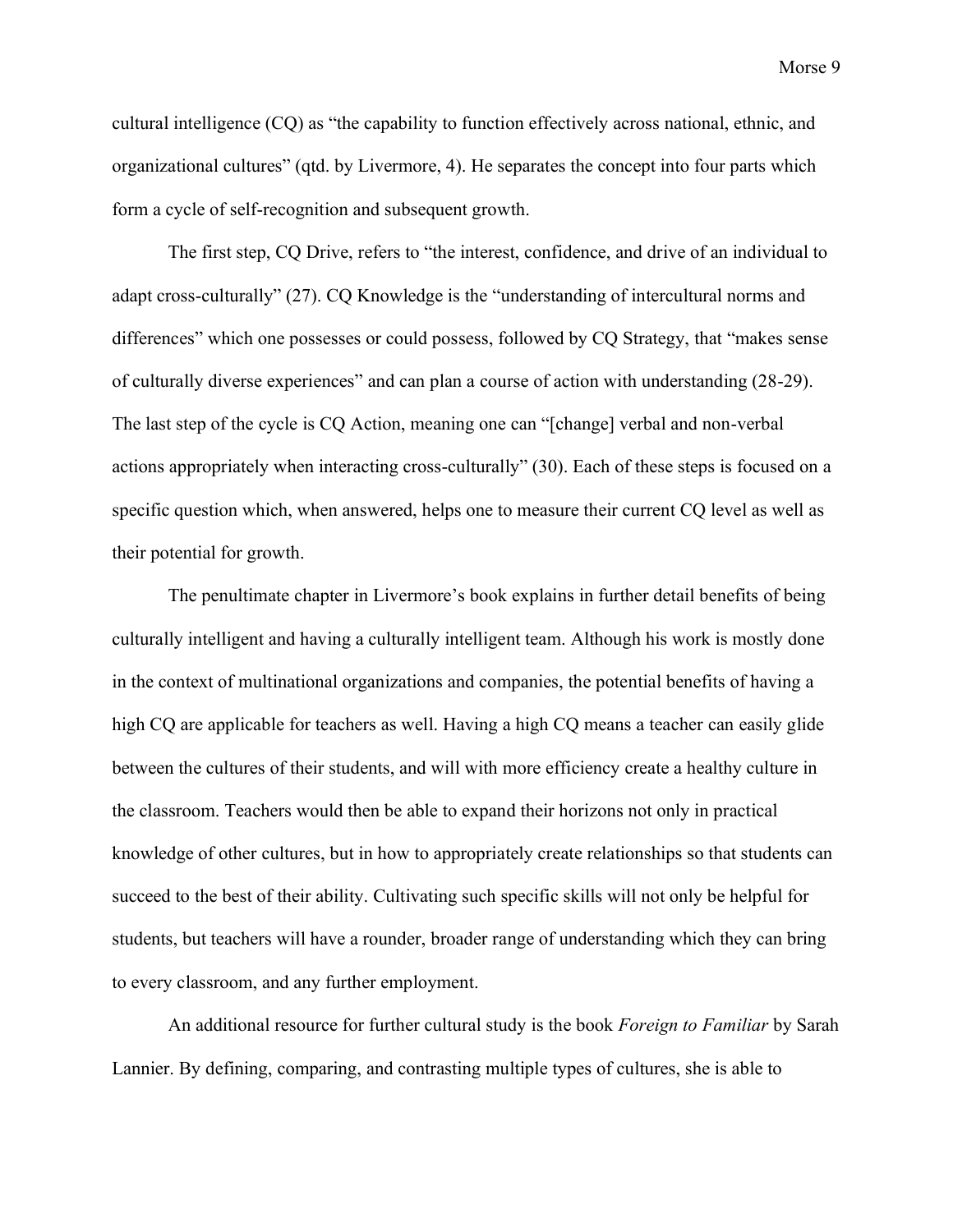cultural intelligence (CQ) as "the capability to function effectively across national, ethnic, and organizational cultures" (qtd. by Livermore, 4). He separates the concept into four parts which form a cycle of self-recognition and subsequent growth.

The first step, CQ Drive, refers to "the interest, confidence, and drive of an individual to adapt cross-culturally" (27). CQ Knowledge is the "understanding of intercultural norms and differences" which one possesses or could possess, followed by CQ Strategy, that "makes sense of culturally diverse experiences" and can plan a course of action with understanding (28-29). The last step of the cycle is CQ Action, meaning one can "[change] verbal and non-verbal actions appropriately when interacting cross-culturally" (30). Each of these steps is focused on a specific question which, when answered, helps one to measure their current CQ level as well as their potential for growth.

The penultimate chapter in Livermore's book explains in further detail benefits of being culturally intelligent and having a culturally intelligent team. Although his work is mostly done in the context of multinational organizations and companies, the potential benefits of having a high CQ are applicable for teachers as well. Having a high CQ means a teacher can easily glide between the cultures of their students, and will with more efficiency create a healthy culture in the classroom. Teachers would then be able to expand their horizons not only in practical knowledge of other cultures, but in how to appropriately create relationships so that students can succeed to the best of their ability. Cultivating such specific skills will not only be helpful for students, but teachers will have a rounder, broader range of understanding which they can bring to every classroom, and any further employment.

An additional resource for further cultural study is the book *Foreign to Familiar* by Sarah Lannier. By defining, comparing, and contrasting multiple types of cultures, she is able to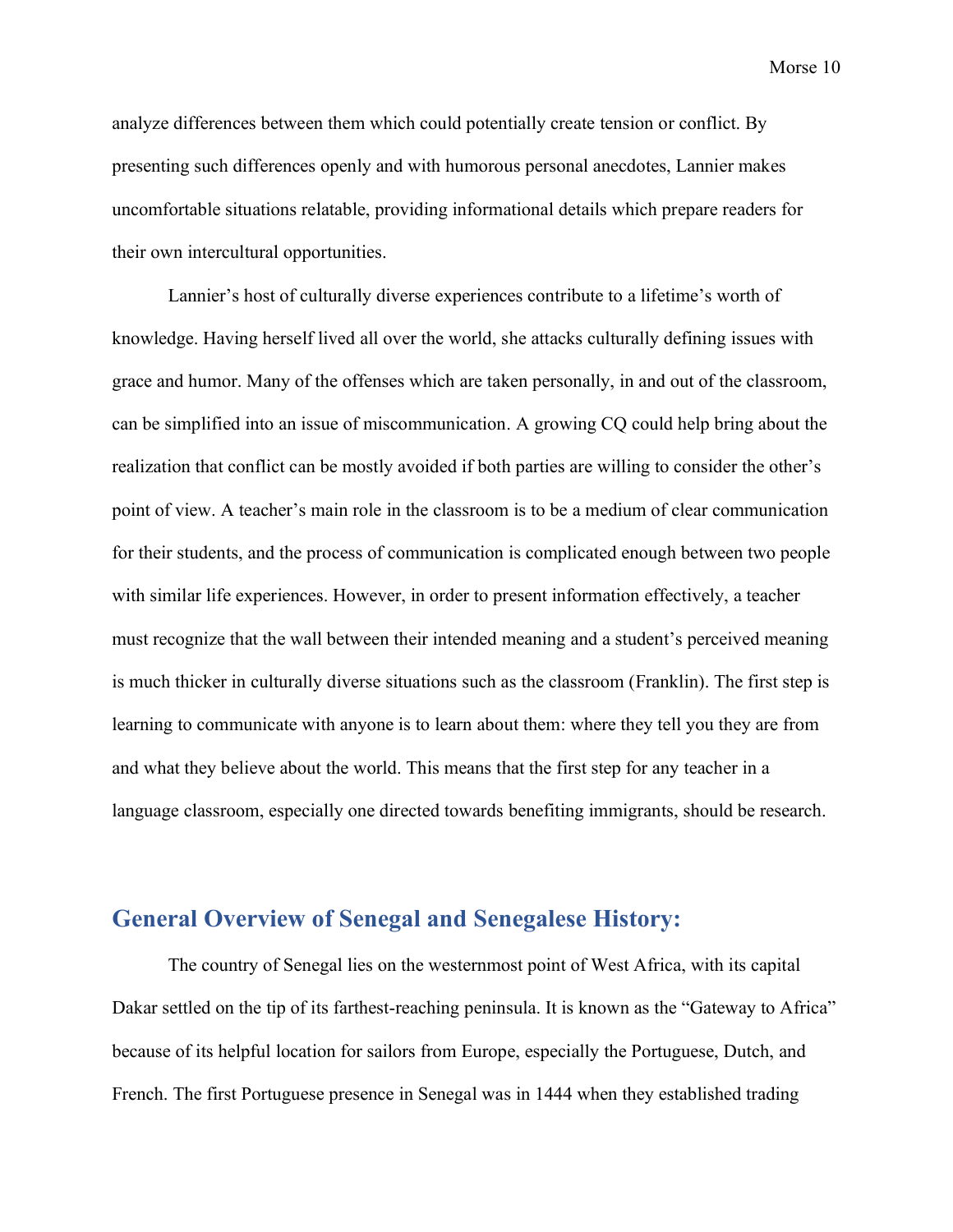analyze differences between them which could potentially create tension or conflict. By presenting such differences openly and with humorous personal anecdotes, Lannier makes uncomfortable situations relatable, providing informational details which prepare readers for their own intercultural opportunities.

Lannier's host of culturally diverse experiences contribute to a lifetime's worth of knowledge. Having herself lived all over the world, she attacks culturally defining issues with grace and humor. Many of the offenses which are taken personally, in and out of the classroom, can be simplified into an issue of miscommunication. A growing CQ could help bring about the realization that conflict can be mostly avoided if both parties are willing to consider the other's point of view. A teacher's main role in the classroom is to be a medium of clear communication for their students, and the process of communication is complicated enough between two people with similar life experiences. However, in order to present information effectively, a teacher must recognize that the wall between their intended meaning and a student's perceived meaning is much thicker in culturally diverse situations such as the classroom (Franklin). The first step is learning to communicate with anyone is to learn about them: where they tell you they are from and what they believe about the world. This means that the first step for any teacher in a language classroom, especially one directed towards benefiting immigrants, should be research.

## General Overview of Senegal and Senegalese History:

The country of Senegal lies on the westernmost point of West Africa, with its capital Dakar settled on the tip of its farthest-reaching peninsula. It is known as the "Gateway to Africa" because of its helpful location for sailors from Europe, especially the Portuguese, Dutch, and French. The first Portuguese presence in Senegal was in 1444 when they established trading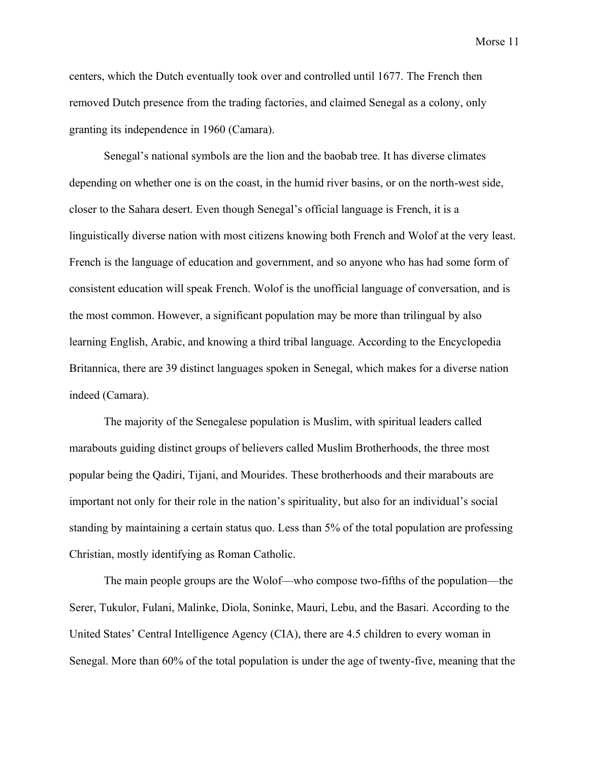centers, which the Dutch eventually took over and controlled until 1677. The French then removed Dutch presence from the trading factories, and claimed Senegal as a colony, only granting its independence in 1960 (Camara).

Senegal's national symbols are the lion and the baobab tree. It has diverse climates depending on whether one is on the coast, in the humid river basins, or on the north-west side, closer to the Sahara desert. Even though Senegal's official language is French, it is a linguistically diverse nation with most citizens knowing both French and Wolof at the very least. French is the language of education and government, and so anyone who has had some form of consistent education will speak French. Wolof is the unofficial language of conversation, and is the most common. However, a significant population may be more than trilingual by also learning English, Arabic, and knowing a third tribal language. According to the Encyclopedia Britannica, there are 39 distinct languages spoken in Senegal, which makes for a diverse nation indeed (Camara).

The majority of the Senegalese population is Muslim, with spiritual leaders called marabouts guiding distinct groups of believers called Muslim Brotherhoods, the three most popular being the Qadiri, Tijani, and Mourides. These brotherhoods and their marabouts are important not only for their role in the nation's spirituality, but also for an individual's social standing by maintaining a certain status quo. Less than 5% of the total population are professing Christian, mostly identifying as Roman Catholic.

The main people groups are the Wolof—who compose two-fifths of the population—the Serer, Tukulor, Fulani, Malinke, Diola, Soninke, Mauri, Lebu, and the Basari. According to the United States' Central Intelligence Agency (CIA), there are 4.5 children to every woman in Senegal. More than 60% of the total population is under the age of twenty-five, meaning that the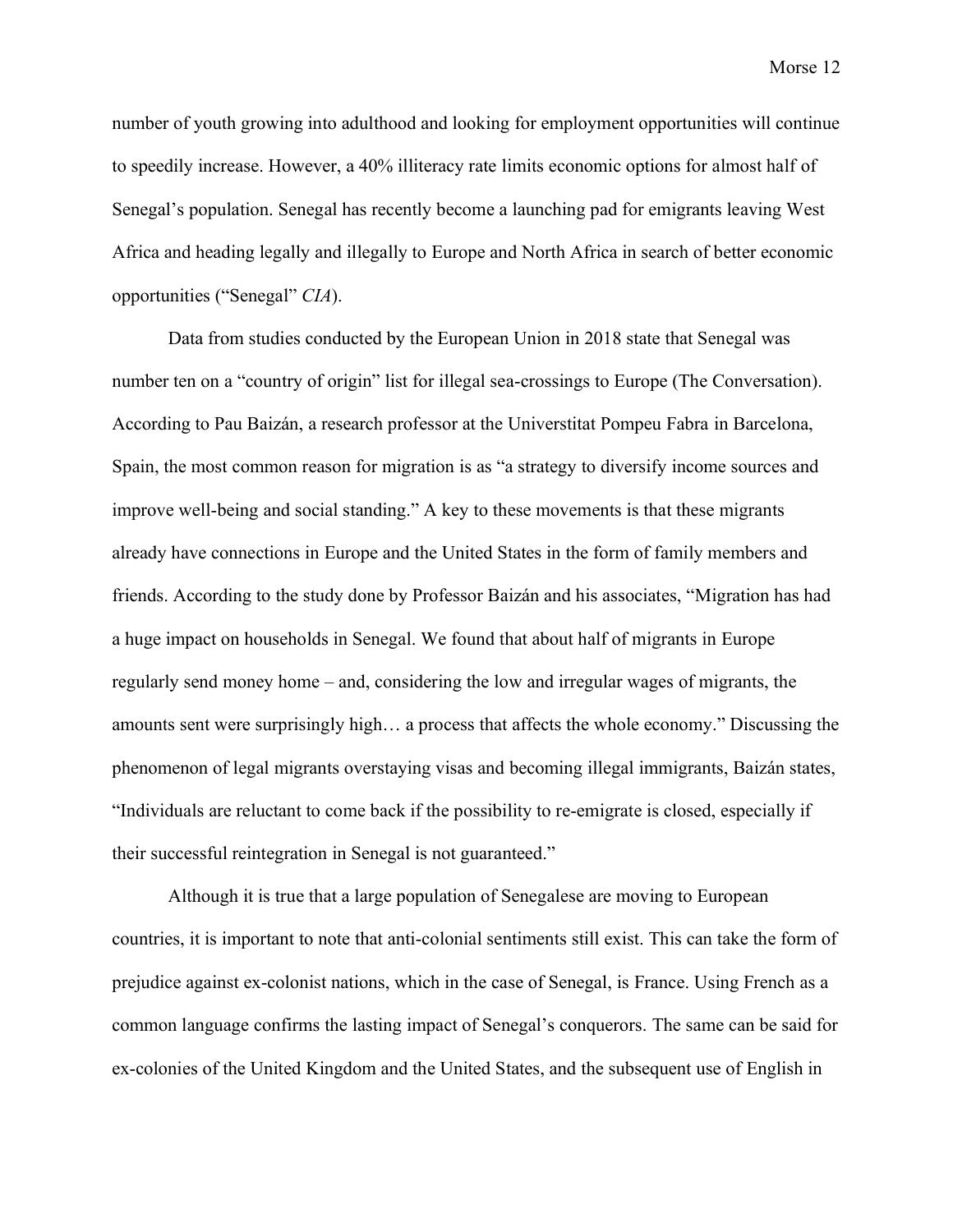number of youth growing into adulthood and looking for employment opportunities will continue to speedily increase. However, a 40% illiteracy rate limits economic options for almost half of Senegal's population. Senegal has recently become a launching pad for emigrants leaving West Africa and heading legally and illegally to Europe and North Africa in search of better economic opportunities ("Senegal" *CIA*).

Data from studies conducted by the European Union in 2018 state that Senegal was number ten on a "country of origin" list for illegal sea-crossings to Europe (The Conversation). According to Pau Baizán, a research professor at the Universtitat Pompeu Fabra in Barcelona, Spain, the most common reason for migration is as "a strategy to diversify income sources and improve well-being and social standing." A key to these movements is that these migrants already have connections in Europe and the United States in the form of family members and friends. According to the study done by Professor Baizán and his associates, "Migration has had a huge impact on households in Senegal. We found that about half of migrants in Europe regularly send money home – and, considering the low and irregular wages of migrants, the amounts sent were surprisingly high… a process that affects the whole economy." Discussing the phenomenon of legal migrants overstaying visas and becoming illegal immigrants, Baizán states, "Individuals are reluctant to come back if the possibility to re-emigrate is closed, especially if their successful reintegration in Senegal is not guaranteed."

Although it is true that a large population of Senegalese are moving to European countries, it is important to note that anti-colonial sentiments still exist. This can take the form of prejudice against ex-colonist nations, which in the case of Senegal, is France. Using French as a common language confirms the lasting impact of Senegal's conquerors. The same can be said for ex-colonies of the United Kingdom and the United States, and the subsequent use of English in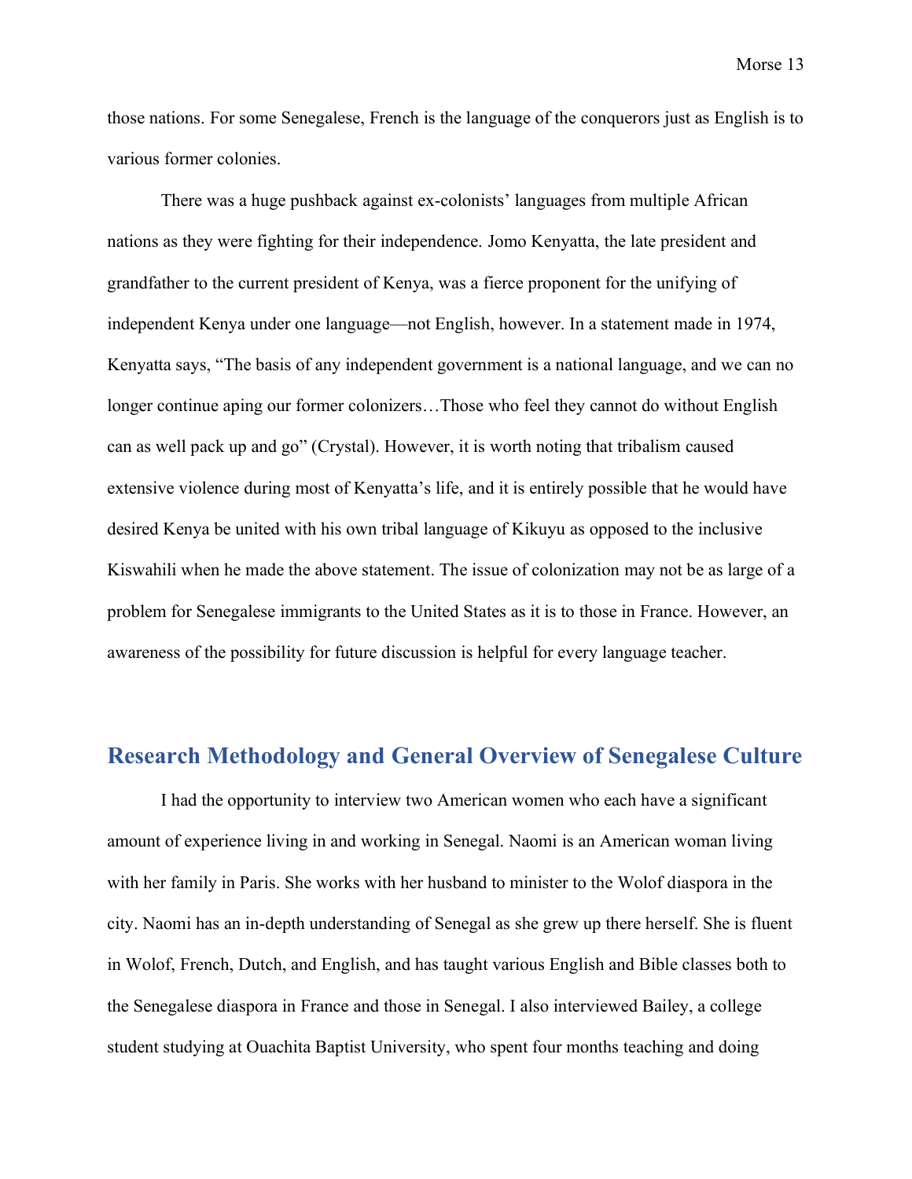those nations. For some Senegalese, French is the language of the conquerors just as English is to various former colonies.

There was a huge pushback against ex-colonists' languages from multiple African nations as they were fighting for their independence. Jomo Kenyatta, the late president and grandfather to the current president of Kenya, was a fierce proponent for the unifying of independent Kenya under one language—not English, however. In a statement made in 1974, Kenyatta says, "The basis of any independent government is a national language, and we can no longer continue aping our former colonizers…Those who feel they cannot do without English can as well pack up and go" (Crystal). However, it is worth noting that tribalism caused extensive violence during most of Kenyatta's life, and it is entirely possible that he would have desired Kenya be united with his own tribal language of Kikuyu as opposed to the inclusive Kiswahili when he made the above statement. The issue of colonization may not be as large of a problem for Senegalese immigrants to the United States as it is to those in France. However, an awareness of the possibility for future discussion is helpful for every language teacher.

## Research Methodology and General Overview of Senegalese Culture

I had the opportunity to interview two American women who each have a significant amount of experience living in and working in Senegal. Naomi is an American woman living with her family in Paris. She works with her husband to minister to the Wolof diaspora in the city. Naomi has an in-depth understanding of Senegal as she grew up there herself. She is fluent in Wolof, French, Dutch, and English, and has taught various English and Bible classes both to the Senegalese diaspora in France and those in Senegal. I also interviewed Bailey, a college student studying at Ouachita Baptist University, who spent four months teaching and doing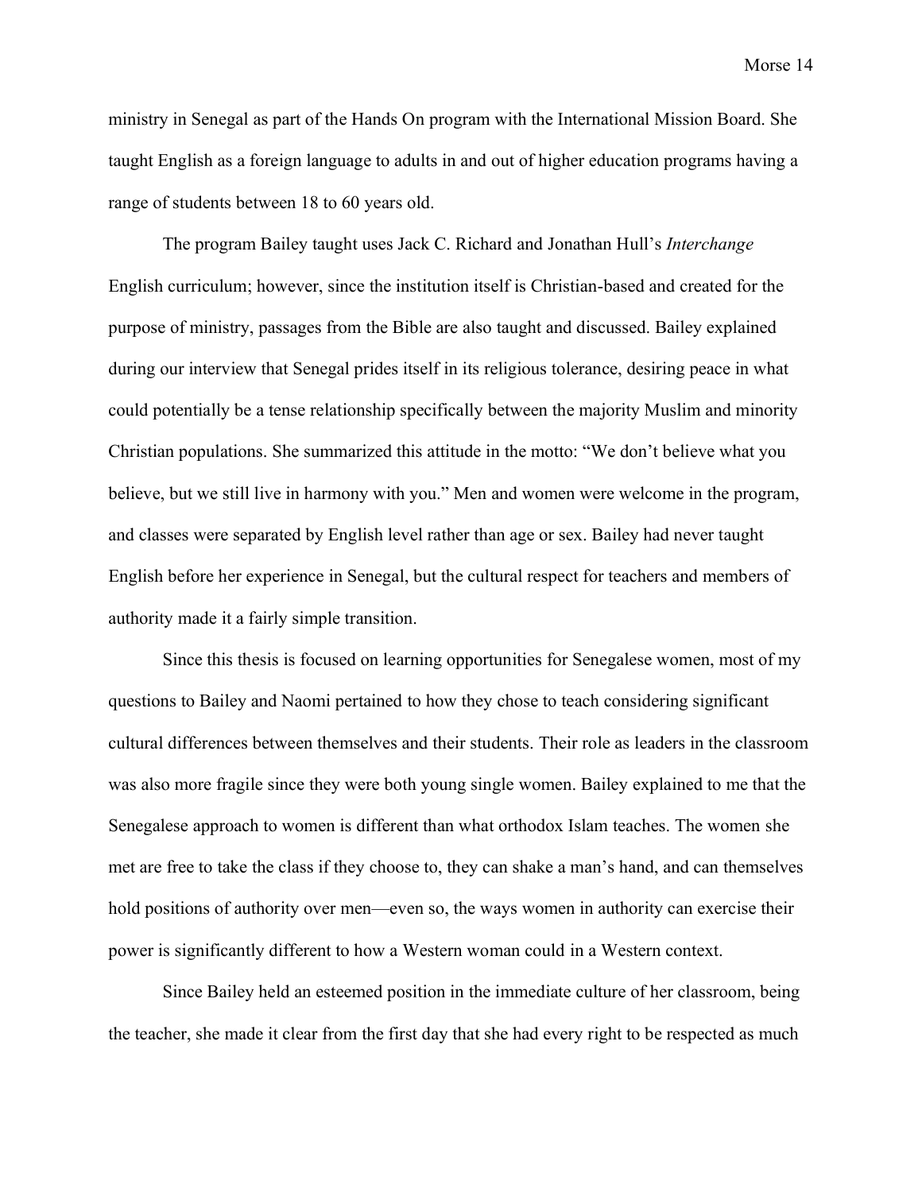ministry in Senegal as part of the Hands On program with the International Mission Board. She taught English as a foreign language to adults in and out of higher education programs having a range of students between 18 to 60 years old.

The program Bailey taught uses Jack C. Richard and Jonathan Hull's *Interchange* English curriculum; however, since the institution itself is Christian-based and created for the purpose of ministry, passages from the Bible are also taught and discussed. Bailey explained during our interview that Senegal prides itself in its religious tolerance, desiring peace in what could potentially be a tense relationship specifically between the majority Muslim and minority Christian populations. She summarized this attitude in the motto: "We don't believe what you believe, but we still live in harmony with you." Men and women were welcome in the program, and classes were separated by English level rather than age or sex. Bailey had never taught English before her experience in Senegal, but the cultural respect for teachers and members of authority made it a fairly simple transition.

Since this thesis is focused on learning opportunities for Senegalese women, most of my questions to Bailey and Naomi pertained to how they chose to teach considering significant cultural differences between themselves and their students. Their role as leaders in the classroom was also more fragile since they were both young single women. Bailey explained to me that the Senegalese approach to women is different than what orthodox Islam teaches. The women she met are free to take the class if they choose to, they can shake a man's hand, and can themselves hold positions of authority over men—even so, the ways women in authority can exercise their power is significantly different to how a Western woman could in a Western context.

Since Bailey held an esteemed position in the immediate culture of her classroom, being the teacher, she made it clear from the first day that she had every right to be respected as much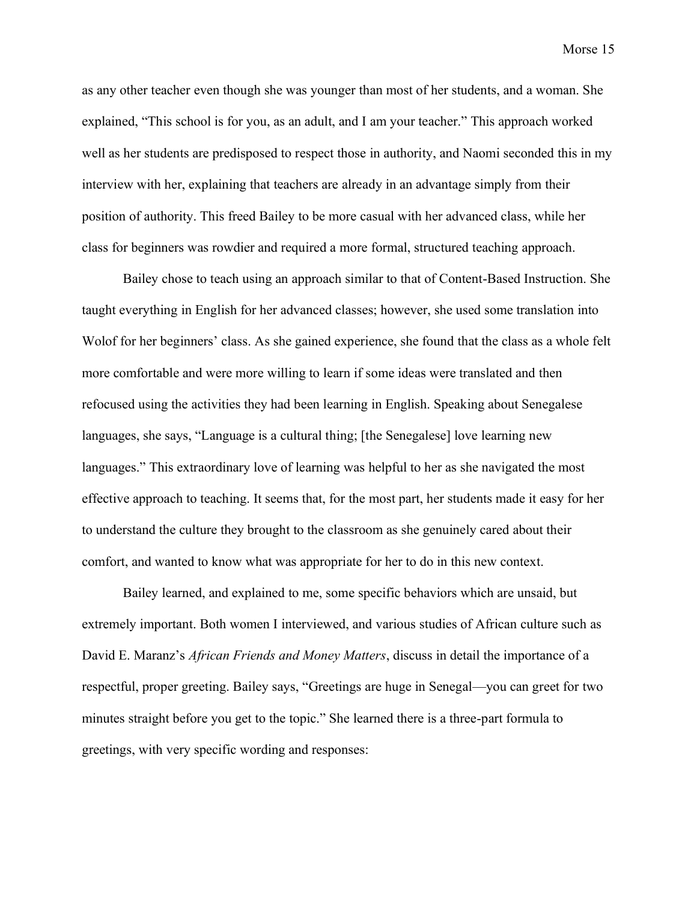as any other teacher even though she was younger than most of her students, and a woman. She explained, "This school is for you, as an adult, and I am your teacher." This approach worked well as her students are predisposed to respect those in authority, and Naomi seconded this in my interview with her, explaining that teachers are already in an advantage simply from their position of authority. This freed Bailey to be more casual with her advanced class, while her class for beginners was rowdier and required a more formal, structured teaching approach.

Bailey chose to teach using an approach similar to that of Content-Based Instruction. She taught everything in English for her advanced classes; however, she used some translation into Wolof for her beginners' class. As she gained experience, she found that the class as a whole felt more comfortable and were more willing to learn if some ideas were translated and then refocused using the activities they had been learning in English. Speaking about Senegalese languages, she says, "Language is a cultural thing; [the Senegalese] love learning new languages." This extraordinary love of learning was helpful to her as she navigated the most effective approach to teaching. It seems that, for the most part, her students made it easy for her to understand the culture they brought to the classroom as she genuinely cared about their comfort, and wanted to know what was appropriate for her to do in this new context.

Bailey learned, and explained to me, some specific behaviors which are unsaid, but extremely important. Both women I interviewed, and various studies of African culture such as David E. Maranz's *African Friends and Money Matters*, discuss in detail the importance of a respectful, proper greeting. Bailey says, "Greetings are huge in Senegal—you can greet for two minutes straight before you get to the topic." She learned there is a three-part formula to greetings, with very specific wording and responses: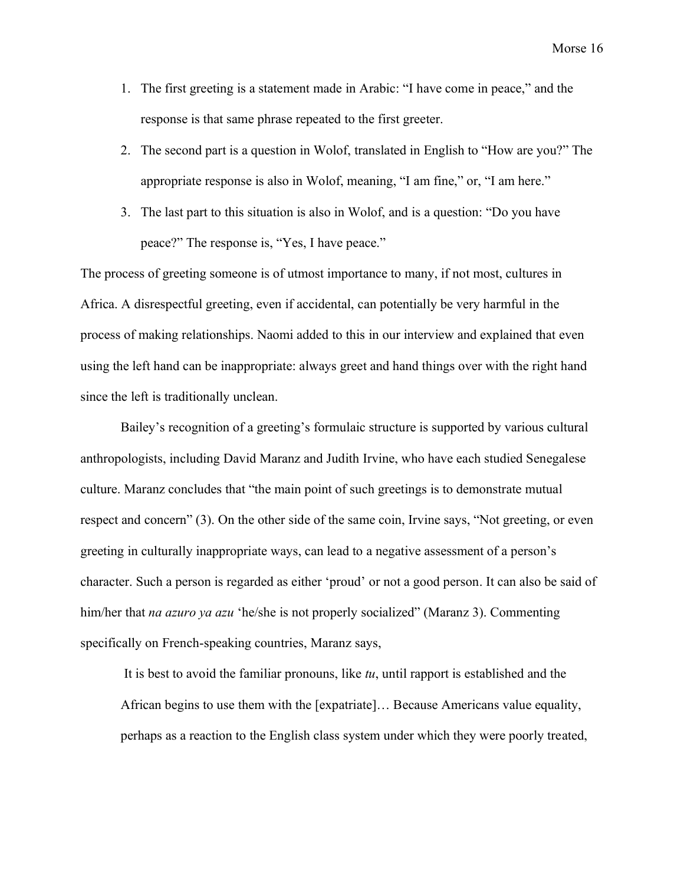1. The first greeting is a statement made in Arabic: "I have come in peace," and the response is that same phrase repeated to the first greeter.
2. The second part is a question in Wolof, translated in English to "How are you?" The appropriate response is also in Wolof, meaning, "I am fine," or, "I am here."
3. The last part to this situation is also in Wolof, and is a question: "Do you have peace?" The response is, "Yes, I have peace."

The process of greeting someone is of utmost importance to many, if not most, cultures in Africa. A disrespectful greeting, even if accidental, can potentially be very harmful in the process of making relationships. Naomi added to this in our interview and explained that even using the left hand can be inappropriate: always greet and hand things over with the right hand since the left is traditionally unclean.

Bailey's recognition of a greeting's formulaic structure is supported by various cultural anthropologists, including David Maranz and Judith Irvine, who have each studied Senegalese culture. Maranz concludes that "the main point of such greetings is to demonstrate mutual respect and concern" (3). On the other side of the same coin, Irvine says, "Not greeting, or even greeting in culturally inappropriate ways, can lead to a negative assessment of a person's character. Such a person is regarded as either 'proud' or not a good person. It can also be said of him/her that *na azuro ya azu* 'he/she is not properly socialized" (Maranz 3). Commenting specifically on French-speaking countries, Maranz says,

> It is best to avoid the familiar pronouns, like *tu*, until rapport is established and the African begins to use them with the [expatriate]… Because Americans value equality, perhaps as a reaction to the English class system under which they were poorly treated,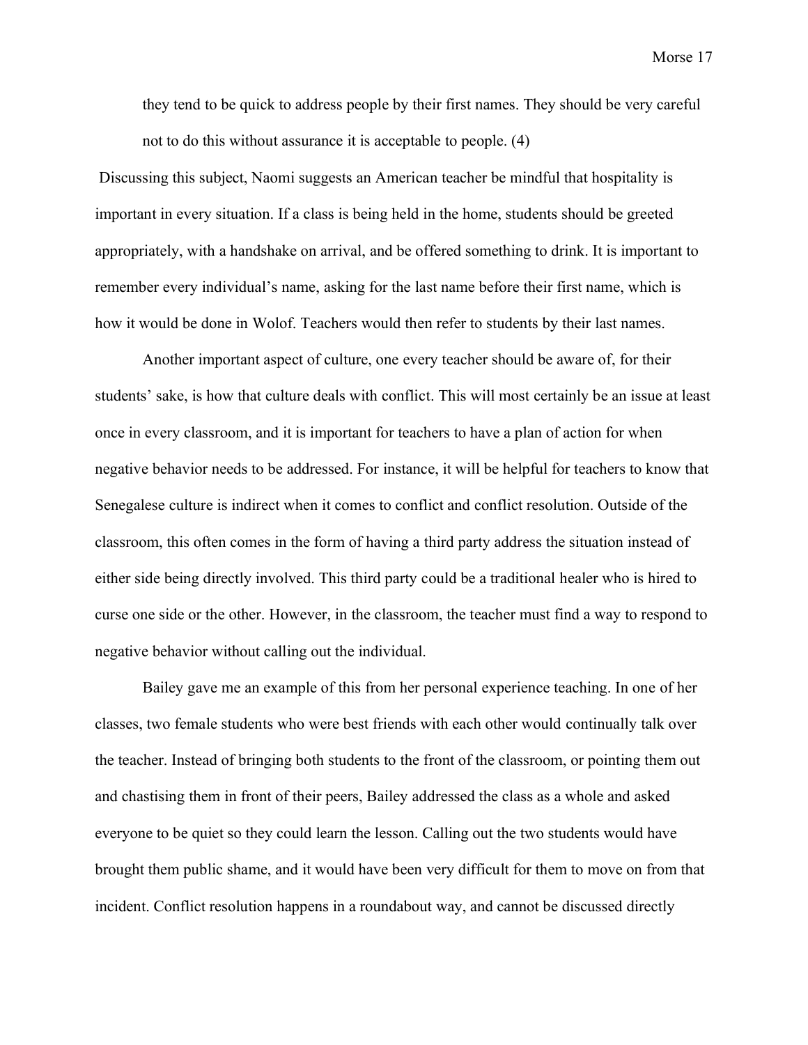> they tend to be quick to address people by their first names. They should be very careful not to do this without assurance it is acceptable to people. (4)

Discussing this subject, Naomi suggests an American teacher be mindful that hospitality is important in every situation. If a class is being held in the home, students should be greeted appropriately, with a handshake on arrival, and be offered something to drink. It is important to remember every individual's name, asking for the last name before their first name, which is how it would be done in Wolof. Teachers would then refer to students by their last names.

Another important aspect of culture, one every teacher should be aware of, for their students' sake, is how that culture deals with conflict. This will most certainly be an issue at least once in every classroom, and it is important for teachers to have a plan of action for when negative behavior needs to be addressed. For instance, it will be helpful for teachers to know that Senegalese culture is indirect when it comes to conflict and conflict resolution. Outside of the classroom, this often comes in the form of having a third party address the situation instead of either side being directly involved. This third party could be a traditional healer who is hired to curse one side or the other. However, in the classroom, the teacher must find a way to respond to negative behavior without calling out the individual.

Bailey gave me an example of this from her personal experience teaching. In one of her classes, two female students who were best friends with each other would continually talk over the teacher. Instead of bringing both students to the front of the classroom, or pointing them out and chastising them in front of their peers, Bailey addressed the class as a whole and asked everyone to be quiet so they could learn the lesson. Calling out the two students would have brought them public shame, and it would have been very difficult for them to move on from that incident. Conflict resolution happens in a roundabout way, and cannot be discussed directly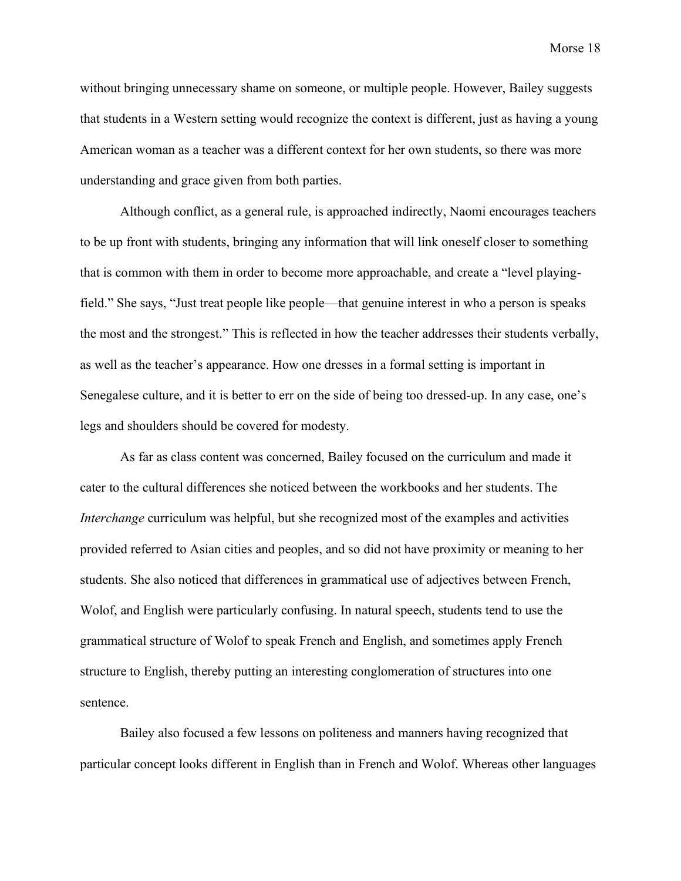without bringing unnecessary shame on someone, or multiple people. However, Bailey suggests that students in a Western setting would recognize the context is different, just as having a young American woman as a teacher was a different context for her own students, so there was more understanding and grace given from both parties.

Although conflict, as a general rule, is approached indirectly, Naomi encourages teachers to be up front with students, bringing any information that will link oneself closer to something that is common with them in order to become more approachable, and create a "level playing-field." She says, "Just treat people like people—that genuine interest in who a person is speaks the most and the strongest." This is reflected in how the teacher addresses their students verbally, as well as the teacher's appearance. How one dresses in a formal setting is important in Senegalese culture, and it is better to err on the side of being too dressed-up. In any case, one's legs and shoulders should be covered for modesty.

As far as class content was concerned, Bailey focused on the curriculum and made it cater to the cultural differences she noticed between the workbooks and her students. The *Interchange* curriculum was helpful, but she recognized most of the examples and activities provided referred to Asian cities and peoples, and so did not have proximity or meaning to her students. She also noticed that differences in grammatical use of adjectives between French, Wolof, and English were particularly confusing. In natural speech, students tend to use the grammatical structure of Wolof to speak French and English, and sometimes apply French structure to English, thereby putting an interesting conglomeration of structures into one sentence.

Bailey also focused a few lessons on politeness and manners having recognized that particular concept looks different in English than in French and Wolof. Whereas other languages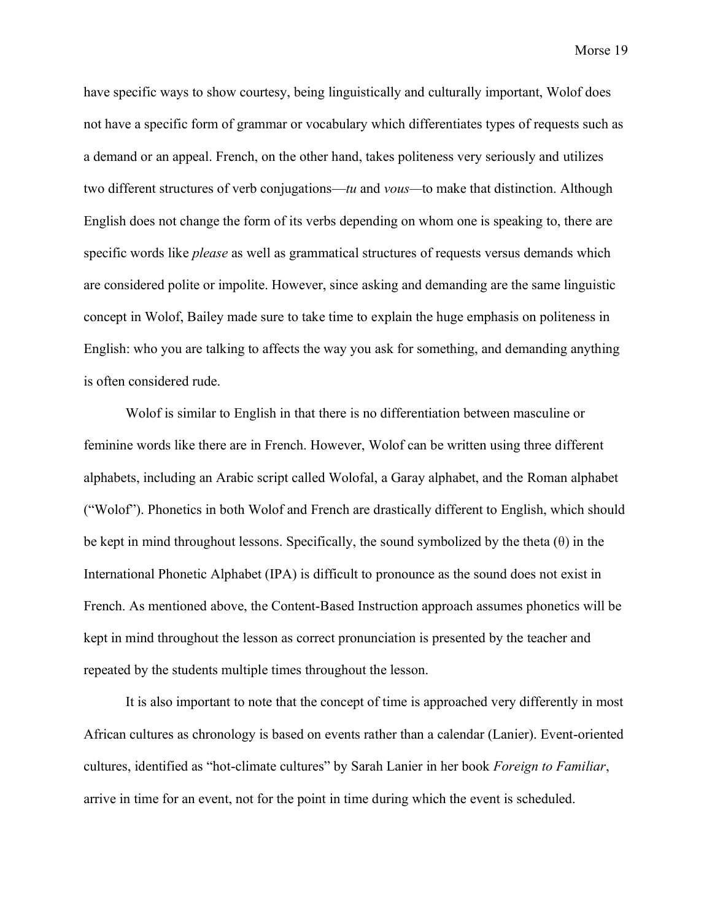have specific ways to show courtesy, being linguistically and culturally important, Wolof does not have a specific form of grammar or vocabulary which differentiates types of requests such as a demand or an appeal. French, on the other hand, takes politeness very seriously and utilizes two different structures of verb conjugations—*tu* and *vous*—to make that distinction. Although English does not change the form of its verbs depending on whom one is speaking to, there are specific words like *please* as well as grammatical structures of requests versus demands which are considered polite or impolite. However, since asking and demanding are the same linguistic concept in Wolof, Bailey made sure to take time to explain the huge emphasis on politeness in English: who you are talking to affects the way you ask for something, and demanding anything is often considered rude.

Wolof is similar to English in that there is no differentiation between masculine or feminine words like there are in French. However, Wolof can be written using three different alphabets, including an Arabic script called Wolofal, a Garay alphabet, and the Roman alphabet ("Wolof"). Phonetics in both Wolof and French are drastically different to English, which should be kept in mind throughout lessons. Specifically, the sound symbolized by the theta (θ) in the International Phonetic Alphabet (IPA) is difficult to pronounce as the sound does not exist in French. As mentioned above, the Content-Based Instruction approach assumes phonetics will be kept in mind throughout the lesson as correct pronunciation is presented by the teacher and repeated by the students multiple times throughout the lesson.

It is also important to note that the concept of time is approached very differently in most African cultures as chronology is based on events rather than a calendar (Lanier). Event-oriented cultures, identified as "hot-climate cultures" by Sarah Lanier in her book *Foreign to Familiar*, arrive in time for an event, not for the point in time during which the event is scheduled.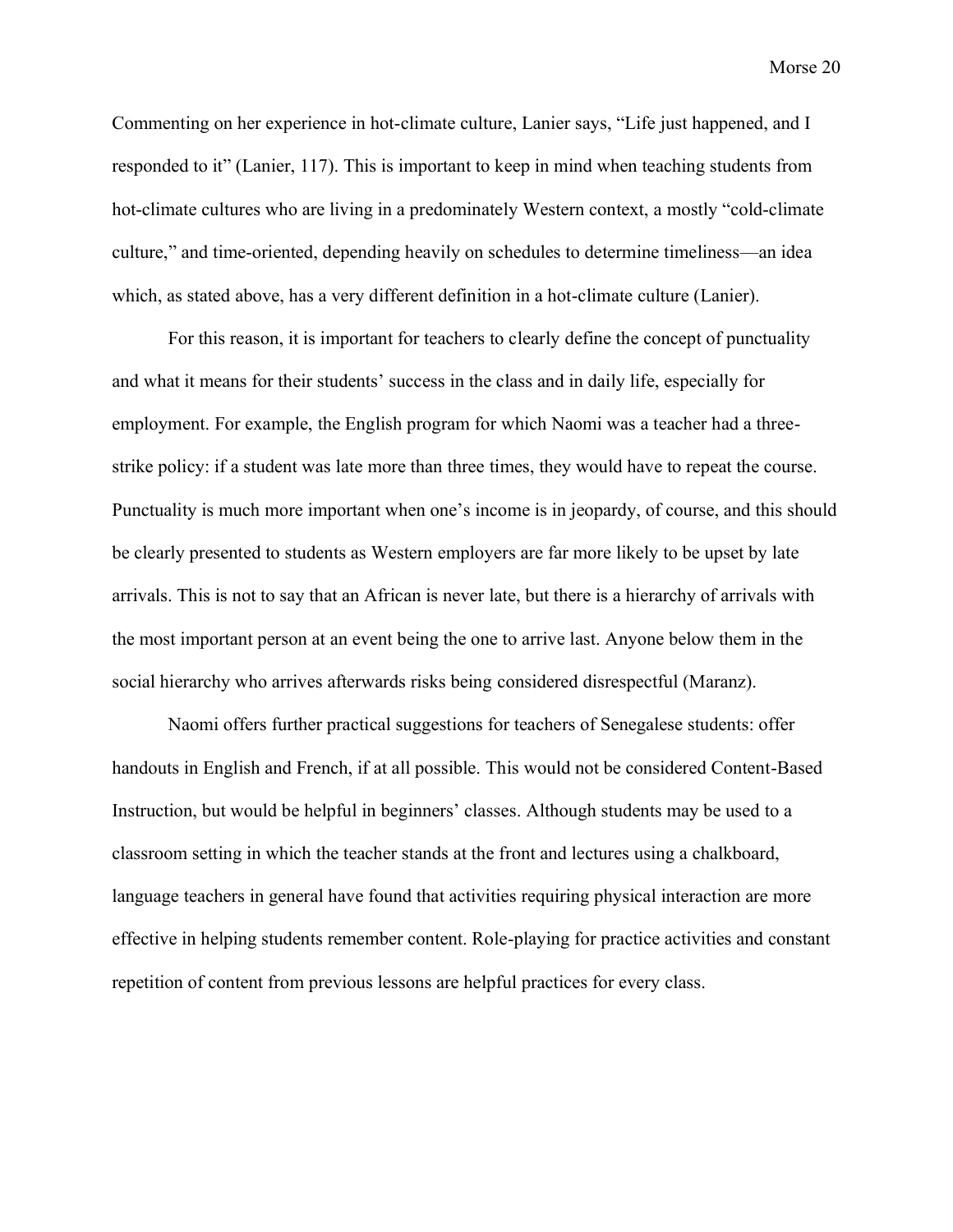Commenting on her experience in hot-climate culture, Lanier says, "Life just happened, and I responded to it" (Lanier, 117). This is important to keep in mind when teaching students from hot-climate cultures who are living in a predominately Western context, a mostly "cold-climate culture," and time-oriented, depending heavily on schedules to determine timeliness—an idea which, as stated above, has a very different definition in a hot-climate culture (Lanier).

For this reason, it is important for teachers to clearly define the concept of punctuality and what it means for their students' success in the class and in daily life, especially for employment. For example, the English program for which Naomi was a teacher had a three-strike policy: if a student was late more than three times, they would have to repeat the course. Punctuality is much more important when one's income is in jeopardy, of course, and this should be clearly presented to students as Western employers are far more likely to be upset by late arrivals. This is not to say that an African is never late, but there is a hierarchy of arrivals with the most important person at an event being the one to arrive last. Anyone below them in the social hierarchy who arrives afterwards risks being considered disrespectful (Maranz).

Naomi offers further practical suggestions for teachers of Senegalese students: offer handouts in English and French, if at all possible. This would not be considered Content-Based Instruction, but would be helpful in beginners' classes. Although students may be used to a classroom setting in which the teacher stands at the front and lectures using a chalkboard, language teachers in general have found that activities requiring physical interaction are more effective in helping students remember content. Role-playing for practice activities and constant repetition of content from previous lessons are helpful practices for every class.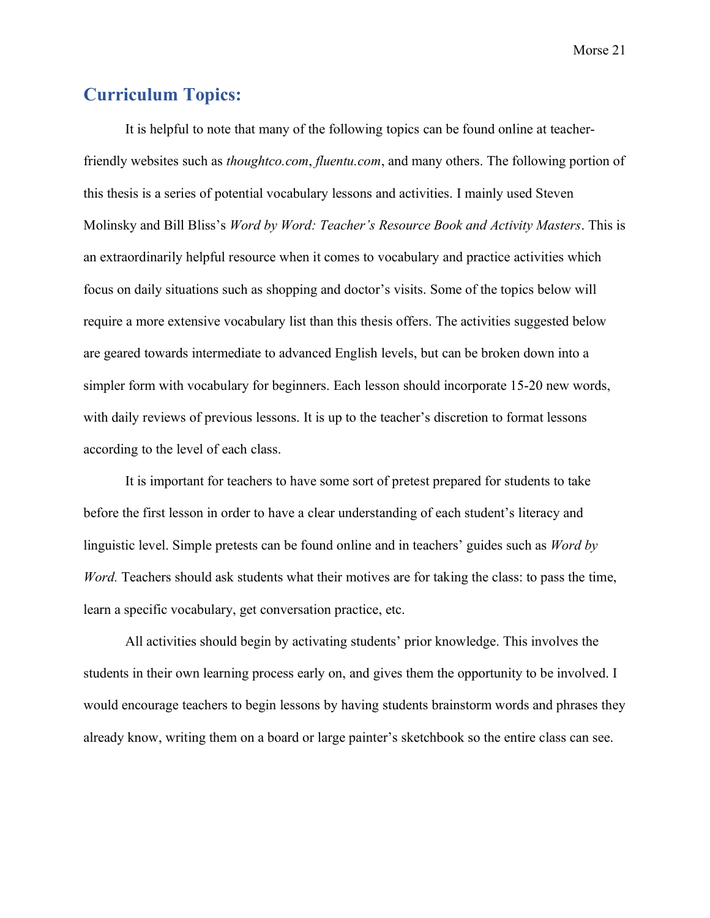## Curriculum Topics:

It is helpful to note that many of the following topics can be found online at teacher-friendly websites such as *thoughtco.com*, *fluentu.com*, and many others. The following portion of this thesis is a series of potential vocabulary lessons and activities. I mainly used Steven Molinsky and Bill Bliss's *Word by Word: Teacher's Resource Book and Activity Masters*. This is an extraordinarily helpful resource when it comes to vocabulary and practice activities which focus on daily situations such as shopping and doctor's visits. Some of the topics below will require a more extensive vocabulary list than this thesis offers. The activities suggested below are geared towards intermediate to advanced English levels, but can be broken down into a simpler form with vocabulary for beginners. Each lesson should incorporate 15-20 new words, with daily reviews of previous lessons. It is up to the teacher's discretion to format lessons according to the level of each class.

It is important for teachers to have some sort of pretest prepared for students to take before the first lesson in order to have a clear understanding of each student's literacy and linguistic level. Simple pretests can be found online and in teachers' guides such as *Word by Word.* Teachers should ask students what their motives are for taking the class: to pass the time, learn a specific vocabulary, get conversation practice, etc.

All activities should begin by activating students' prior knowledge. This involves the students in their own learning process early on, and gives them the opportunity to be involved. I would encourage teachers to begin lessons by having students brainstorm words and phrases they already know, writing them on a board or large painter's sketchbook so the entire class can see.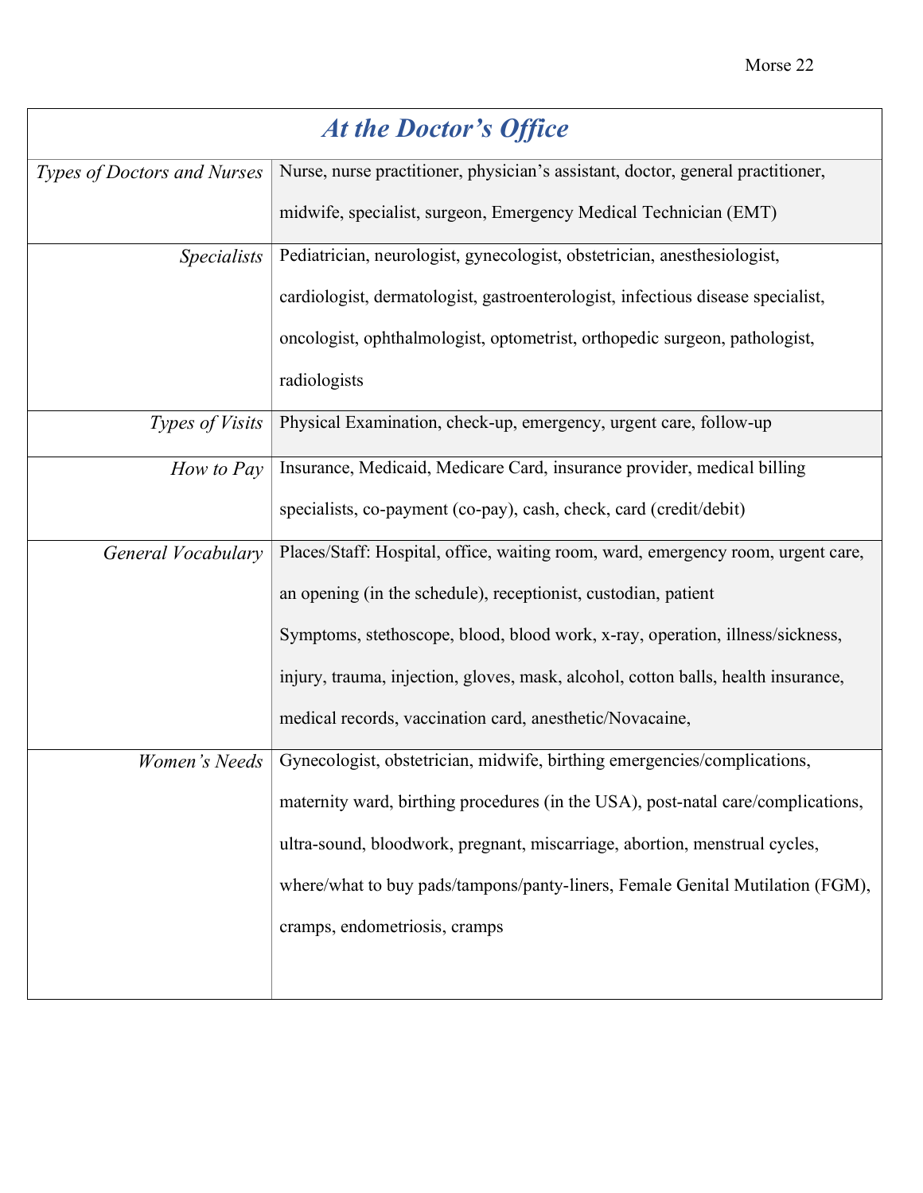| *At the Doctor's Office* | |
|---|---|
| *Types of Doctors and Nurses* | Nurse, nurse practitioner, physician's assistant, doctor, general practitioner, midwife, specialist, surgeon, Emergency Medical Technician (EMT) |
| *Specialists* | Pediatrician, neurologist, gynecologist, obstetrician, anesthesiologist, cardiologist, dermatologist, gastroenterologist, infectious disease specialist, oncologist, ophthalmologist, optometrist, orthopedic surgeon, pathologist, radiologists |
| *Types of Visits* | Physical Examination, check-up, emergency, urgent care, follow-up |
| *How to Pay* | Insurance, Medicaid, Medicare Card, insurance provider, medical billing specialists, co-payment (co-pay), cash, check, card (credit/debit) |
| *General Vocabulary* | Places/Staff: Hospital, office, waiting room, ward, emergency room, urgent care, an opening (in the schedule), receptionist, custodian, patient<br>Symptoms, stethoscope, blood, blood work, x-ray, operation, illness/sickness, injury, trauma, injection, gloves, mask, alcohol, cotton balls, health insurance, medical records, vaccination card, anesthetic/Novacaine, |
| *Women's Needs* | Gynecologist, obstetrician, midwife, birthing emergencies/complications, maternity ward, birthing procedures (in the USA), post-natal care/complications, ultra-sound, bloodwork, pregnant, miscarriage, abortion, menstrual cycles, where/what to buy pads/tampons/panty-liners, Female Genital Mutilation (FGM), cramps, endometriosis, cramps |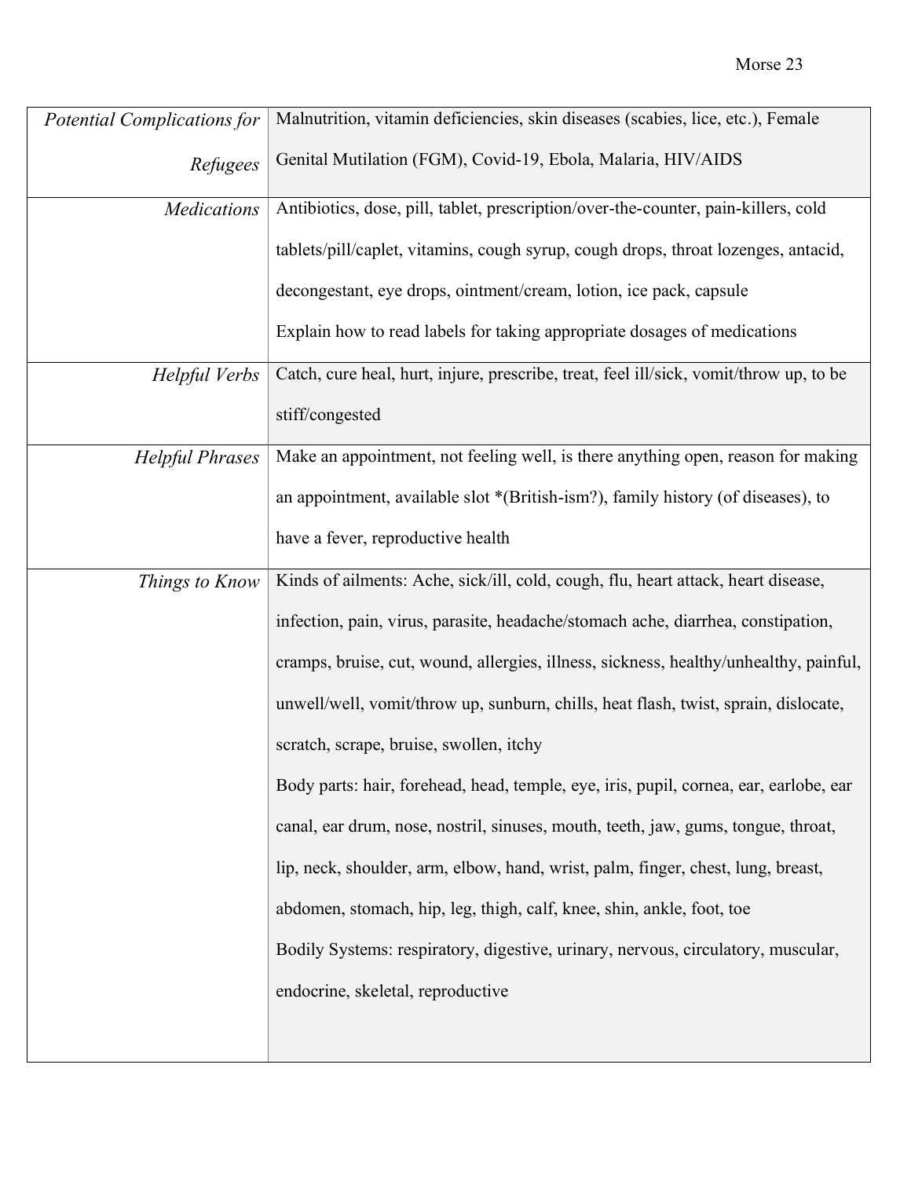| | |
|---|---|
| *Potential Complications for Refugees* | Malnutrition, vitamin deficiencies, skin diseases (scabies, lice, etc.), Female Genital Mutilation (FGM), Covid-19, Ebola, Malaria, HIV/AIDS |
| *Medications* | Antibiotics, dose, pill, tablet, prescription/over-the-counter, pain-killers, cold tablets/pill/caplet, vitamins, cough syrup, cough drops, throat lozenges, antacid, decongestant, eye drops, ointment/cream, lotion, ice pack, capsule<br>Explain how to read labels for taking appropriate dosages of medications |
| *Helpful Verbs* | Catch, cure heal, hurt, injure, prescribe, treat, feel ill/sick, vomit/throw up, to be stiff/congested |
| *Helpful Phrases* | Make an appointment, not feeling well, is there anything open, reason for making an appointment, available slot *(British-ism?), family history (of diseases), to have a fever, reproductive health |
| *Things to Know* | Kinds of ailments: Ache, sick/ill, cold, cough, flu, heart attack, heart disease, infection, pain, virus, parasite, headache/stomach ache, diarrhea, constipation, cramps, bruise, cut, wound, allergies, illness, sickness, healthy/unhealthy, painful, unwell/well, vomit/throw up, sunburn, chills, heat flash, twist, sprain, dislocate, scratch, scrape, bruise, swollen, itchy<br>Body parts: hair, forehead, head, temple, eye, iris, pupil, cornea, ear, earlobe, ear canal, ear drum, nose, nostril, sinuses, mouth, teeth, jaw, gums, tongue, throat, lip, neck, shoulder, arm, elbow, hand, wrist, palm, finger, chest, lung, breast, abdomen, stomach, hip, leg, thigh, calf, knee, shin, ankle, foot, toe<br>Bodily Systems: respiratory, digestive, urinary, nervous, circulatory, muscular, endocrine, skeletal, reproductive |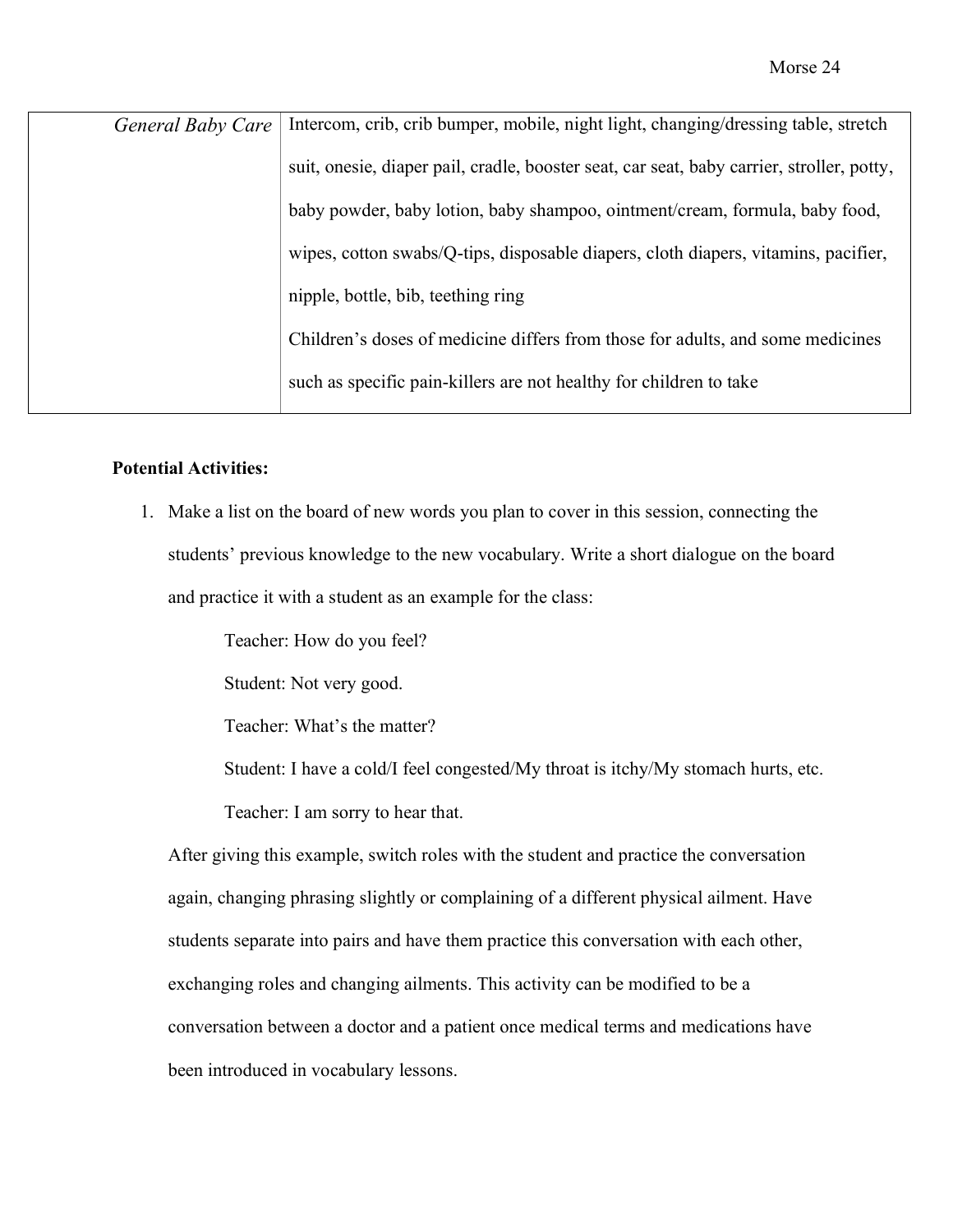| *General Baby Care* | Intercom, crib, crib bumper, mobile, night light, changing/dressing table, stretch suit, onesie, diaper pail, cradle, booster seat, car seat, baby carrier, stroller, potty, baby powder, baby lotion, baby shampoo, ointment/cream, formula, baby food, wipes, cotton swabs/Q-tips, disposable diapers, cloth diapers, vitamins, pacifier, nipple, bottle, bib, teething ring<br>Children's doses of medicine differs from those for adults, and some medicines such as specific pain-killers are not healthy for children to take |
|---|---|

**Potential Activities:**

1. Make a list on the board of new words you plan to cover in this session, connecting the students' previous knowledge to the new vocabulary. Write a short dialogue on the board and practice it with a student as an example for the class:

   Teacher: How do you feel?

   Student: Not very good.

   Teacher: What's the matter?

   Student: I have a cold/I feel congested/My throat is itchy/My stomach hurts, etc.

   Teacher: I am sorry to hear that.

   After giving this example, switch roles with the student and practice the conversation again, changing phrasing slightly or complaining of a different physical ailment. Have students separate into pairs and have them practice this conversation with each other, exchanging roles and changing ailments. This activity can be modified to be a conversation between a doctor and a patient once medical terms and medications have been introduced in vocabulary lessons.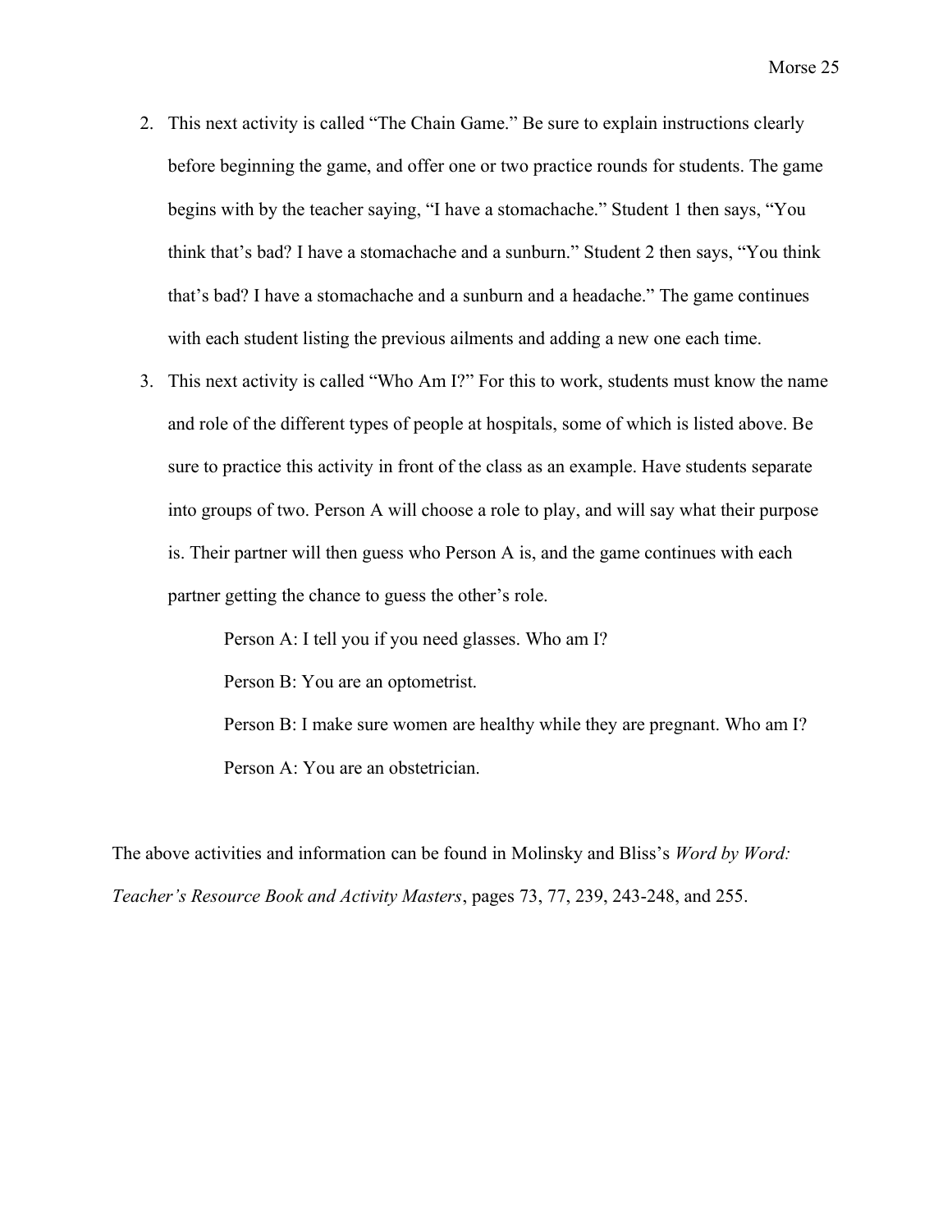2. This next activity is called "The Chain Game." Be sure to explain instructions clearly before beginning the game, and offer one or two practice rounds for students. The game begins with by the teacher saying, "I have a stomachache." Student 1 then says, "You think that's bad? I have a stomachache and a sunburn." Student 2 then says, "You think that's bad? I have a stomachache and a sunburn and a headache." The game continues with each student listing the previous ailments and adding a new one each time.
3. This next activity is called "Who Am I?" For this to work, students must know the name and role of the different types of people at hospitals, some of which is listed above. Be sure to practice this activity in front of the class as an example. Have students separate into groups of two. Person A will choose a role to play, and will say what their purpose is. Their partner will then guess who Person A is, and the game continues with each partner getting the chance to guess the other's role.

   Person A: I tell you if you need glasses. Who am I?

   Person B: You are an optometrist.

   Person B: I make sure women are healthy while they are pregnant. Who am I?

   Person A: You are an obstetrician.

The above activities and information can be found in Molinsky and Bliss's *Word by Word: Teacher's Resource Book and Activity Masters*, pages 73, 77, 239, 243-248, and 255.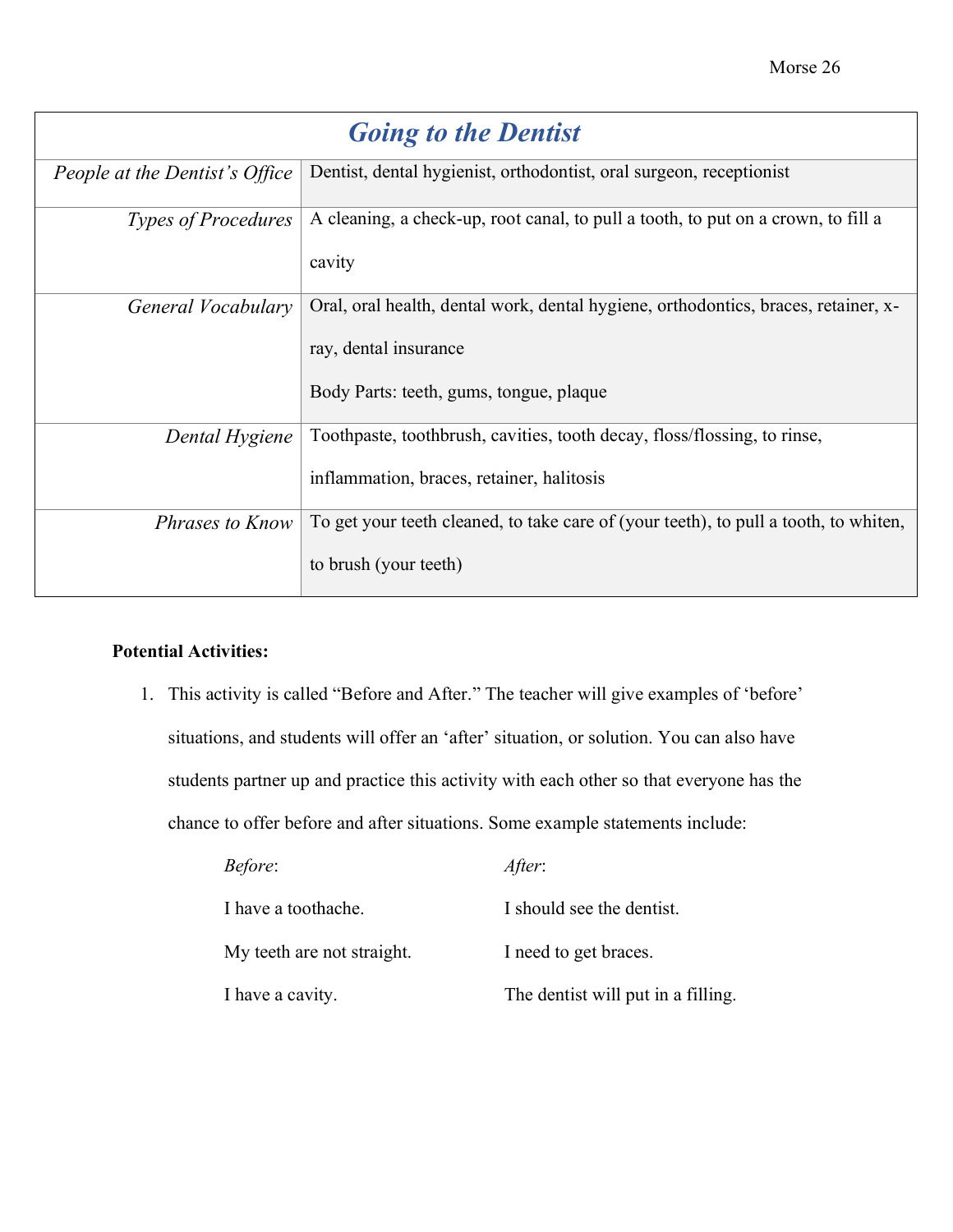| *Going to the Dentist* | |
|---|---|
| *People at the Dentist's Office* | Dentist, dental hygienist, orthodontist, oral surgeon, receptionist |
| *Types of Procedures* | A cleaning, a check-up, root canal, to pull a tooth, to put on a crown, to fill a cavity |
| *General Vocabulary* | Oral, oral health, dental work, dental hygiene, orthodontics, braces, retainer, x-ray, dental insurance<br>Body Parts: teeth, gums, tongue, plaque |
| *Dental Hygiene* | Toothpaste, toothbrush, cavities, tooth decay, floss/flossing, to rinse, inflammation, braces, retainer, halitosis |
| *Phrases to Know* | To get your teeth cleaned, to take care of (your teeth), to pull a tooth, to whiten, to brush (your teeth) |

**Potential Activities:**

1. This activity is called "Before and After." The teacher will give examples of 'before' situations, and students will offer an 'after' situation, or solution. You can also have students partner up and practice this activity with each other so that everyone has the chance to offer before and after situations. Some example statements include:

| *Before*: | *After*: |
|---|---|
| I have a toothache. | I should see the dentist. |
| My teeth are not straight. | I need to get braces. |
| I have a cavity. | The dentist will put in a filling. |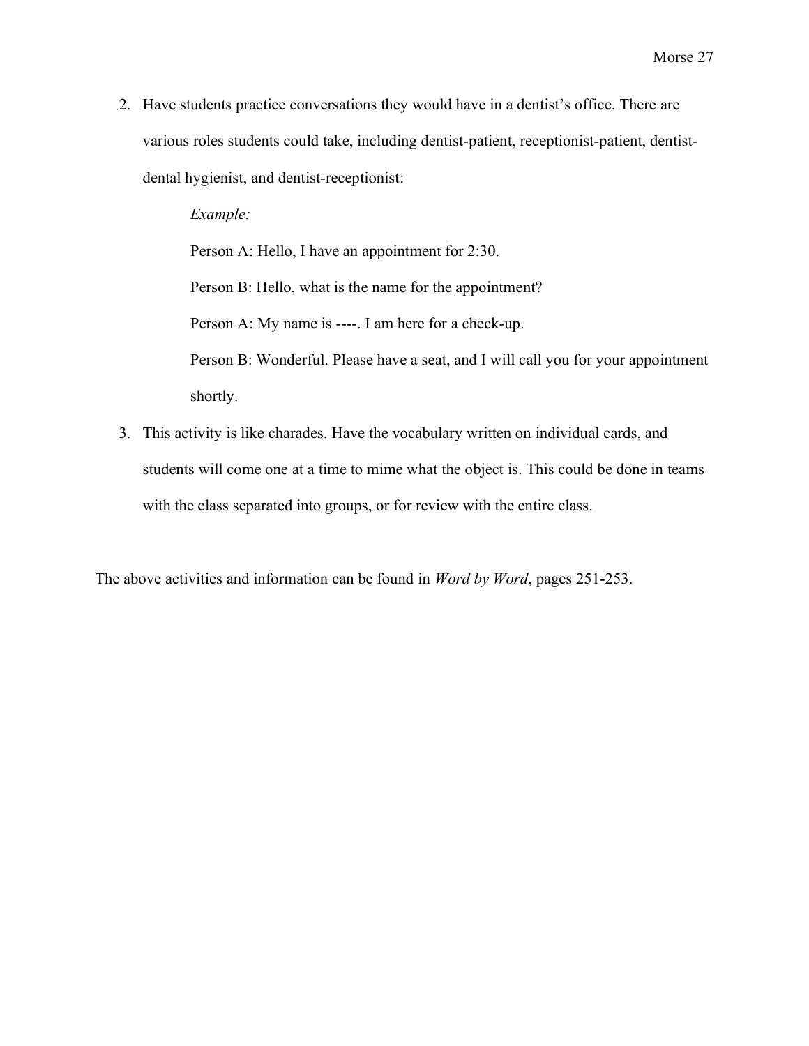2. Have students practice conversations they would have in a dentist's office. There are various roles students could take, including dentist-patient, receptionist-patient, dentist-dental hygienist, and dentist-receptionist:

    *Example:*

    Person A: Hello, I have an appointment for 2:30.

    Person B: Hello, what is the name for the appointment?

    Person A: My name is ----. I am here for a check-up.

    Person B: Wonderful. Please have a seat, and I will call you for your appointment shortly.

3. This activity is like charades. Have the vocabulary written on individual cards, and students will come one at a time to mime what the object is. This could be done in teams with the class separated into groups, or for review with the entire class.

The above activities and information can be found in *Word by Word*, pages 251-253.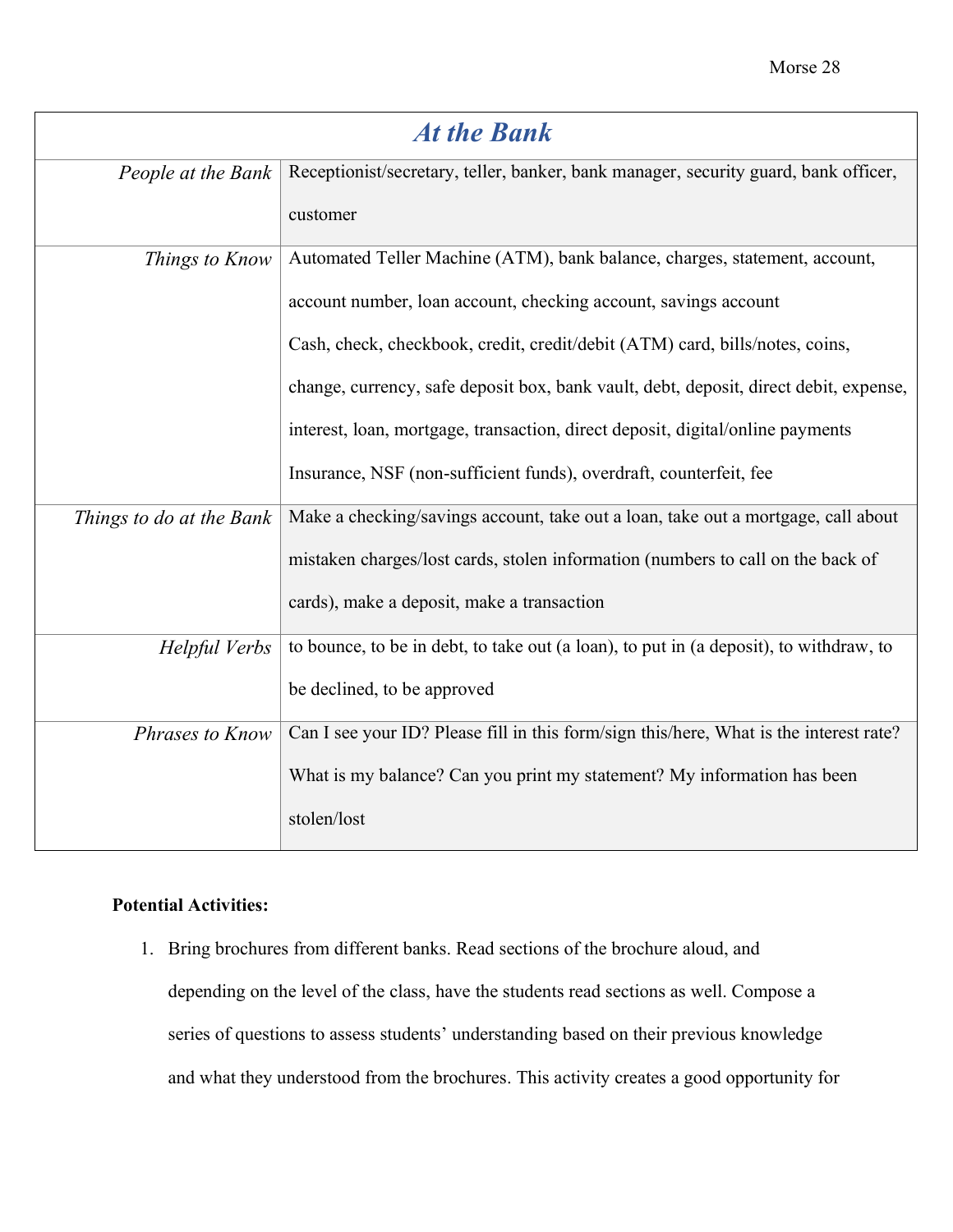| *At the Bank* | |
|---|---|
| *People at the Bank* | Receptionist/secretary, teller, banker, bank manager, security guard, bank officer, customer |
| *Things to Know* | Automated Teller Machine (ATM), bank balance, charges, statement, account, account number, loan account, checking account, savings account<br>Cash, check, checkbook, credit, credit/debit (ATM) card, bills/notes, coins, change, currency, safe deposit box, bank vault, debt, deposit, direct debit, expense, interest, loan, mortgage, transaction, direct deposit, digital/online payments<br>Insurance, NSF (non-sufficient funds), overdraft, counterfeit, fee |
| *Things to do at the Bank* | Make a checking/savings account, take out a loan, take out a mortgage, call about mistaken charges/lost cards, stolen information (numbers to call on the back of cards), make a deposit, make a transaction |
| *Helpful Verbs* | to bounce, to be in debt, to take out (a loan), to put in (a deposit), to withdraw, to be declined, to be approved |
| *Phrases to Know* | Can I see your ID? Please fill in this form/sign this/here, What is the interest rate? What is my balance? Can you print my statement? My information has been stolen/lost |

**Potential Activities:**

1. Bring brochures from different banks. Read sections of the brochure aloud, and depending on the level of the class, have the students read sections as well. Compose a series of questions to assess students' understanding based on their previous knowledge and what they understood from the brochures. This activity creates a good opportunity for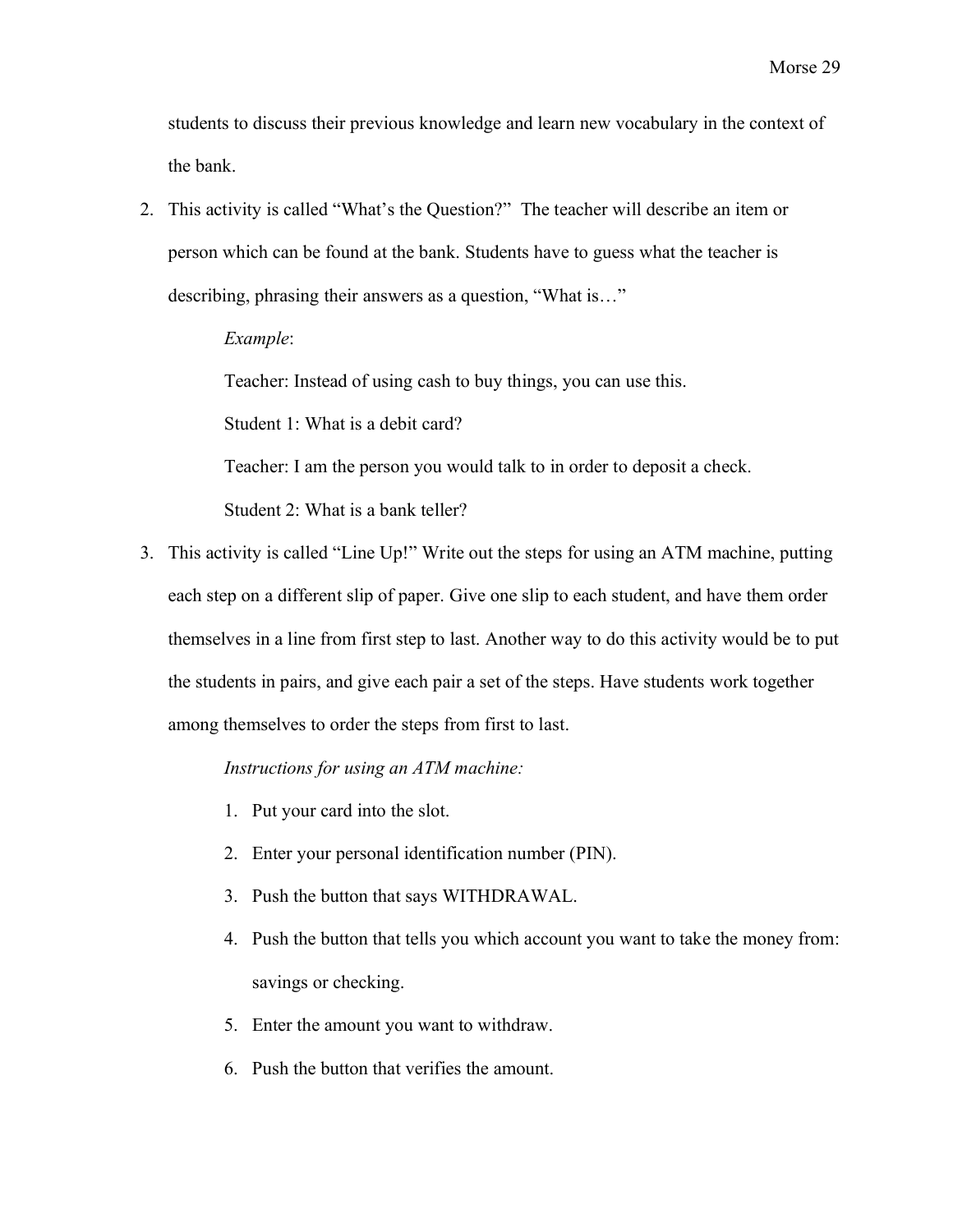students to discuss their previous knowledge and learn new vocabulary in the context of the bank.

2. This activity is called "What's the Question?" The teacher will describe an item or person which can be found at the bank. Students have to guess what the teacher is describing, phrasing their answers as a question, "What is…"

   *Example*:

   Teacher: Instead of using cash to buy things, you can use this.

   Student 1: What is a debit card?

   Teacher: I am the person you would talk to in order to deposit a check.

   Student 2: What is a bank teller?

3. This activity is called "Line Up!" Write out the steps for using an ATM machine, putting each step on a different slip of paper. Give one slip to each student, and have them order themselves in a line from first step to last. Another way to do this activity would be to put the students in pairs, and give each pair a set of the steps. Have students work together among themselves to order the steps from first to last.

   *Instructions for using an ATM machine:*

   1. Put your card into the slot.
   2. Enter your personal identification number (PIN).
   3. Push the button that says WITHDRAWAL.
   4. Push the button that tells you which account you want to take the money from: savings or checking.
   5. Enter the amount you want to withdraw.
   6. Push the button that verifies the amount.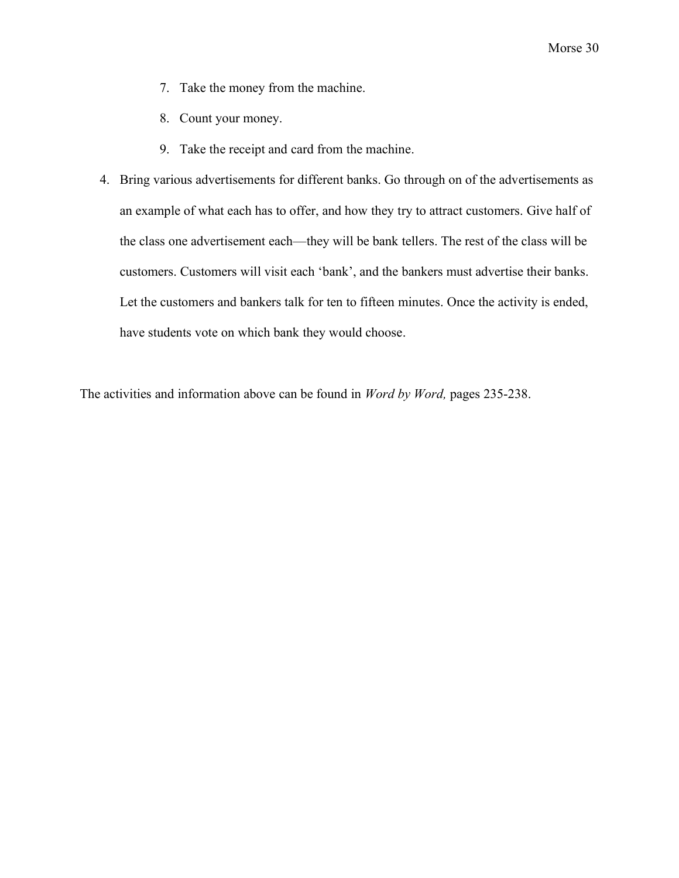7. Take the money from the machine.
8. Count your money.
9. Take the receipt and card from the machine.

4. Bring various advertisements for different banks. Go through on of the advertisements as an example of what each has to offer, and how they try to attract customers. Give half of the class one advertisement each—they will be bank tellers. The rest of the class will be customers. Customers will visit each 'bank', and the bankers must advertise their banks. Let the customers and bankers talk for ten to fifteen minutes. Once the activity is ended, have students vote on which bank they would choose.

The activities and information above can be found in *Word by Word,* pages 235-238.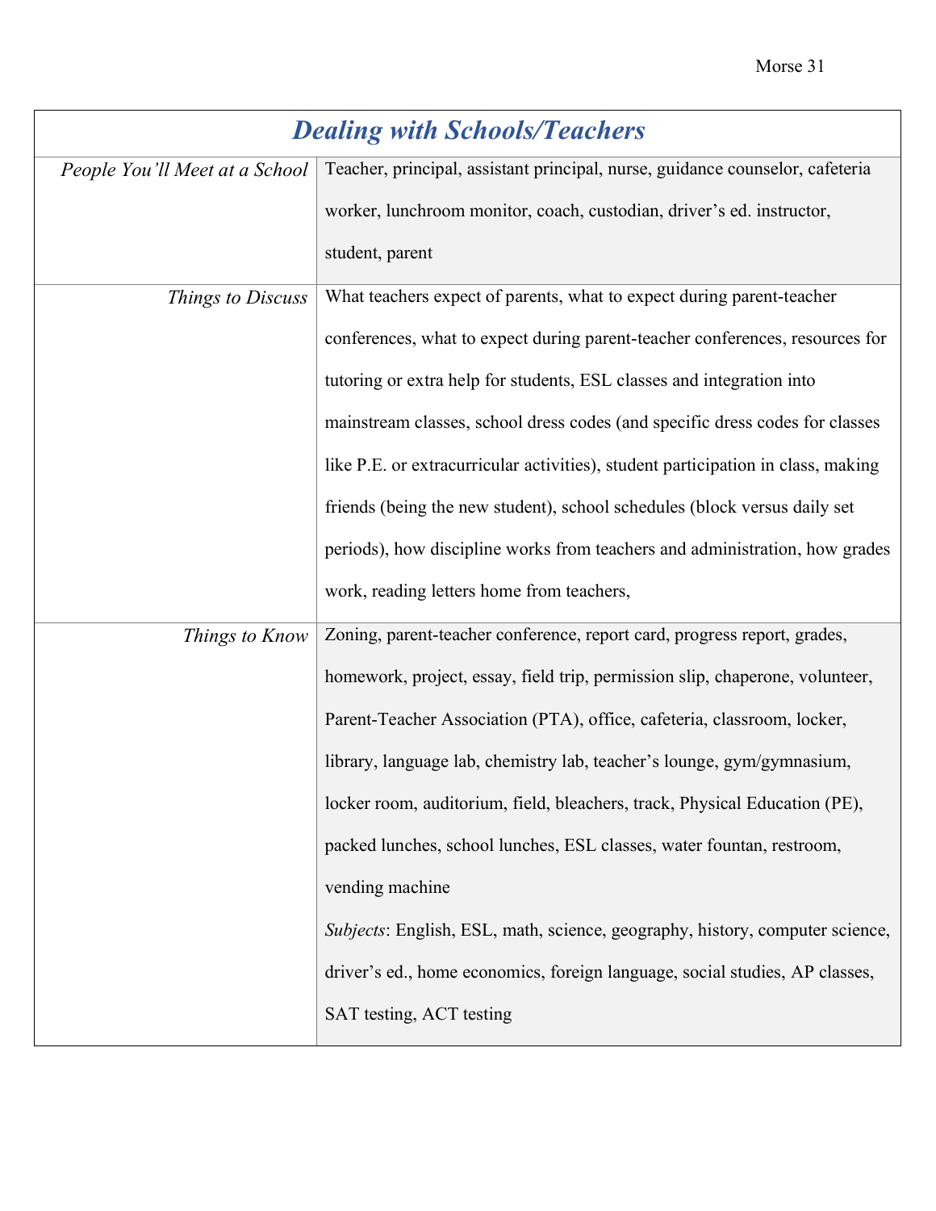| *Dealing with Schools/Teachers* | |
|---|---|
| *People You'll Meet at a School* | Teacher, principal, assistant principal, nurse, guidance counselor, cafeteria worker, lunchroom monitor, coach, custodian, driver's ed. instructor, student, parent |
| *Things to Discuss* | What teachers expect of parents, what to expect during parent-teacher conferences, what to expect during parent-teacher conferences, resources for tutoring or extra help for students, ESL classes and integration into mainstream classes, school dress codes (and specific dress codes for classes like P.E. or extracurricular activities), student participation in class, making friends (being the new student), school schedules (block versus daily set periods), how discipline works from teachers and administration, how grades work, reading letters home from teachers, |
| *Things to Know* | Zoning, parent-teacher conference, report card, progress report, grades, homework, project, essay, field trip, permission slip, chaperone, volunteer, Parent-Teacher Association (PTA), office, cafeteria, classroom, locker, library, language lab, chemistry lab, teacher's lounge, gym/gymnasium, locker room, auditorium, field, bleachers, track, Physical Education (PE), packed lunches, school lunches, ESL classes, water fountan, restroom, vending machine<br>*Subjects*: English, ESL, math, science, geography, history, computer science, driver's ed., home economics, foreign language, social studies, AP classes, SAT testing, ACT testing |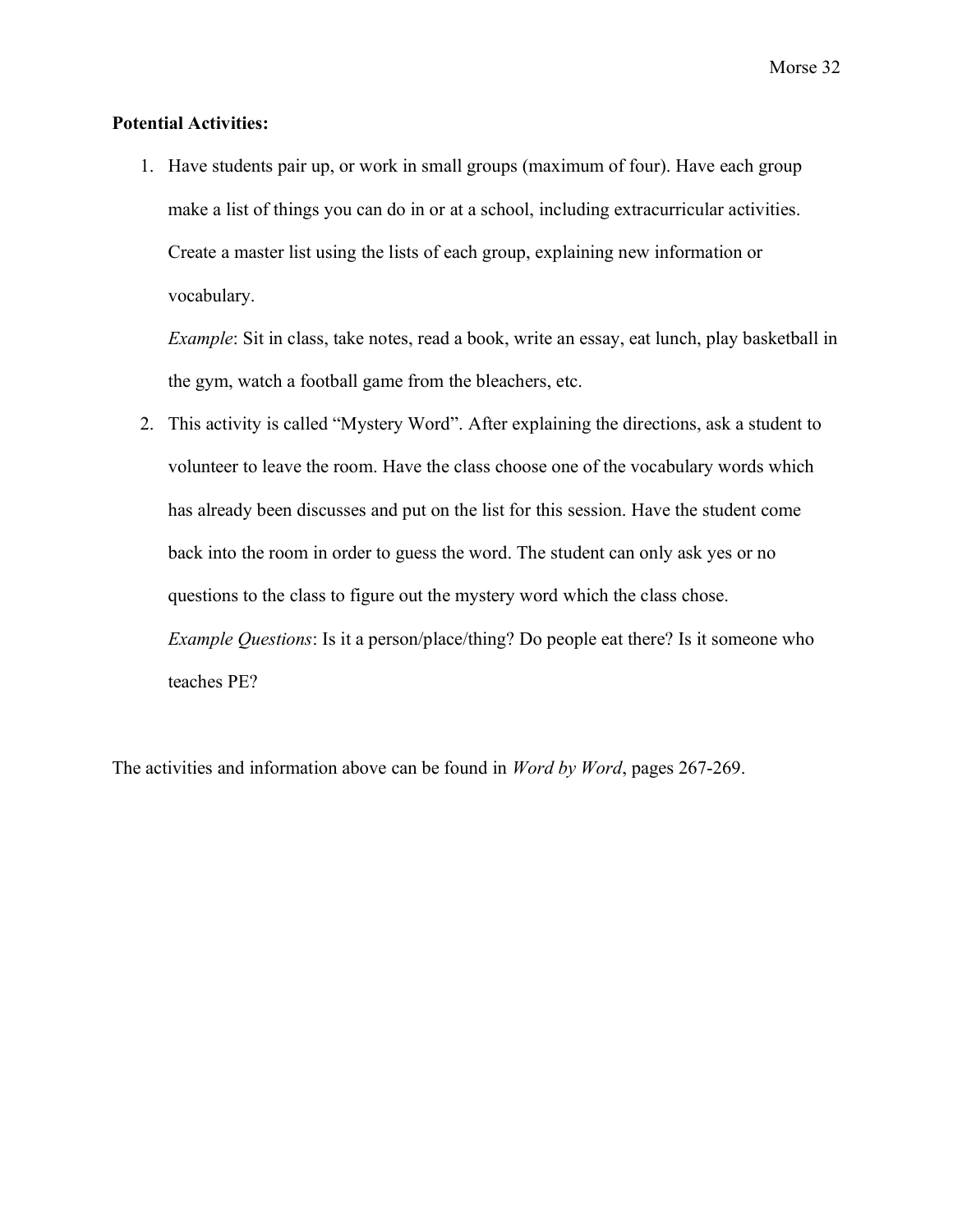**Potential Activities:**

1. Have students pair up, or work in small groups (maximum of four). Have each group make a list of things you can do in or at a school, including extracurricular activities. Create a master list using the lists of each group, explaining new information or vocabulary.

   *Example*: Sit in class, take notes, read a book, write an essay, eat lunch, play basketball in the gym, watch a football game from the bleachers, etc.

2. This activity is called "Mystery Word". After explaining the directions, ask a student to volunteer to leave the room. Have the class choose one of the vocabulary words which has already been discusses and put on the list for this session. Have the student come back into the room in order to guess the word. The student can only ask yes or no questions to the class to figure out the mystery word which the class chose.

   *Example Questions*: Is it a person/place/thing? Do people eat there? Is it someone who teaches PE?

The activities and information above can be found in *Word by Word*, pages 267-269.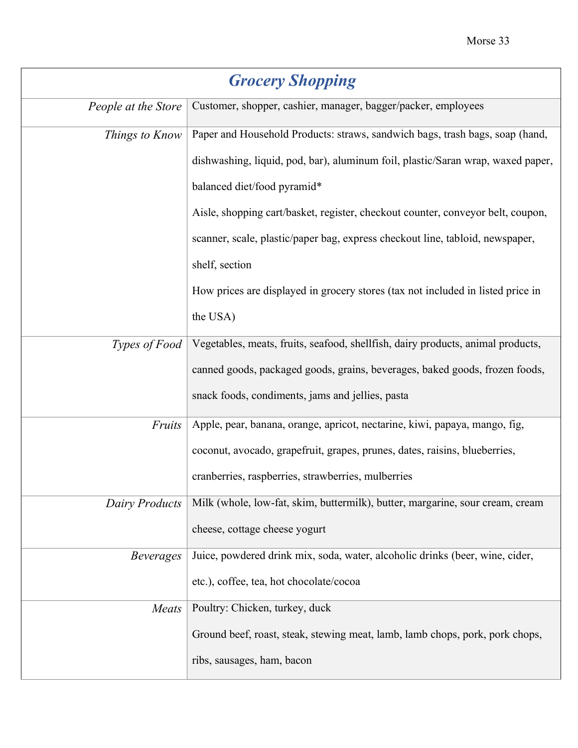| *Grocery Shopping* | |
|---|---|
| *People at the Store* | Customer, shopper, cashier, manager, bagger/packer, employees |
| *Things to Know* | Paper and Household Products: straws, sandwich bags, trash bags, soap (hand, dishwashing, liquid, pod, bar), aluminum foil, plastic/Saran wrap, waxed paper, balanced diet/food pyramid*<br>Aisle, shopping cart/basket, register, checkout counter, conveyor belt, coupon, scanner, scale, plastic/paper bag, express checkout line, tabloid, newspaper, shelf, section<br>How prices are displayed in grocery stores (tax not included in listed price in the USA) |
| *Types of Food* | Vegetables, meats, fruits, seafood, shellfish, dairy products, animal products, canned goods, packaged goods, grains, beverages, baked goods, frozen foods, snack foods, condiments, jams and jellies, pasta |
| *Fruits* | Apple, pear, banana, orange, apricot, nectarine, kiwi, papaya, mango, fig, coconut, avocado, grapefruit, grapes, prunes, dates, raisins, blueberries, cranberries, raspberries, strawberries, mulberries |
| *Dairy Products* | Milk (whole, low-fat, skim, buttermilk), butter, margarine, sour cream, cream cheese, cottage cheese yogurt |
| *Beverages* | Juice, powdered drink mix, soda, water, alcoholic drinks (beer, wine, cider, etc.), coffee, tea, hot chocolate/cocoa |
| *Meats* | Poultry: Chicken, turkey, duck<br>Ground beef, roast, steak, stewing meat, lamb, lamb chops, pork, pork chops, ribs, sausages, ham, bacon |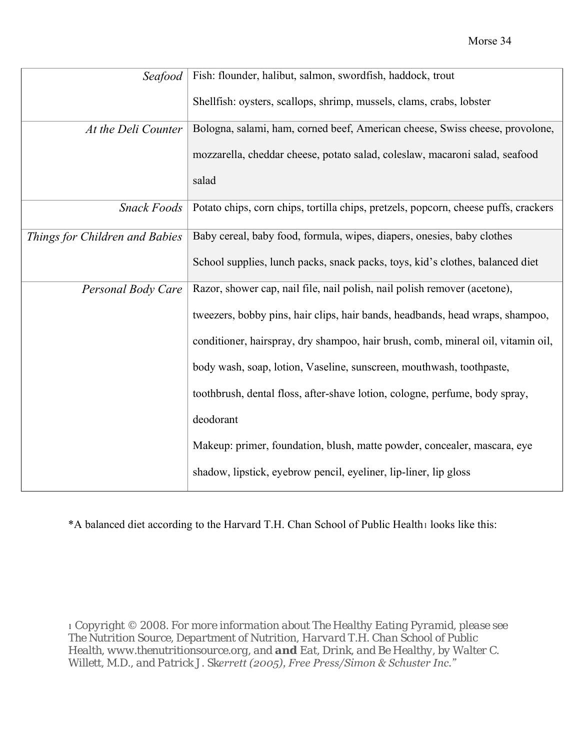| | |
|---|---|
| *Seafood* | Fish: flounder, halibut, salmon, swordfish, haddock, trout<br>Shellfish: oysters, scallops, shrimp, mussels, clams, crabs, lobster |
| *At the Deli Counter* | Bologna, salami, ham, corned beef, American cheese, Swiss cheese, provolone, mozzarella, cheddar cheese, potato salad, coleslaw, macaroni salad, seafood salad |
| *Snack Foods* | Potato chips, corn chips, tortilla chips, pretzels, popcorn, cheese puffs, crackers |
| *Things for Children and Babies* | Baby cereal, baby food, formula, wipes, diapers, onesies, baby clothes<br>School supplies, lunch packs, snack packs, toys, kid's clothes, balanced diet |
| *Personal Body Care* | Razor, shower cap, nail file, nail polish, nail polish remover (acetone), tweezers, bobby pins, hair clips, hair bands, headbands, head wraps, shampoo, conditioner, hairspray, dry shampoo, hair brush, comb, mineral oil, vitamin oil, body wash, soap, lotion, Vaseline, sunscreen, mouthwash, toothpaste, toothbrush, dental floss, after-shave lotion, cologne, perfume, body spray, deodorant<br>Makeup: primer, foundation, blush, matte powder, concealer, mascara, eye shadow, lipstick, eyebrow pencil, eyeliner, lip-liner, lip gloss |

*A balanced diet according to the Harvard T.H. Chan School of Public Health[1] looks like this:

[1] Copyright © 2008. For more information about The Healthy Eating Pyramid, please see The Nutrition Source, Department of Nutrition, Harvard T.H. Chan School of Public Health, www.thenutritionsource.org, and **and** Eat, Drink, and Be Healthy, by Walter C. Willett, M.D., and Patrick J. Sk*errett (2005), Free Press/Simon & Schuster Inc."*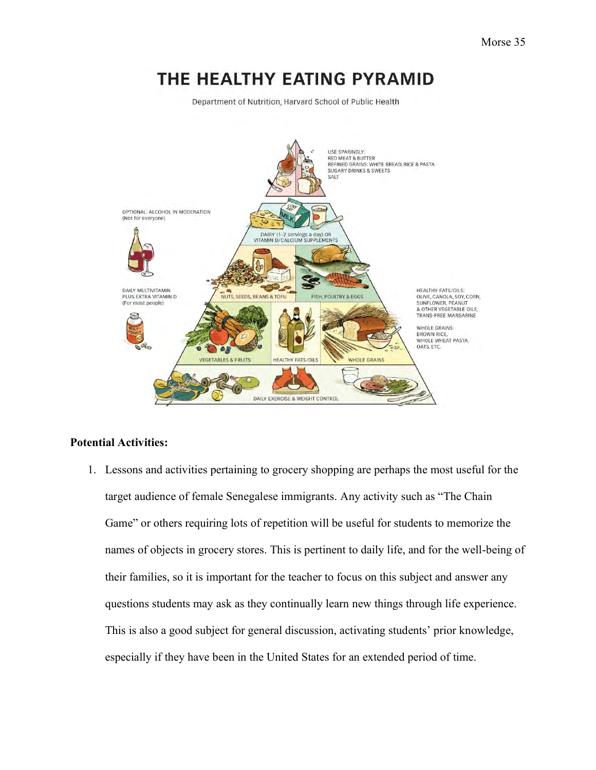# THE HEALTHY EATING PYRAMID

Department of Nutrition, Harvard School of Public Health

USE SPARINGLY:
RED MEAT & BUTTER
REFINED GRAINS: WHITE BREAD, RICE & PASTA
SUGARY DRINKS & SWEETS
SALT

OPTIONAL: ALCOHOL IN MODERATION
(Not for everyone)

DAIRY (1–2 servings a day) OR
VITAMIN D/CALCIUM SUPPLEMENTS

DAILY MULTIVITAMIN
PLUS EXTRA VITAMIN D
(For most people)

NUTS, SEEDS, BEANS & TOFU

FISH, POULTRY & EGGS

HEALTHY FATS/OILS:
OLIVE, CANOLA, SOY, CORN,
SUNFLOWER, PEANUT
& OTHER VEGETABLE OILS;
TRANS-FREE MARGARINE

WHOLE GRAINS:
BROWN RICE,
WHOLE WHEAT PASTA,
OATS, ETC.

VEGETABLES & FRUITS

HEALTHY FATS/OILS

WHOLE GRAINS

DAILY EXERCISE & WEIGHT CONTROL

**Potential Activities:**

1. Lessons and activities pertaining to grocery shopping are perhaps the most useful for the target audience of female Senegalese immigrants. Any activity such as "The Chain Game" or others requiring lots of repetition will be useful for students to memorize the names of objects in grocery stores. This is pertinent to daily life, and for the well-being of their families, so it is important for the teacher to focus on this subject and answer any questions students may ask as they continually learn new things through life experience. This is also a good subject for general discussion, activating students' prior knowledge, especially if they have been in the United States for an extended period of time.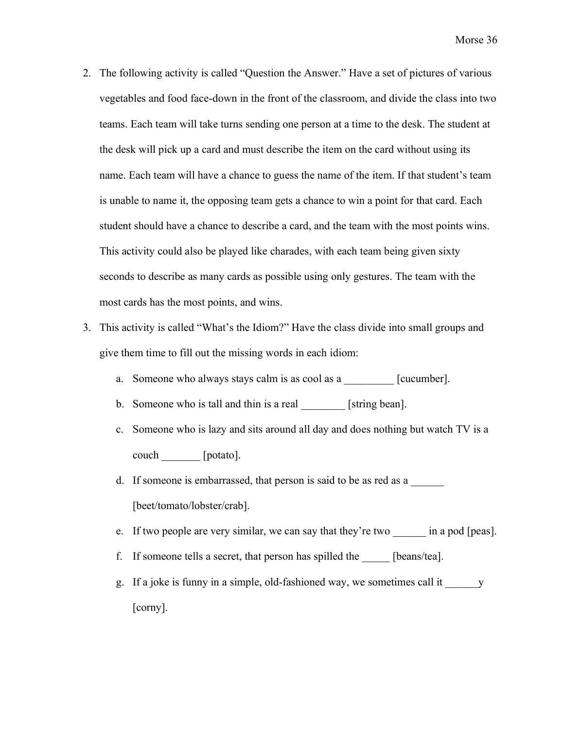2. The following activity is called "Question the Answer." Have a set of pictures of various vegetables and food face-down in the front of the classroom, and divide the class into two teams. Each team will take turns sending one person at a time to the desk. The student at the desk will pick up a card and must describe the item on the card without using its name. Each team will have a chance to guess the name of the item. If that student's team is unable to name it, the opposing team gets a chance to win a point for that card. Each student should have a chance to describe a card, and the team with the most points wins. This activity could also be played like charades, with each team being given sixty seconds to describe as many cards as possible using only gestures. The team with the most cards has the most points, and wins.

3. This activity is called "What's the Idiom?" Have the class divide into small groups and give them time to fill out the missing words in each idiom:

   a. Someone who always stays calm is as cool as a _________ [cucumber].

   b. Someone who is tall and thin is a real ________ [string bean].

   c. Someone who is lazy and sits around all day and does nothing but watch TV is a couch _______ [potato].

   d. If someone is embarrassed, that person is said to be as red as a ______ [beet/tomato/lobster/crab].

   e. If two people are very similar, we can say that they're two ______ in a pod [peas].

   f. If someone tells a secret, that person has spilled the _____ [beans/tea].

   g. If a joke is funny in a simple, old-fashioned way, we sometimes call it ______y [corny].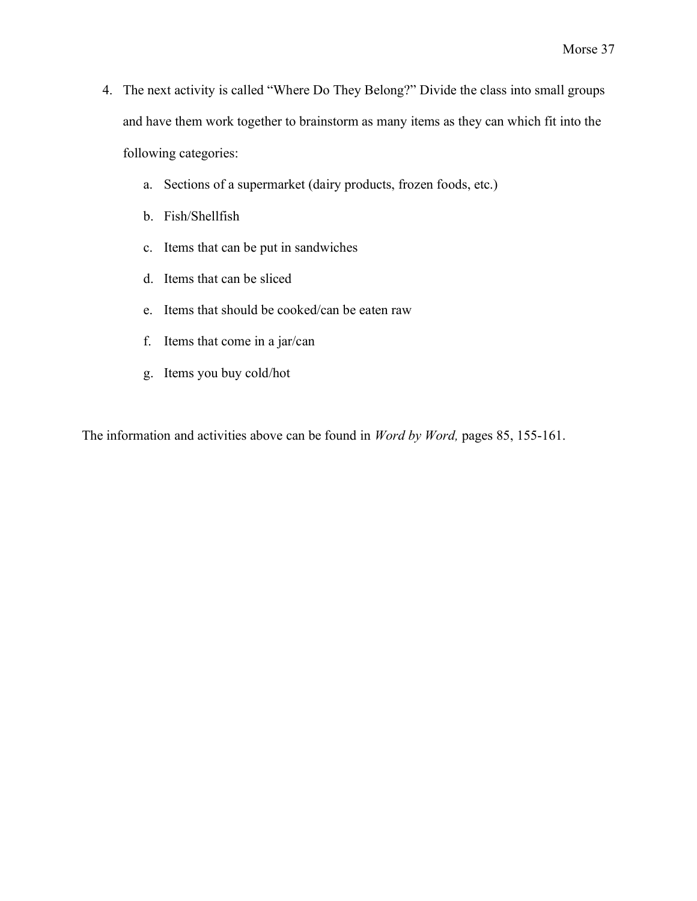4. The next activity is called "Where Do They Belong?" Divide the class into small groups and have them work together to brainstorm as many items as they can which fit into the following categories:
    a. Sections of a supermarket (dairy products, frozen foods, etc.)
    b. Fish/Shellfish
    c. Items that can be put in sandwiches
    d. Items that can be sliced
    e. Items that should be cooked/can be eaten raw
    f. Items that come in a jar/can
    g. Items you buy cold/hot

The information and activities above can be found in *Word by Word,* pages 85, 155-161.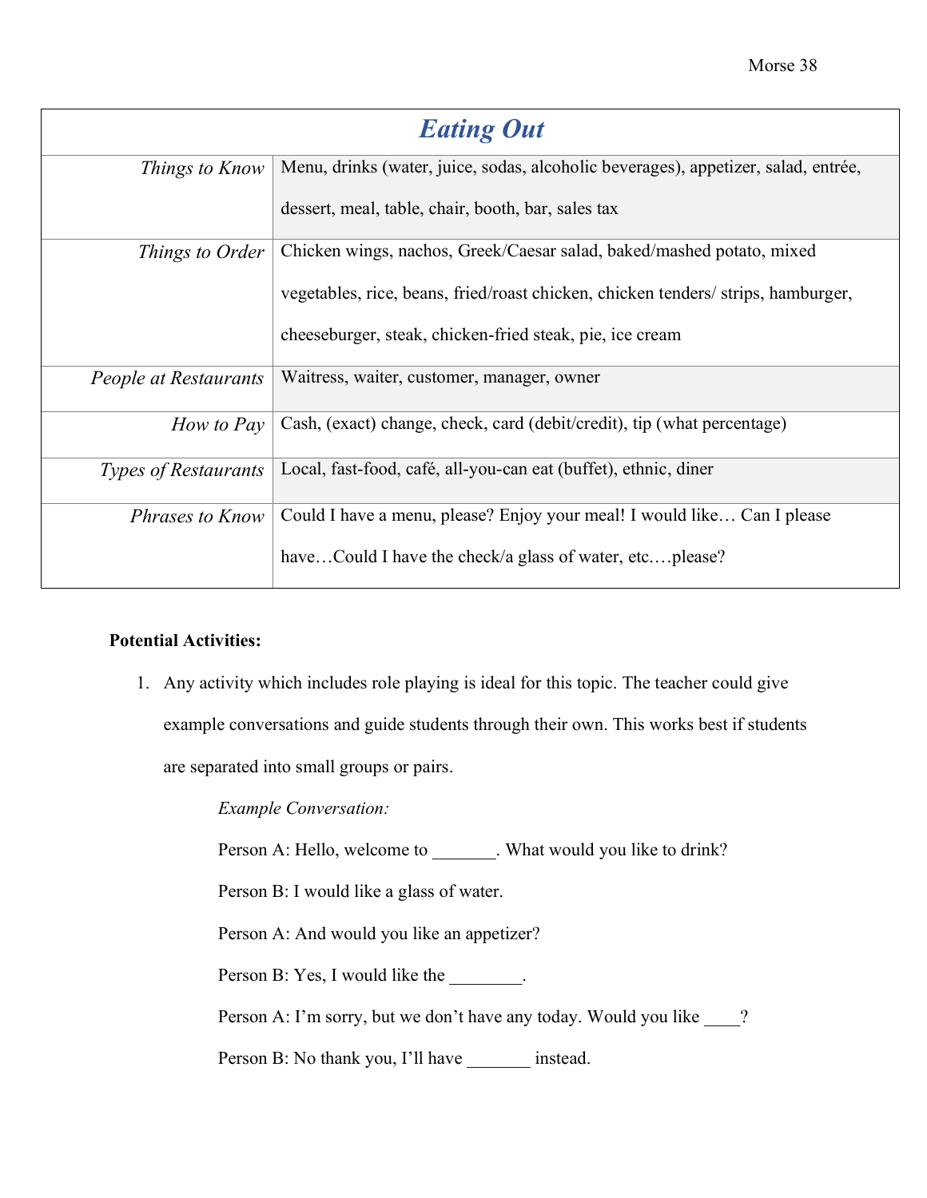| Eating Out | |
|---|---|
| *Things to Know* | Menu, drinks (water, juice, sodas, alcoholic beverages), appetizer, salad, entrée, dessert, meal, table, chair, booth, bar, sales tax |
| *Things to Order* | Chicken wings, nachos, Greek/Caesar salad, baked/mashed potato, mixed vegetables, rice, beans, fried/roast chicken, chicken tenders/ strips, hamburger, cheeseburger, steak, chicken-fried steak, pie, ice cream |
| *People at Restaurants* | Waitress, waiter, customer, manager, owner |
| *How to Pay* | Cash, (exact) change, check, card (debit/credit), tip (what percentage) |
| *Types of Restaurants* | Local, fast-food, café, all-you-can eat (buffet), ethnic, diner |
| *Phrases to Know* | Could I have a menu, please? Enjoy your meal! I would like… Can I please have…Could I have the check/a glass of water, etc.…please? |

**Potential Activities:**

1. Any activity which includes role playing is ideal for this topic. The teacher could give example conversations and guide students through their own. This works best if students are separated into small groups or pairs.

   *Example Conversation:*

   Person A: Hello, welcome to _______. What would you like to drink?

   Person B: I would like a glass of water.

   Person A: And would you like an appetizer?

   Person B: Yes, I would like the ________.

   Person A: I'm sorry, but we don't have any today. Would you like ____?

   Person B: No thank you, I'll have _______ instead.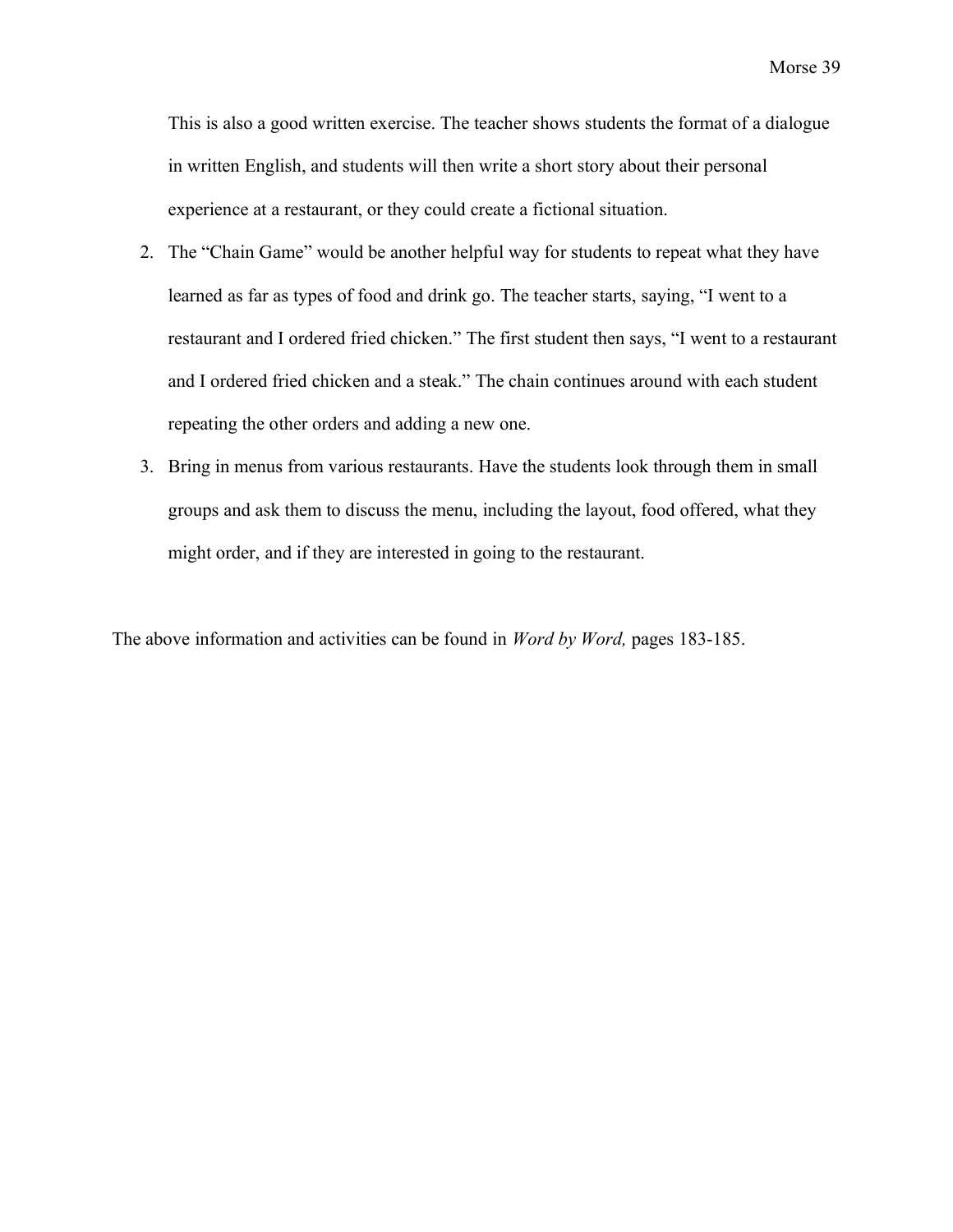This is also a good written exercise. The teacher shows students the format of a dialogue in written English, and students will then write a short story about their personal experience at a restaurant, or they could create a fictional situation.

2. The "Chain Game" would be another helpful way for students to repeat what they have learned as far as types of food and drink go. The teacher starts, saying, "I went to a restaurant and I ordered fried chicken." The first student then says, "I went to a restaurant and I ordered fried chicken and a steak." The chain continues around with each student repeating the other orders and adding a new one.
3. Bring in menus from various restaurants. Have the students look through them in small groups and ask them to discuss the menu, including the layout, food offered, what they might order, and if they are interested in going to the restaurant.

The above information and activities can be found in *Word by Word,* pages 183-185.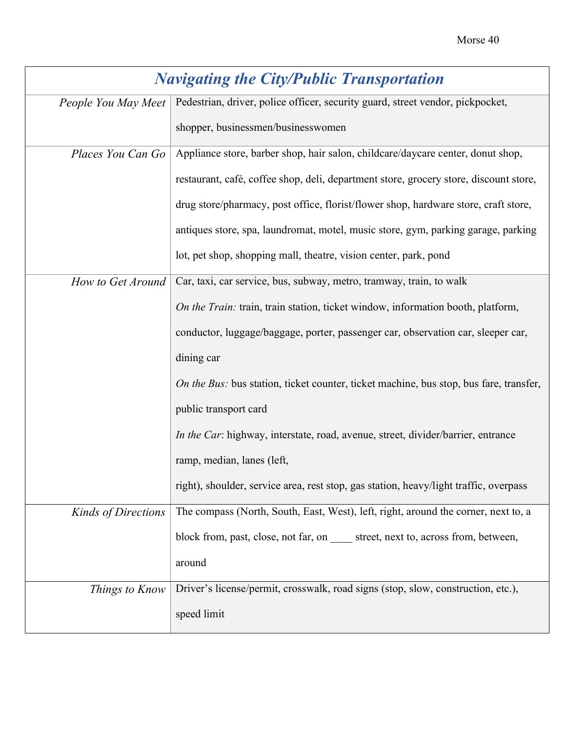| *Navigating the City/Public Transportation* | |
|---|---|
| *People You May Meet* | Pedestrian, driver, police officer, security guard, street vendor, pickpocket, shopper, businessmen/businesswomen |
| *Places You Can Go* | Appliance store, barber shop, hair salon, childcare/daycare center, donut shop, restaurant, café, coffee shop, deli, department store, grocery store, discount store, drug store/pharmacy, post office, florist/flower shop, hardware store, craft store, antiques store, spa, laundromat, motel, music store, gym, parking garage, parking lot, pet shop, shopping mall, theatre, vision center, park, pond |
| *How to Get Around* | Car, taxi, car service, bus, subway, metro, tramway, train, to walk<br>*On the Train:* train, train station, ticket window, information booth, platform, conductor, luggage/baggage, porter, passenger car, observation car, sleeper car, dining car<br>*On the Bus:* bus station, ticket counter, ticket machine, bus stop, bus fare, transfer, public transport card<br>*In the Car*: highway, interstate, road, avenue, street, divider/barrier, entrance ramp, median, lanes (left, right), shoulder, service area, rest stop, gas station, heavy/light traffic, overpass |
| *Kinds of Directions* | The compass (North, South, East, West), left, right, around the corner, next to, a block from, past, close, not far, on ____ street, next to, across from, between, around |
| *Things to Know* | Driver's license/permit, crosswalk, road signs (stop, slow, construction, etc.), speed limit |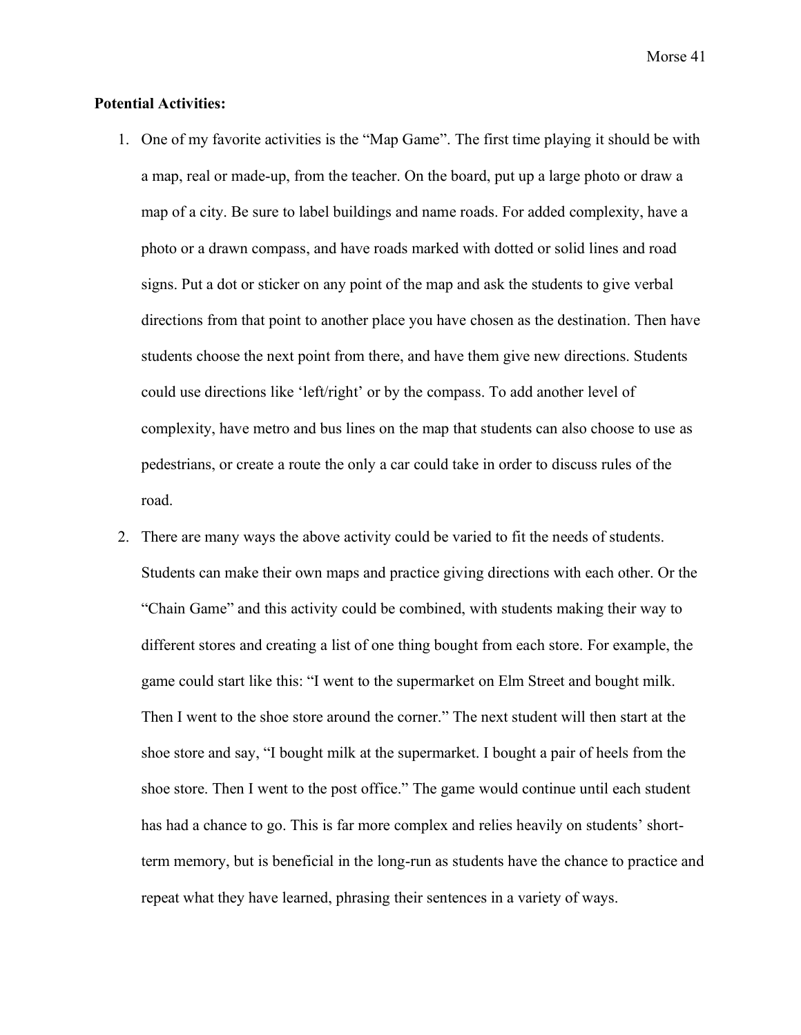**Potential Activities:**

1. One of my favorite activities is the "Map Game". The first time playing it should be with a map, real or made-up, from the teacher. On the board, put up a large photo or draw a map of a city. Be sure to label buildings and name roads. For added complexity, have a photo or a drawn compass, and have roads marked with dotted or solid lines and road signs. Put a dot or sticker on any point of the map and ask the students to give verbal directions from that point to another place you have chosen as the destination. Then have students choose the next point from there, and have them give new directions. Students could use directions like 'left/right' or by the compass. To add another level of complexity, have metro and bus lines on the map that students can also choose to use as pedestrians, or create a route the only a car could take in order to discuss rules of the road.
2. There are many ways the above activity could be varied to fit the needs of students. Students can make their own maps and practice giving directions with each other. Or the "Chain Game" and this activity could be combined, with students making their way to different stores and creating a list of one thing bought from each store. For example, the game could start like this: "I went to the supermarket on Elm Street and bought milk. Then I went to the shoe store around the corner." The next student will then start at the shoe store and say, "I bought milk at the supermarket. I bought a pair of heels from the shoe store. Then I went to the post office." The game would continue until each student has had a chance to go. This is far more complex and relies heavily on students' short-term memory, but is beneficial in the long-run as students have the chance to practice and repeat what they have learned, phrasing their sentences in a variety of ways.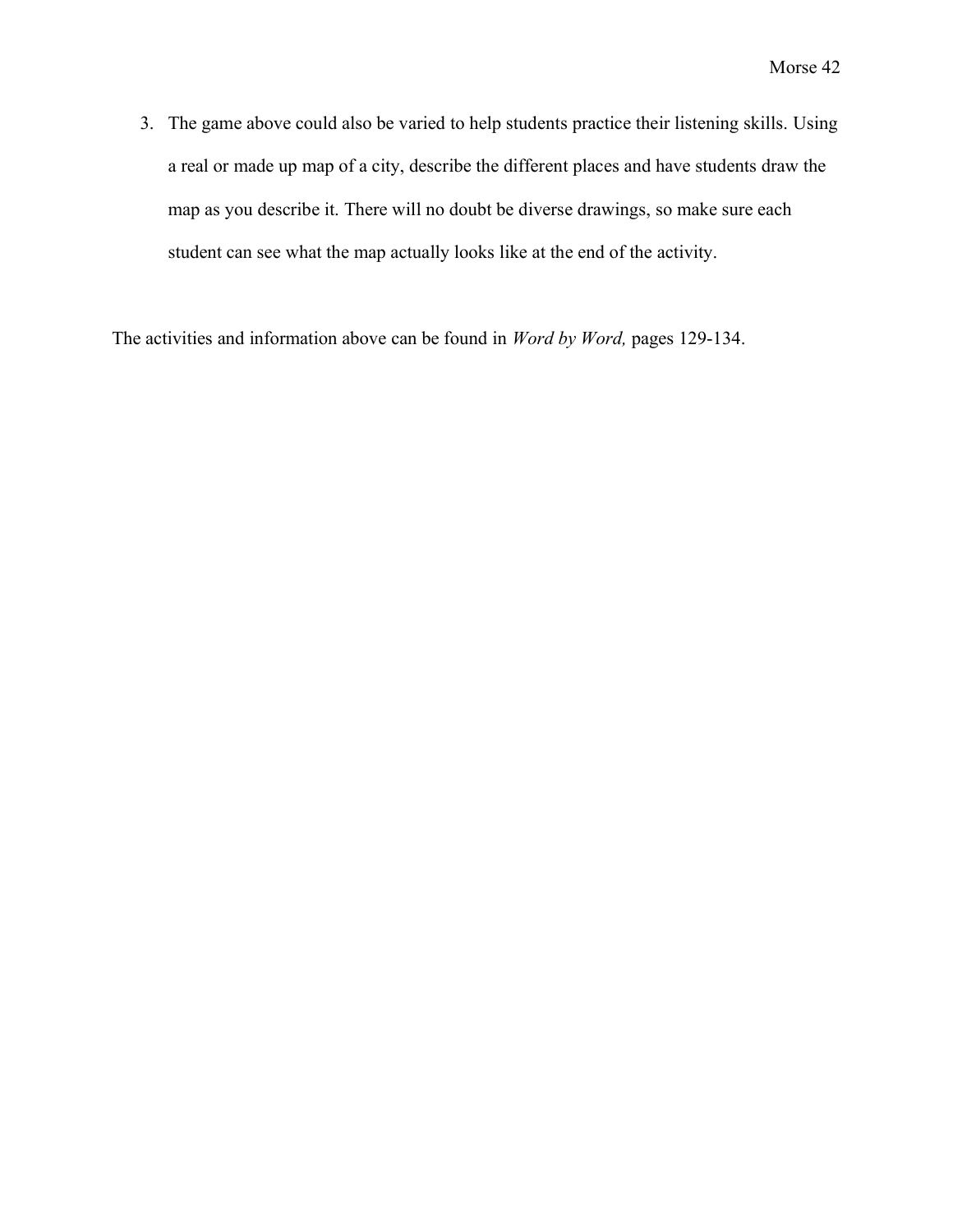3. The game above could also be varied to help students practice their listening skills. Using a real or made up map of a city, describe the different places and have students draw the map as you describe it. There will no doubt be diverse drawings, so make sure each student can see what the map actually looks like at the end of the activity.

The activities and information above can be found in *Word by Word,* pages 129-134.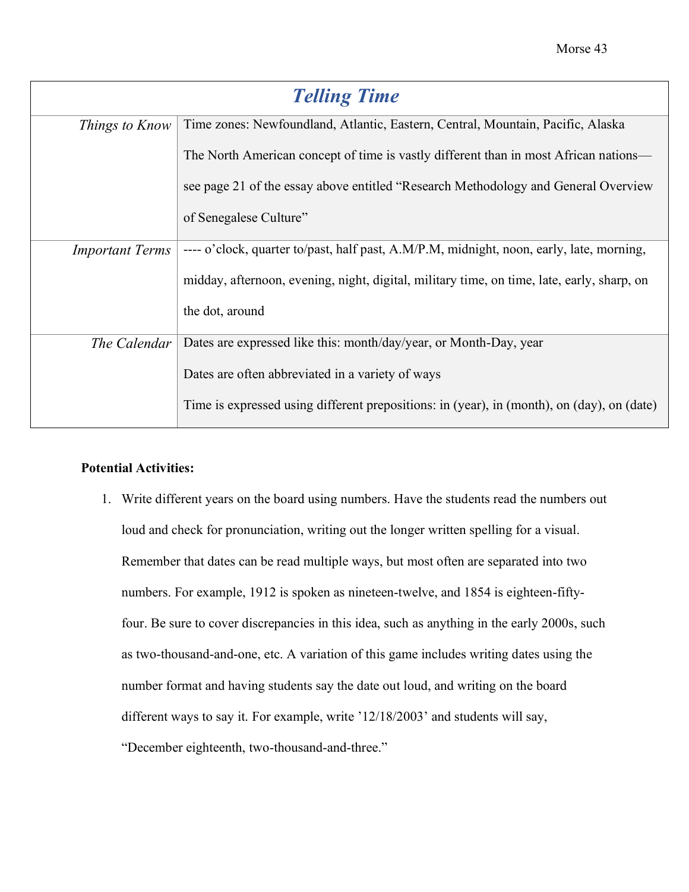| Telling Time | |
|---|---|
| *Things to Know* | Time zones: Newfoundland, Atlantic, Eastern, Central, Mountain, Pacific, Alaska<br><br>The North American concept of time is vastly different than in most African nations—see page 21 of the essay above entitled "Research Methodology and General Overview of Senegalese Culture" |
| *Important Terms* | ---- o'clock, quarter to/past, half past, A.M/P.M, midnight, noon, early, late, morning, midday, afternoon, evening, night, digital, military time, on time, late, early, sharp, on the dot, around |
| *The Calendar* | Dates are expressed like this: month/day/year, or Month-Day, year<br><br>Dates are often abbreviated in a variety of ways<br><br>Time is expressed using different prepositions: in (year), in (month), on (day), on (date) |

**Potential Activities:**

1. Write different years on the board using numbers. Have the students read the numbers out loud and check for pronunciation, writing out the longer written spelling for a visual. Remember that dates can be read multiple ways, but most often are separated into two numbers. For example, 1912 is spoken as nineteen-twelve, and 1854 is eighteen-fifty-four. Be sure to cover discrepancies in this idea, such as anything in the early 2000s, such as two-thousand-and-one, etc. A variation of this game includes writing dates using the number format and having students say the date out loud, and writing on the board different ways to say it. For example, write '12/18/2003' and students will say, "December eighteenth, two-thousand-and-three."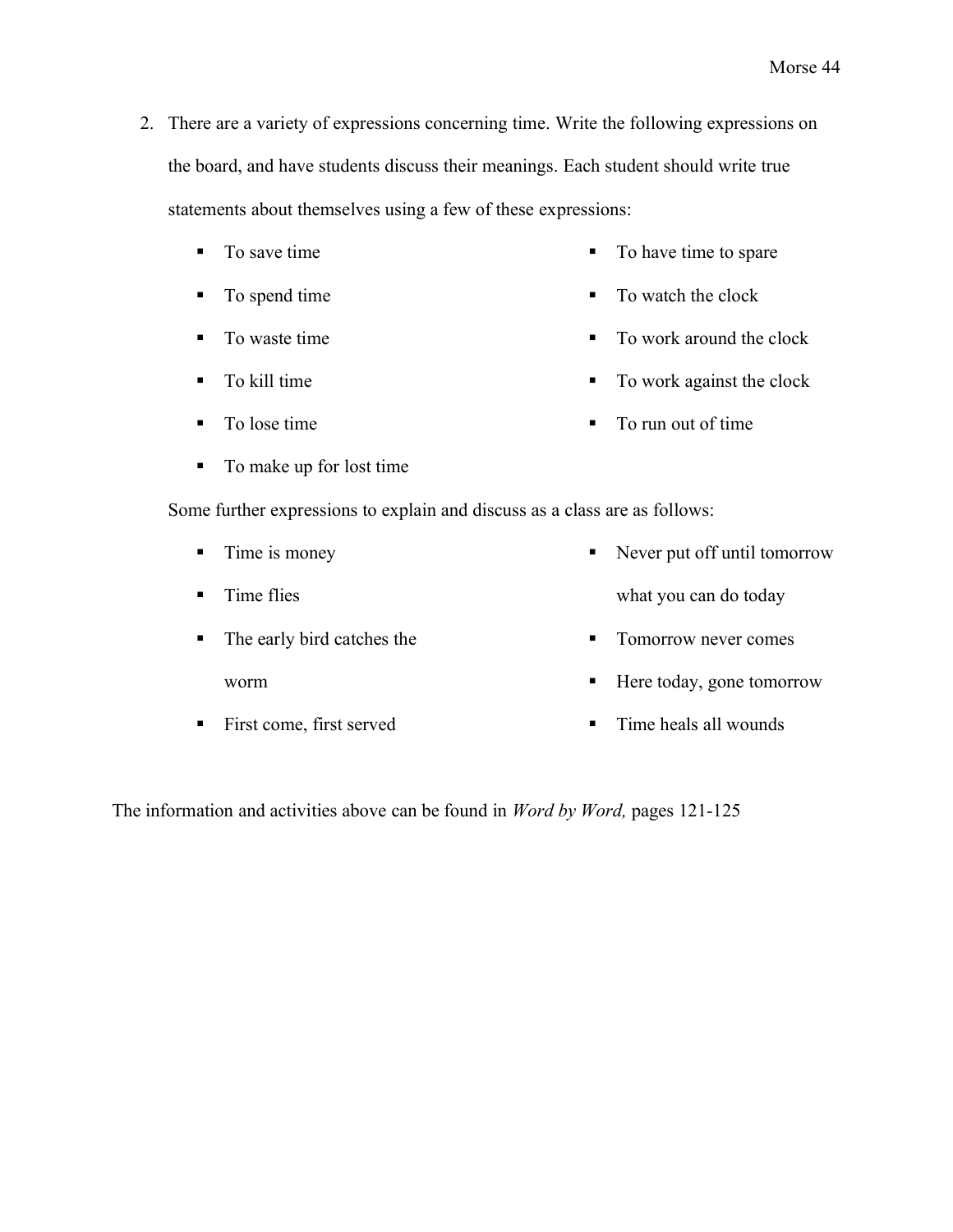2. There are a variety of expressions concerning time. Write the following expressions on the board, and have students discuss their meanings. Each student should write true statements about themselves using a few of these expressions:

   - To save time
   - To spend time
   - To waste time
   - To kill time
   - To lose time
   - To make up for lost time
   - To have time to spare
   - To watch the clock
   - To work around the clock
   - To work against the clock
   - To run out of time

   Some further expressions to explain and discuss as a class are as follows:

   - Time is money
   - Time flies
   - The early bird catches the worm
   - First come, first served
   - Never put off until tomorrow what you can do today
   - Tomorrow never comes
   - Here today, gone tomorrow
   - Time heals all wounds

The information and activities above can be found in *Word by Word,* pages 121-125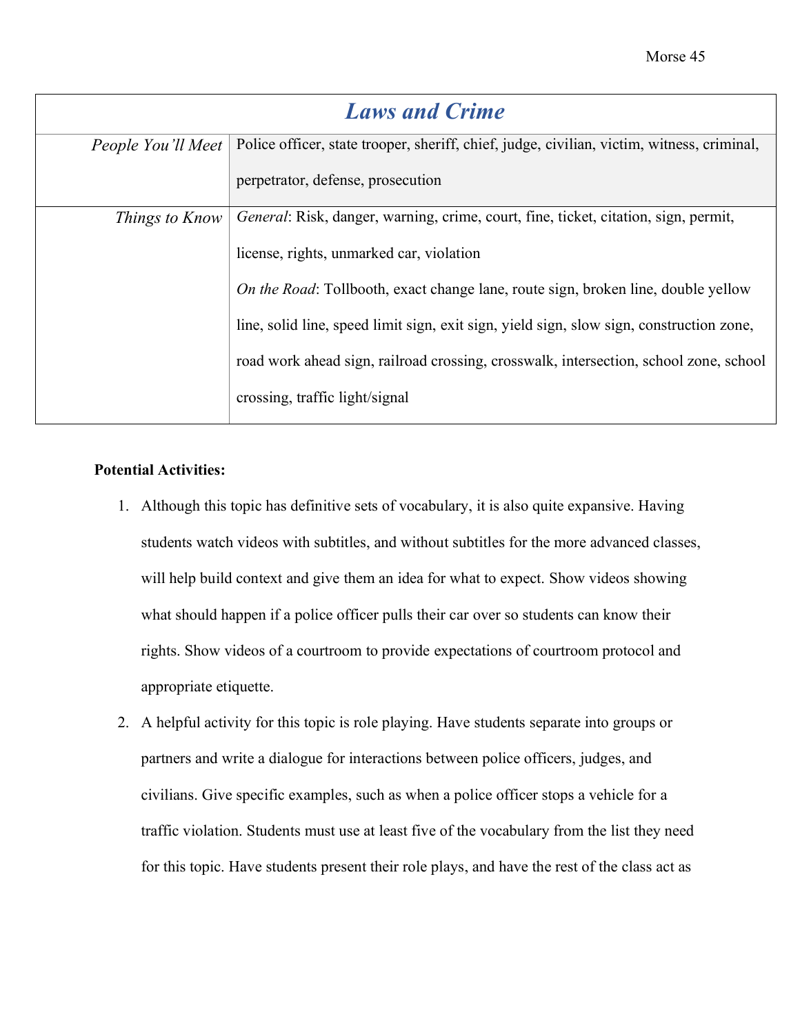| *Laws and Crime* | |
|---|---|
| *People You'll Meet* | Police officer, state trooper, sheriff, chief, judge, civilian, victim, witness, criminal, perpetrator, defense, prosecution |
| *Things to Know* | *General*: Risk, danger, warning, crime, court, fine, ticket, citation, sign, permit, license, rights, unmarked car, violation<br>*On the Road*: Tollbooth, exact change lane, route sign, broken line, double yellow line, solid line, speed limit sign, exit sign, yield sign, slow sign, construction zone, road work ahead sign, railroad crossing, crosswalk, intersection, school zone, school crossing, traffic light/signal |

**Potential Activities:**

1. Although this topic has definitive sets of vocabulary, it is also quite expansive. Having students watch videos with subtitles, and without subtitles for the more advanced classes, will help build context and give them an idea for what to expect. Show videos showing what should happen if a police officer pulls their car over so students can know their rights. Show videos of a courtroom to provide expectations of courtroom protocol and appropriate etiquette.
2. A helpful activity for this topic is role playing. Have students separate into groups or partners and write a dialogue for interactions between police officers, judges, and civilians. Give specific examples, such as when a police officer stops a vehicle for a traffic violation. Students must use at least five of the vocabulary from the list they need for this topic. Have students present their role plays, and have the rest of the class act as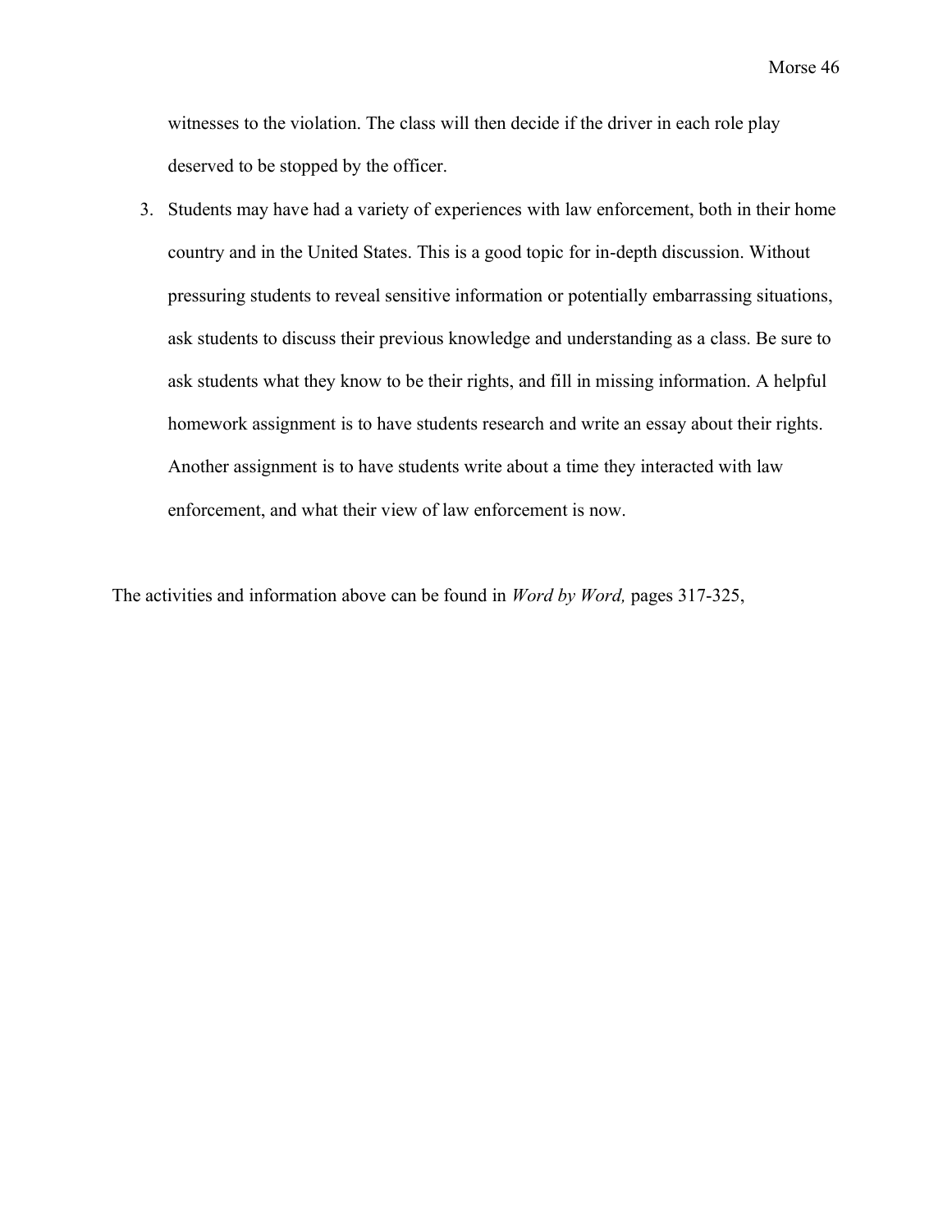witnesses to the violation. The class will then decide if the driver in each role play deserved to be stopped by the officer.

3. Students may have had a variety of experiences with law enforcement, both in their home country and in the United States. This is a good topic for in-depth discussion. Without pressuring students to reveal sensitive information or potentially embarrassing situations, ask students to discuss their previous knowledge and understanding as a class. Be sure to ask students what they know to be their rights, and fill in missing information. A helpful homework assignment is to have students research and write an essay about their rights. Another assignment is to have students write about a time they interacted with law enforcement, and what their view of law enforcement is now.

The activities and information above can be found in *Word by Word,* pages 317-325,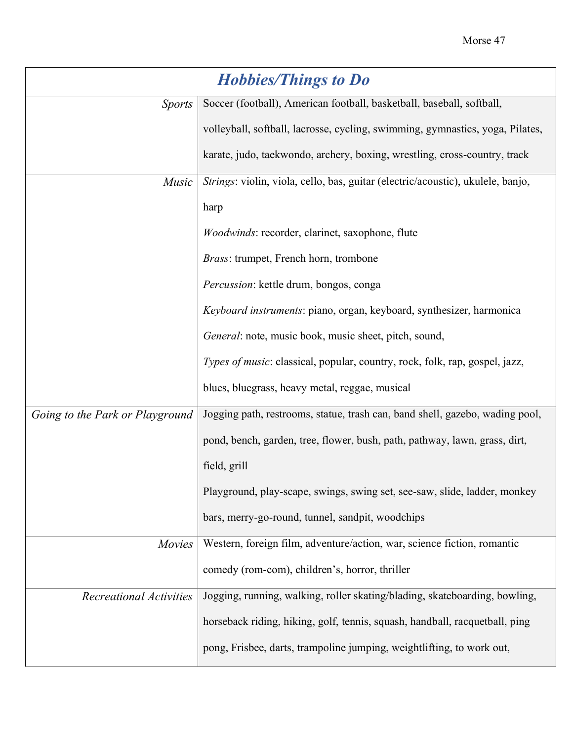| *Hobbies/Things to Do* | |
|---|---|
| *Sports* | Soccer (football), American football, basketball, baseball, softball, volleyball, softball, lacrosse, cycling, swimming, gymnastics, yoga, Pilates, karate, judo, taekwondo, archery, boxing, wrestling, cross-country, track |
| *Music* | *Strings*: violin, viola, cello, bas, guitar (electric/acoustic), ukulele, banjo, harp<br>*Woodwinds*: recorder, clarinet, saxophone, flute<br>*Brass*: trumpet, French horn, trombone<br>*Percussion*: kettle drum, bongos, conga<br>*Keyboard instruments*: piano, organ, keyboard, synthesizer, harmonica<br>*General*: note, music book, music sheet, pitch, sound,<br>*Types of music*: classical, popular, country, rock, folk, rap, gospel, jazz, blues, bluegrass, heavy metal, reggae, musical |
| *Going to the Park or Playground* | Jogging path, restrooms, statue, trash can, band shell, gazebo, wading pool, pond, bench, garden, tree, flower, bush, path, pathway, lawn, grass, dirt, field, grill<br>Playground, play-scape, swings, swing set, see-saw, slide, ladder, monkey bars, merry-go-round, tunnel, sandpit, woodchips |
| *Movies* | Western, foreign film, adventure/action, war, science fiction, romantic comedy (rom-com), children's, horror, thriller |
| *Recreational Activities* | Jogging, running, walking, roller skating/blading, skateboarding, bowling, horseback riding, hiking, golf, tennis, squash, handball, racquetball, ping pong, Frisbee, darts, trampoline jumping, weightlifting, to work out, |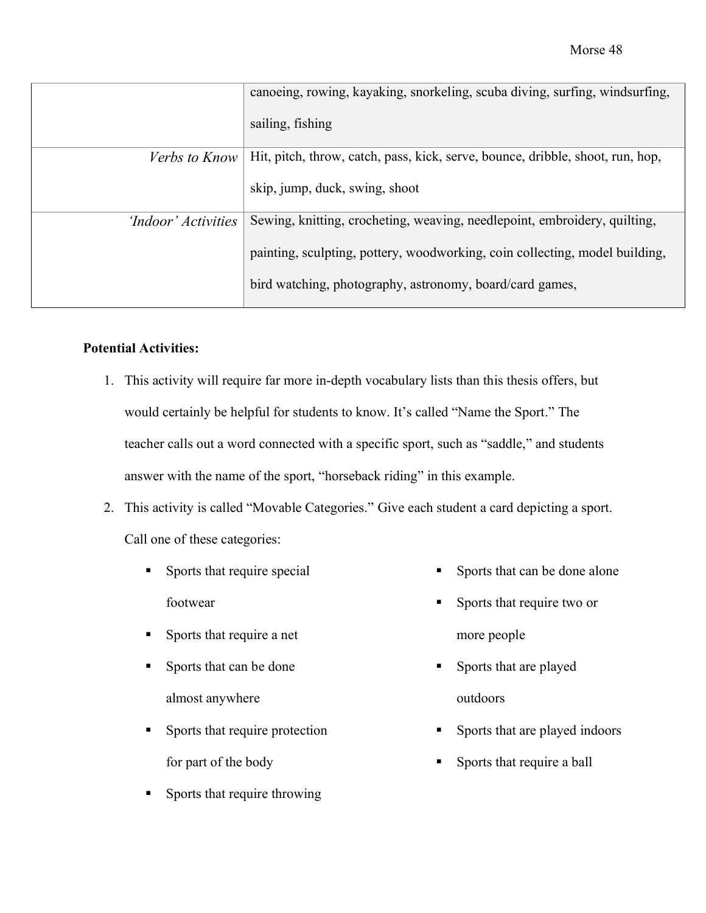| | |
|---|---|
| | canoeing, rowing, kayaking, snorkeling, scuba diving, surfing, windsurfing, sailing, fishing |
| *Verbs to Know* | Hit, pitch, throw, catch, pass, kick, serve, bounce, dribble, shoot, run, hop, skip, jump, duck, swing, shoot |
| *'Indoor' Activities* | Sewing, knitting, crocheting, weaving, needlepoint, embroidery, quilting, painting, sculpting, pottery, woodworking, coin collecting, model building, bird watching, photography, astronomy, board/card games, |

**Potential Activities:**

1. This activity will require far more in-depth vocabulary lists than this thesis offers, but would certainly be helpful for students to know. It's called "Name the Sport." The teacher calls out a word connected with a specific sport, such as "saddle," and students answer with the name of the sport, "horseback riding" in this example.
2. This activity is called "Movable Categories." Give each student a card depicting a sport. Call one of these categories:
    - Sports that require special footwear
    - Sports that require a net
    - Sports that can be done almost anywhere
    - Sports that require protection for part of the body
    - Sports that require throwing
    - Sports that can be done alone
    - Sports that require two or more people
    - Sports that are played outdoors
    - Sports that are played indoors
    - Sports that require a ball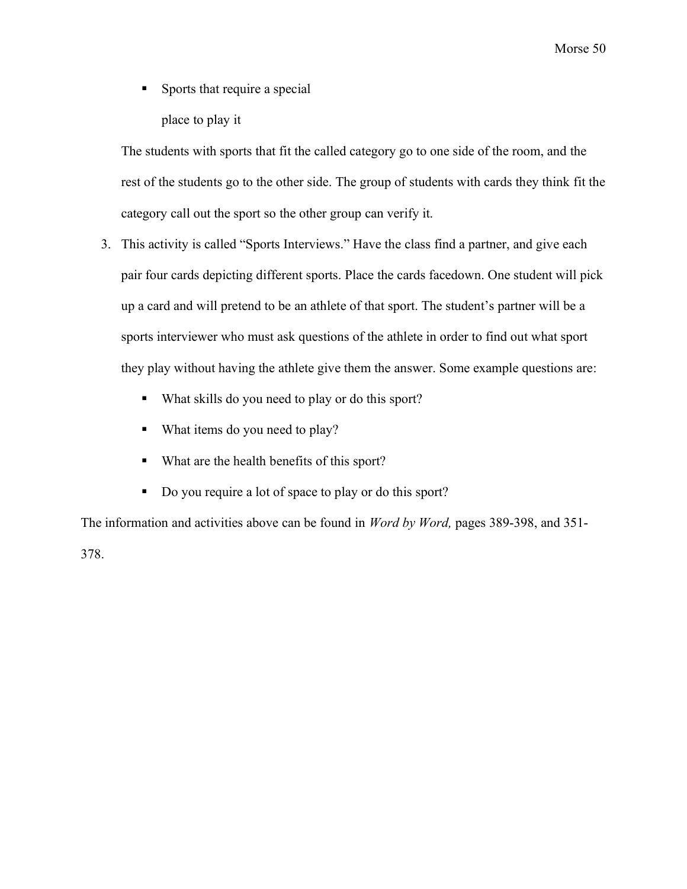- Sports that require a special place to play it

The students with sports that fit the called category go to one side of the room, and the rest of the students go to the other side. The group of students with cards they think fit the category call out the sport so the other group can verify it.

3. This activity is called "Sports Interviews." Have the class find a partner, and give each pair four cards depicting different sports. Place the cards facedown. One student will pick up a card and will pretend to be an athlete of that sport. The student's partner will be a sports interviewer who must ask questions of the athlete in order to find out what sport they play without having the athlete give them the answer. Some example questions are:
   - What skills do you need to play or do this sport?
   - What items do you need to play?
   - What are the health benefits of this sport?
   - Do you require a lot of space to play or do this sport?

The information and activities above can be found in *Word by Word,* pages 389-398, and 351-378.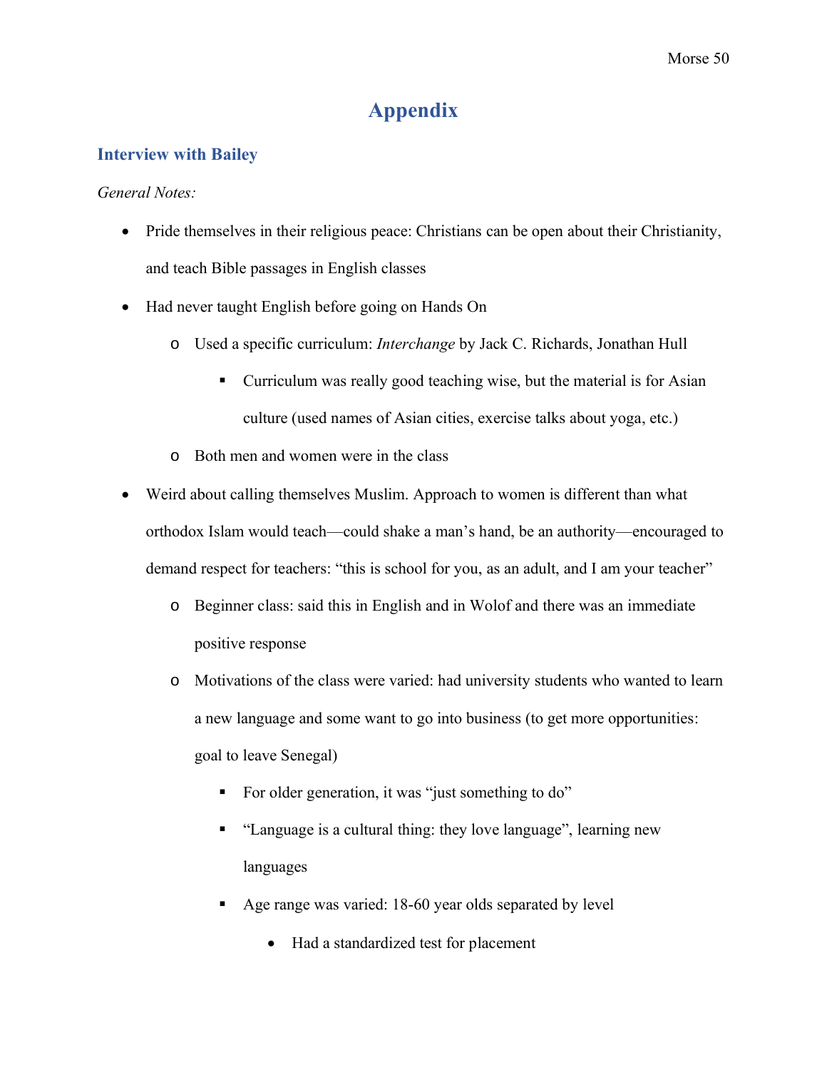# Appendix

## Interview with Bailey

*General Notes:*

- Pride themselves in their religious peace: Christians can be open about their Christianity, and teach Bible passages in English classes
- Had never taught English before going on Hands On
  - Used a specific curriculum: *Interchange* by Jack C. Richards, Jonathan Hull
    - Curriculum was really good teaching wise, but the material is for Asian culture (used names of Asian cities, exercise talks about yoga, etc.)
  - Both men and women were in the class
- Weird about calling themselves Muslim. Approach to women is different than what orthodox Islam would teach—could shake a man's hand, be an authority—encouraged to demand respect for teachers: "this is school for you, as an adult, and I am your teacher"
  - Beginner class: said this in English and in Wolof and there was an immediate positive response
  - Motivations of the class were varied: had university students who wanted to learn a new language and some want to go into business (to get more opportunities: goal to leave Senegal)
    - For older generation, it was "just something to do"
    - "Language is a cultural thing: they love language", learning new languages
    - Age range was varied: 18-60 year olds separated by level
      - Had a standardized test for placement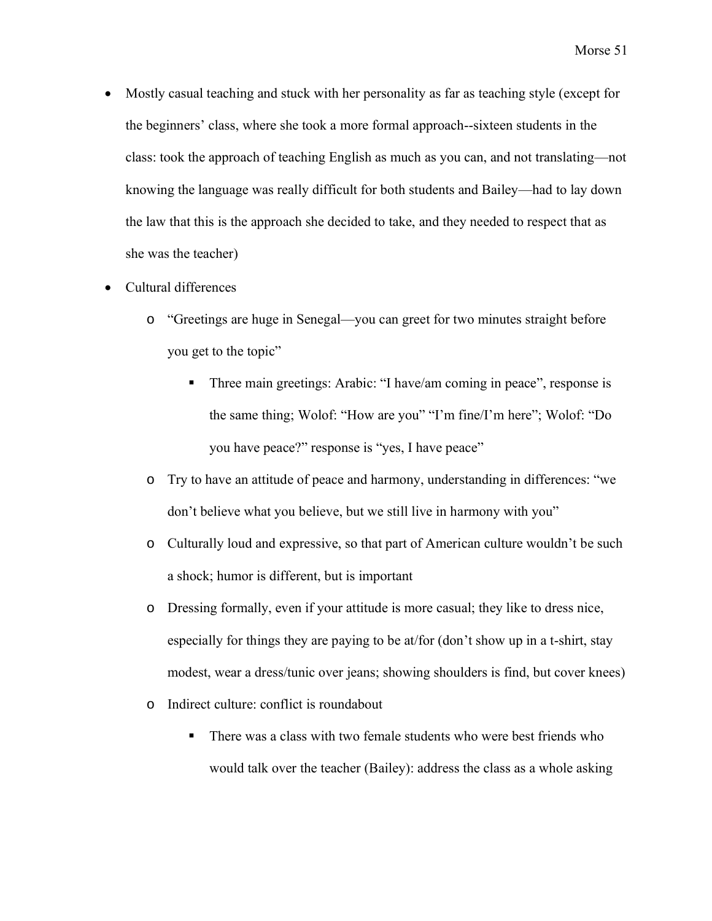- Mostly casual teaching and stuck with her personality as far as teaching style (except for the beginners' class, where she took a more formal approach--sixteen students in the class: took the approach of teaching English as much as you can, and not translating—not knowing the language was really difficult for both students and Bailey—had to lay down the law that this is the approach she decided to take, and they needed to respect that as she was the teacher)
- Cultural differences
  - "Greetings are huge in Senegal—you can greet for two minutes straight before you get to the topic"
    - Three main greetings: Arabic: "I have/am coming in peace", response is the same thing; Wolof: "How are you" "I'm fine/I'm here"; Wolof: "Do you have peace?" response is "yes, I have peace"
  - Try to have an attitude of peace and harmony, understanding in differences: "we don't believe what you believe, but we still live in harmony with you"
  - Culturally loud and expressive, so that part of American culture wouldn't be such a shock; humor is different, but is important
  - Dressing formally, even if your attitude is more casual; they like to dress nice, especially for things they are paying to be at/for (don't show up in a t-shirt, stay modest, wear a dress/tunic over jeans; showing shoulders is find, but cover knees)
  - Indirect culture: conflict is roundabout
    - There was a class with two female students who were best friends who would talk over the teacher (Bailey): address the class as a whole asking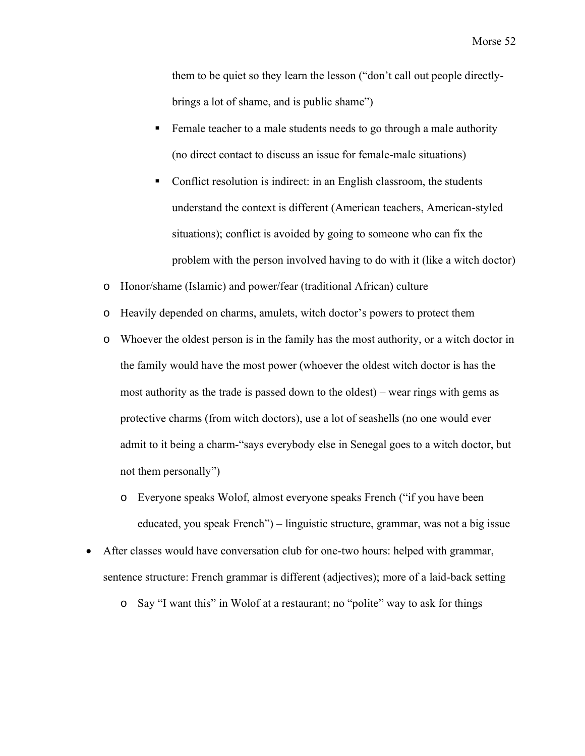them to be quiet so they learn the lesson ("don't call out people directly-brings a lot of shame, and is public shame")

    - Female teacher to a male students needs to go through a male authority (no direct contact to discuss an issue for female-male situations)
    - Conflict resolution is indirect: in an English classroom, the students understand the context is different (American teachers, American-styled situations); conflict is avoided by going to someone who can fix the problem with the person involved having to do with it (like a witch doctor)

  - Honor/shame (Islamic) and power/fear (traditional African) culture
  - Heavily depended on charms, amulets, witch doctor's powers to protect them
  - Whoever the oldest person is in the family has the most authority, or a witch doctor in the family would have the most power (whoever the oldest witch doctor is has the most authority as the trade is passed down to the oldest) – wear rings with gems as protective charms (from witch doctors), use a lot of seashells (no one would ever admit to it being a charm-"says everybody else in Senegal goes to a witch doctor, but not them personally")
    - Everyone speaks Wolof, almost everyone speaks French ("if you have been educated, you speak French") – linguistic structure, grammar, was not a big issue

- After classes would have conversation club for one-two hours: helped with grammar, sentence structure: French grammar is different (adjectives); more of a laid-back setting
  - Say "I want this" in Wolof at a restaurant; no "polite" way to ask for things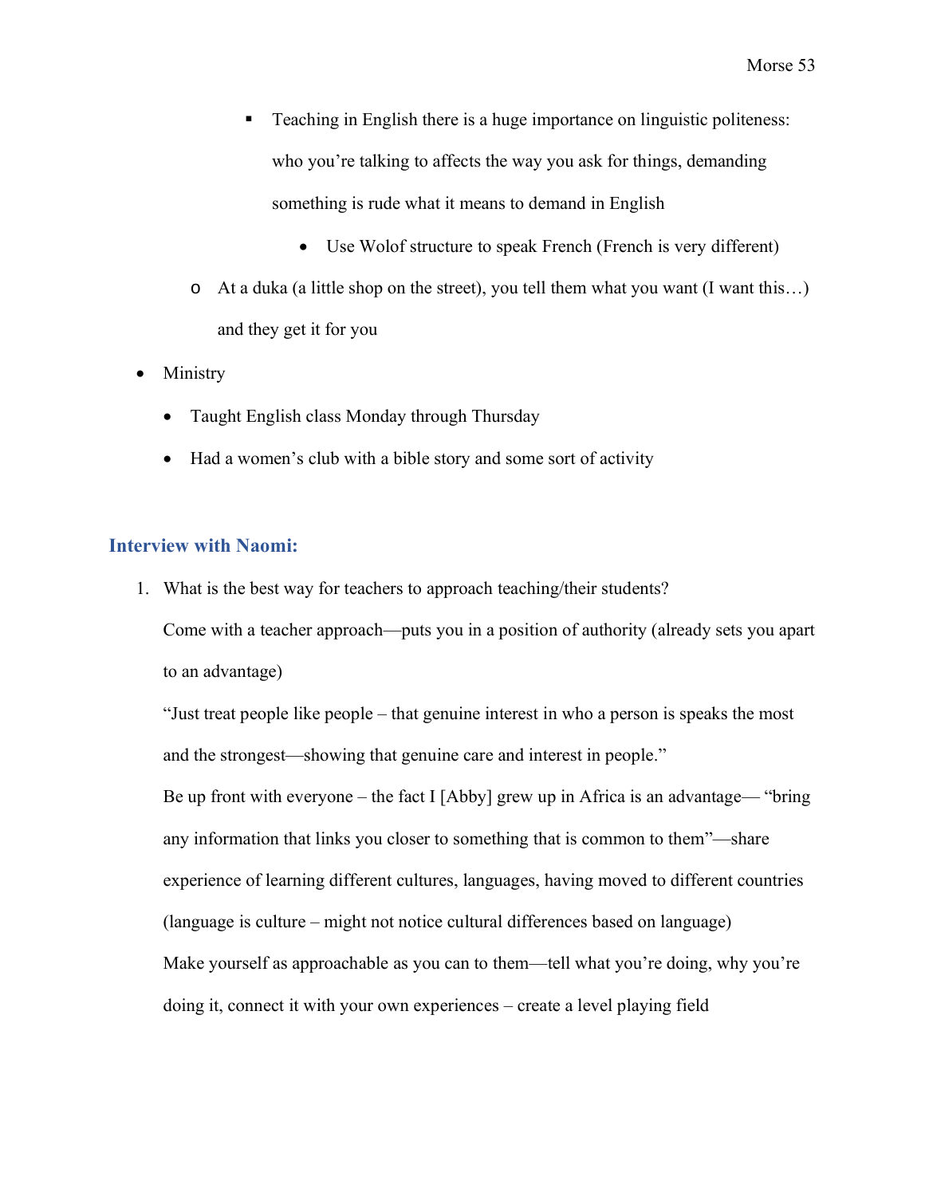- Teaching in English there is a huge importance on linguistic politeness: who you're talking to affects the way you ask for things, demanding something is rude what it means to demand in English
            - Use Wolof structure to speak French (French is very different)
    - At a duka (a little shop on the street), you tell them what you want (I want this…) and they get it for you

- Ministry
    - Taught English class Monday through Thursday
    - Had a women's club with a bible story and some sort of activity

## Interview with Naomi:

1. What is the best way for teachers to approach teaching/their students?

   Come with a teacher approach—puts you in a position of authority (already sets you apart to an advantage)

   "Just treat people like people – that genuine interest in who a person is speaks the most and the strongest—showing that genuine care and interest in people."

   Be up front with everyone – the fact I [Abby] grew up in Africa is an advantage— "bring any information that links you closer to something that is common to them"—share experience of learning different cultures, languages, having moved to different countries (language is culture – might not notice cultural differences based on language)

   Make yourself as approachable as you can to them—tell what you're doing, why you're doing it, connect it with your own experiences – create a level playing field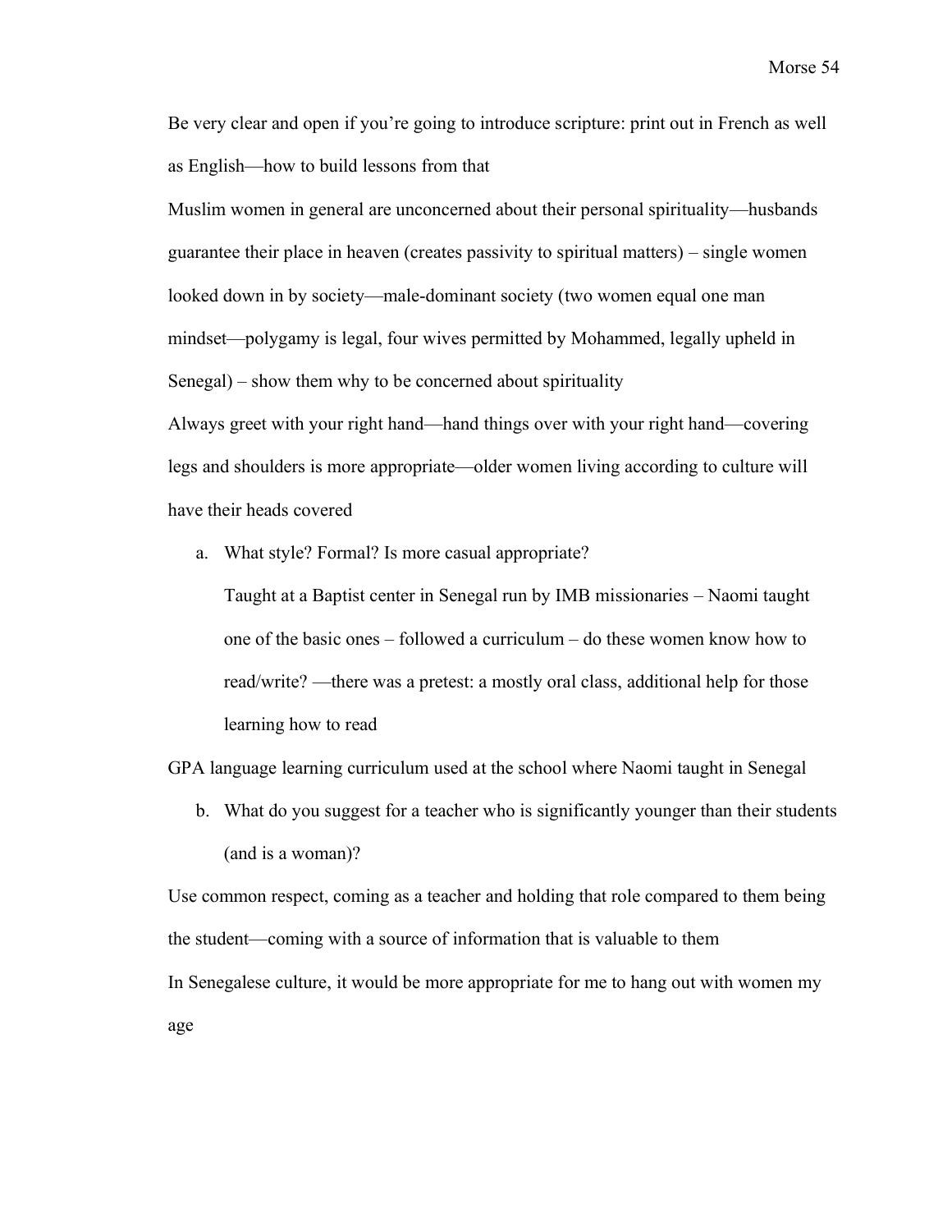Be very clear and open if you're going to introduce scripture: print out in French as well as English—how to build lessons from that

Muslim women in general are unconcerned about their personal spirituality—husbands guarantee their place in heaven (creates passivity to spiritual matters) – single women looked down in by society—male-dominant society (two women equal one man mindset—polygamy is legal, four wives permitted by Mohammed, legally upheld in Senegal) – show them why to be concerned about spirituality

Always greet with your right hand—hand things over with your right hand—covering legs and shoulders is more appropriate—older women living according to culture will have their heads covered

a. What style? Formal? Is more casual appropriate?

   Taught at a Baptist center in Senegal run by IMB missionaries – Naomi taught one of the basic ones – followed a curriculum – do these women know how to read/write? —there was a pretest: a mostly oral class, additional help for those learning how to read

GPA language learning curriculum used at the school where Naomi taught in Senegal

b. What do you suggest for a teacher who is significantly younger than their students (and is a woman)?

Use common respect, coming as a teacher and holding that role compared to them being the student—coming with a source of information that is valuable to them

In Senegalese culture, it would be more appropriate for me to hang out with women my age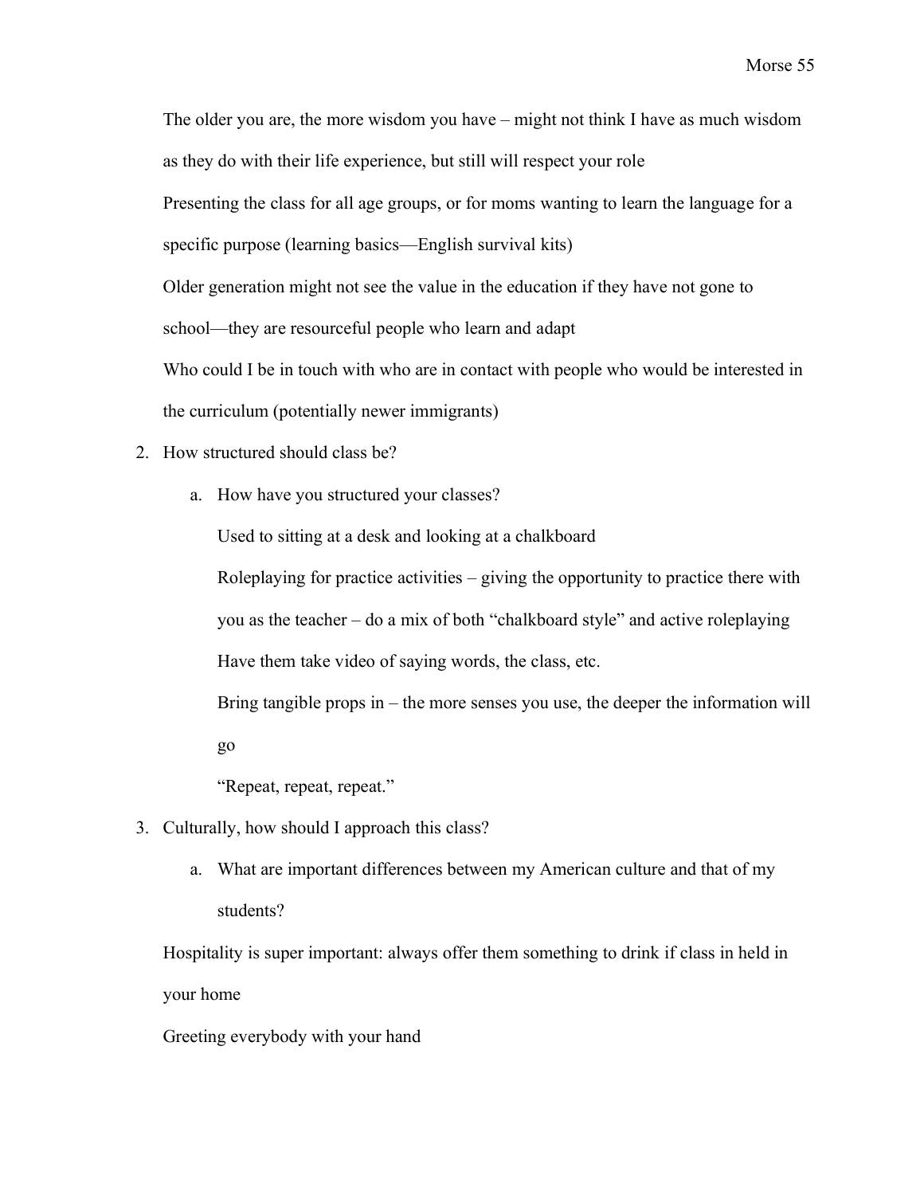The older you are, the more wisdom you have – might not think I have as much wisdom as they do with their life experience, but still will respect your role

Presenting the class for all age groups, or for moms wanting to learn the language for a specific purpose (learning basics—English survival kits)

Older generation might not see the value in the education if they have not gone to school—they are resourceful people who learn and adapt

Who could I be in touch with who are in contact with people who would be interested in the curriculum (potentially newer immigrants)

2. How structured should class be?
    a. How have you structured your classes?

        Used to sitting at a desk and looking at a chalkboard

        Roleplaying for practice activities – giving the opportunity to practice there with you as the teacher – do a mix of both "chalkboard style" and active roleplaying

        Have them take video of saying words, the class, etc.

        Bring tangible props in – the more senses you use, the deeper the information will go

        "Repeat, repeat, repeat."

3. Culturally, how should I approach this class?
    a. What are important differences between my American culture and that of my students?

Hospitality is super important: always offer them something to drink if class in held in your home

Greeting everybody with your hand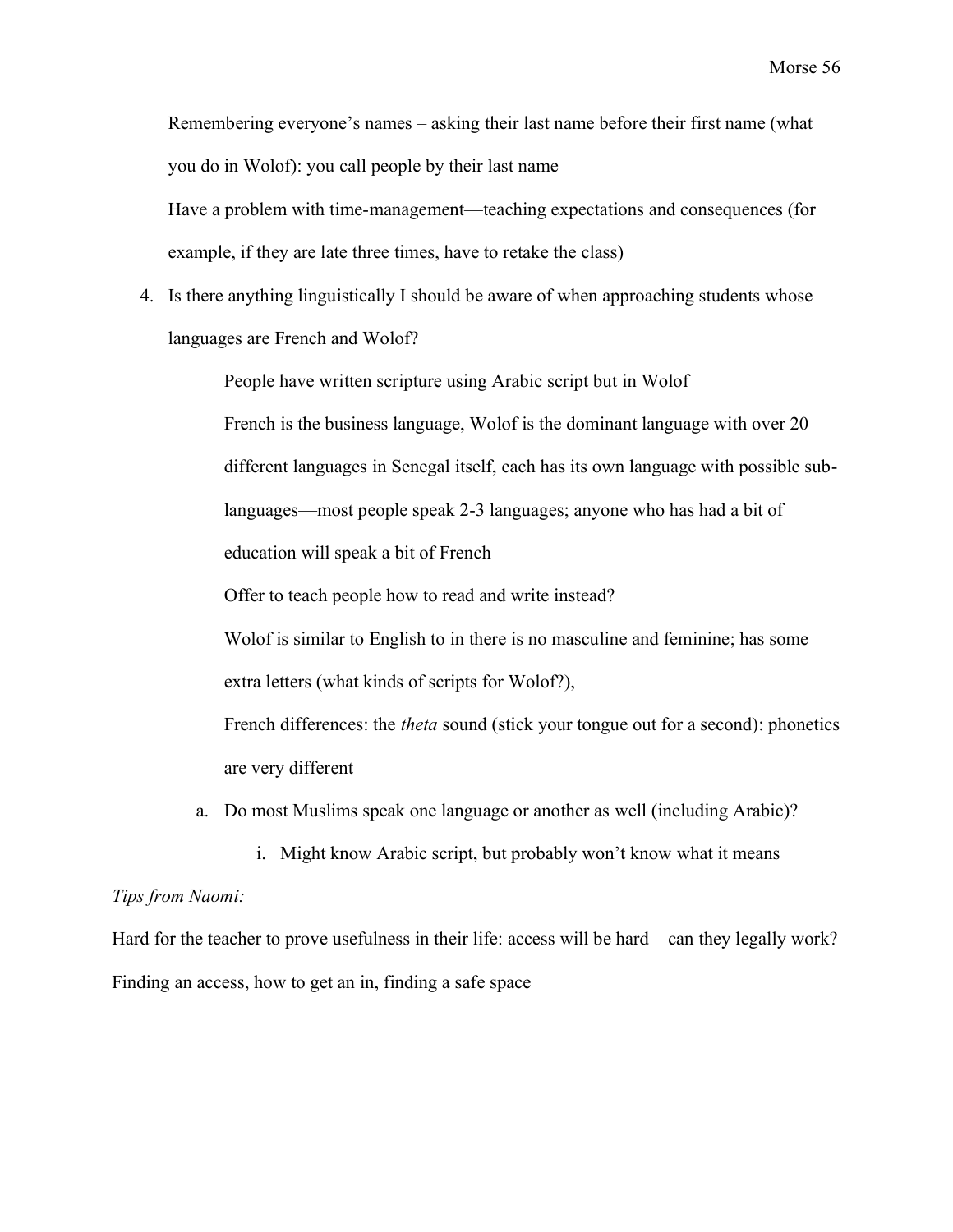Remembering everyone's names – asking their last name before their first name (what you do in Wolof): you call people by their last name

Have a problem with time-management—teaching expectations and consequences (for example, if they are late three times, have to retake the class)

4. Is there anything linguistically I should be aware of when approaching students whose languages are French and Wolof?

    People have written scripture using Arabic script but in Wolof

    French is the business language, Wolof is the dominant language with over 20 different languages in Senegal itself, each has its own language with possible sub-languages—most people speak 2-3 languages; anyone who has had a bit of education will speak a bit of French

    Offer to teach people how to read and write instead?

    Wolof is similar to English to in there is no masculine and feminine; has some extra letters (what kinds of scripts for Wolof?),

    French differences: the *theta* sound (stick your tongue out for a second): phonetics are very different

    a. Do most Muslims speak one language or another as well (including Arabic)?

        i. Might know Arabic script, but probably won't know what it means

*Tips from Naomi:*

Hard for the teacher to prove usefulness in their life: access will be hard – can they legally work? Finding an access, how to get an in, finding a safe space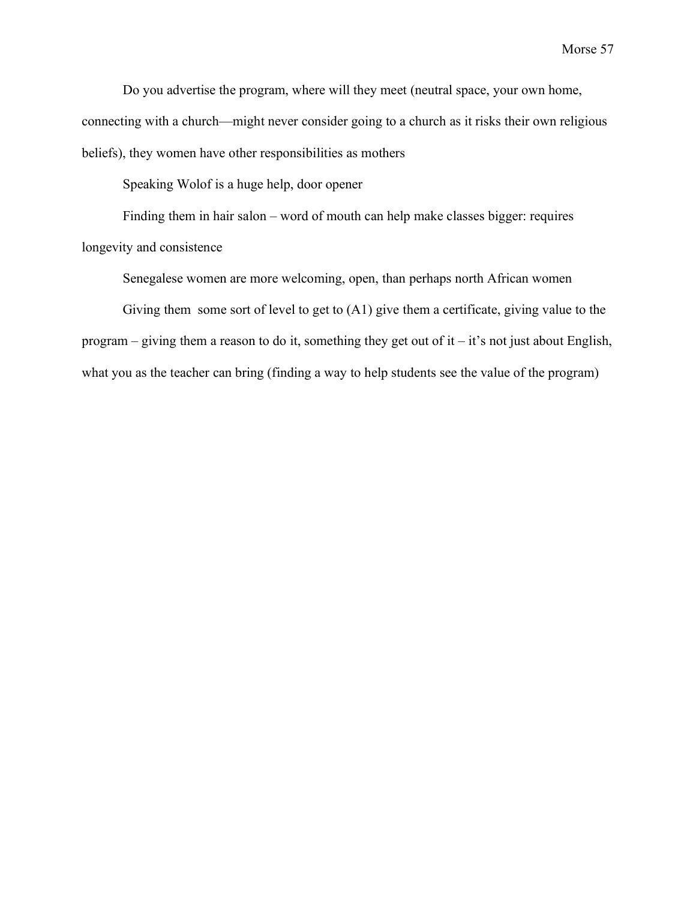Do you advertise the program, where will they meet (neutral space, your own home, connecting with a church—might never consider going to a church as it risks their own religious beliefs), they women have other responsibilities as mothers

Speaking Wolof is a huge help, door opener

Finding them in hair salon – word of mouth can help make classes bigger: requires longevity and consistence

Senegalese women are more welcoming, open, than perhaps north African women

Giving them some sort of level to get to (A1) give them a certificate, giving value to the program – giving them a reason to do it, something they get out of it – it's not just about English, what you as the teacher can bring (finding a way to help students see the value of the program)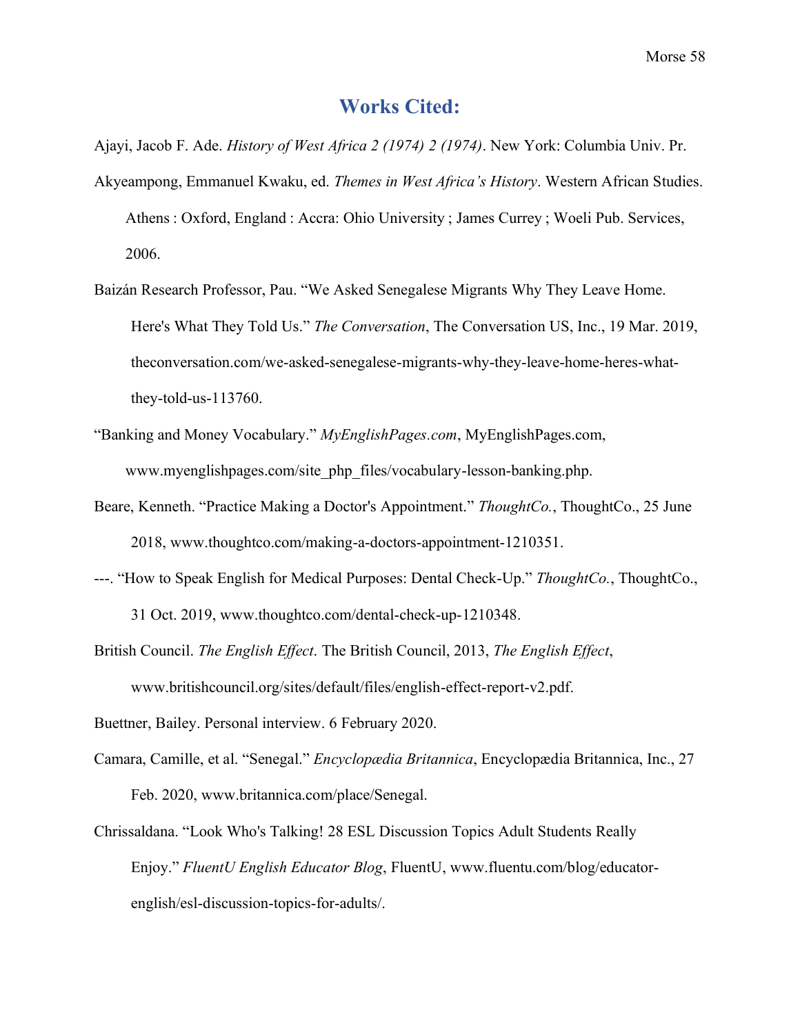# Works Cited:

Ajayi, Jacob F. Ade. *History of West Africa 2 (1974) 2 (1974)*. New York: Columbia Univ. Pr.

Akyeampong, Emmanuel Kwaku, ed. *Themes in West Africa's History*. Western African Studies. Athens : Oxford, England : Accra: Ohio University ; James Currey ; Woeli Pub. Services, 2006.

Baizán Research Professor, Pau. "We Asked Senegalese Migrants Why They Leave Home. Here's What They Told Us." *The Conversation*, The Conversation US, Inc., 19 Mar. 2019, theconversation.com/we-asked-senegalese-migrants-why-they-leave-home-heres-what-they-told-us-113760.

"Banking and Money Vocabulary." *MyEnglishPages.com*, MyEnglishPages.com, www.myenglishpages.com/site_php_files/vocabulary-lesson-banking.php.

Beare, Kenneth. "Practice Making a Doctor's Appointment." *ThoughtCo.*, ThoughtCo., 25 June 2018, www.thoughtco.com/making-a-doctors-appointment-1210351.

---. "How to Speak English for Medical Purposes: Dental Check-Up." *ThoughtCo.*, ThoughtCo., 31 Oct. 2019, www.thoughtco.com/dental-check-up-1210348.

British Council. *The English Effect*. The British Council, 2013, *The English Effect*, www.britishcouncil.org/sites/default/files/english-effect-report-v2.pdf.

Buettner, Bailey. Personal interview. 6 February 2020.

Camara, Camille, et al. "Senegal." *Encyclopædia Britannica*, Encyclopædia Britannica, Inc., 27 Feb. 2020, www.britannica.com/place/Senegal.

Chrissaldana. "Look Who's Talking! 28 ESL Discussion Topics Adult Students Really Enjoy." *FluentU English Educator Blog*, FluentU, www.fluentu.com/blog/educator-english/esl-discussion-topics-for-adults/.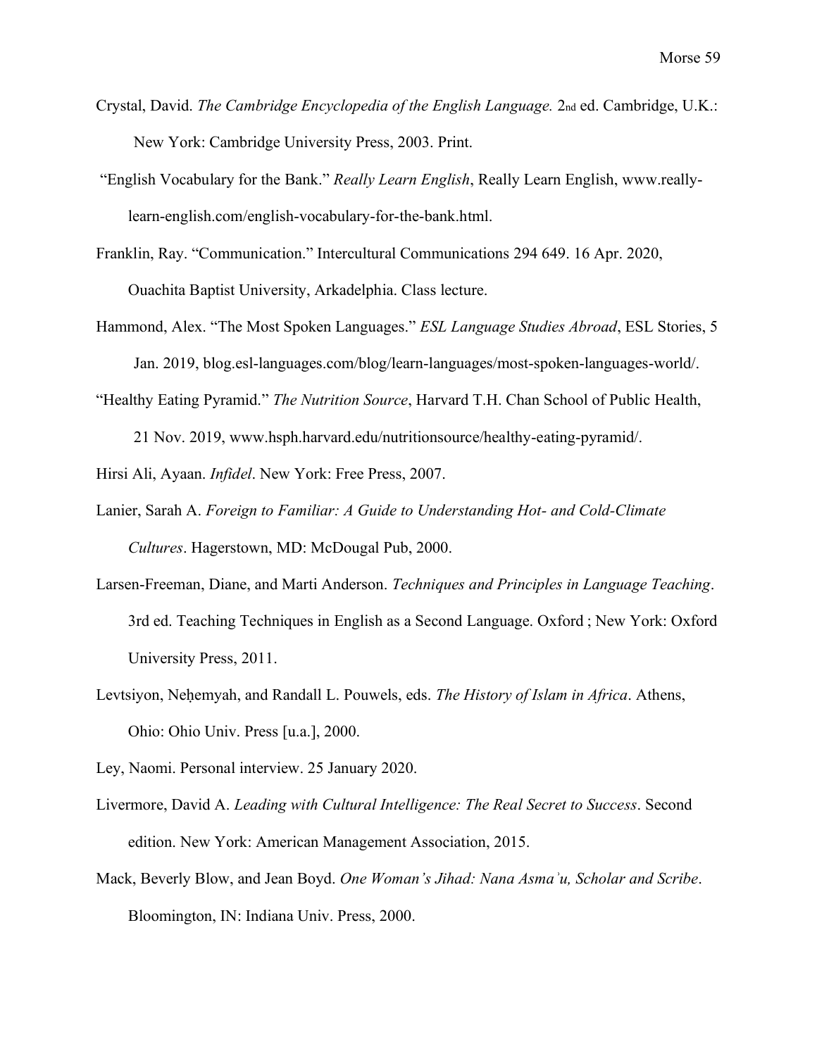Crystal, David. *The Cambridge Encyclopedia of the English Language.* 2nd ed. Cambridge, U.K.: New York: Cambridge University Press, 2003. Print.

"English Vocabulary for the Bank." *Really Learn English*, Really Learn English, www.really-learn-english.com/english-vocabulary-for-the-bank.html.

Franklin, Ray. "Communication." Intercultural Communications 294 649. 16 Apr. 2020, Ouachita Baptist University, Arkadelphia. Class lecture.

Hammond, Alex. "The Most Spoken Languages." *ESL Language Studies Abroad*, ESL Stories, 5 Jan. 2019, blog.esl-languages.com/blog/learn-languages/most-spoken-languages-world/.

"Healthy Eating Pyramid." *The Nutrition Source*, Harvard T.H. Chan School of Public Health, 21 Nov. 2019, www.hsph.harvard.edu/nutritionsource/healthy-eating-pyramid/.

Hirsi Ali, Ayaan. *Infidel*. New York: Free Press, 2007.

Lanier, Sarah A. *Foreign to Familiar: A Guide to Understanding Hot- and Cold-Climate Cultures*. Hagerstown, MD: McDougal Pub, 2000.

Larsen-Freeman, Diane, and Marti Anderson. *Techniques and Principles in Language Teaching*. 3rd ed. Teaching Techniques in English as a Second Language. Oxford ; New York: Oxford University Press, 2011.

Levtsiyon, Neḥemyah, and Randall L. Pouwels, eds. *The History of Islam in Africa*. Athens, Ohio: Ohio Univ. Press [u.a.], 2000.

Ley, Naomi. Personal interview. 25 January 2020.

Livermore, David A. *Leading with Cultural Intelligence: The Real Secret to Success*. Second edition. New York: American Management Association, 2015.

Mack, Beverly Blow, and Jean Boyd. *One Woman's Jihad: Nana Asmaʾu, Scholar and Scribe*. Bloomington, IN: Indiana Univ. Press, 2000.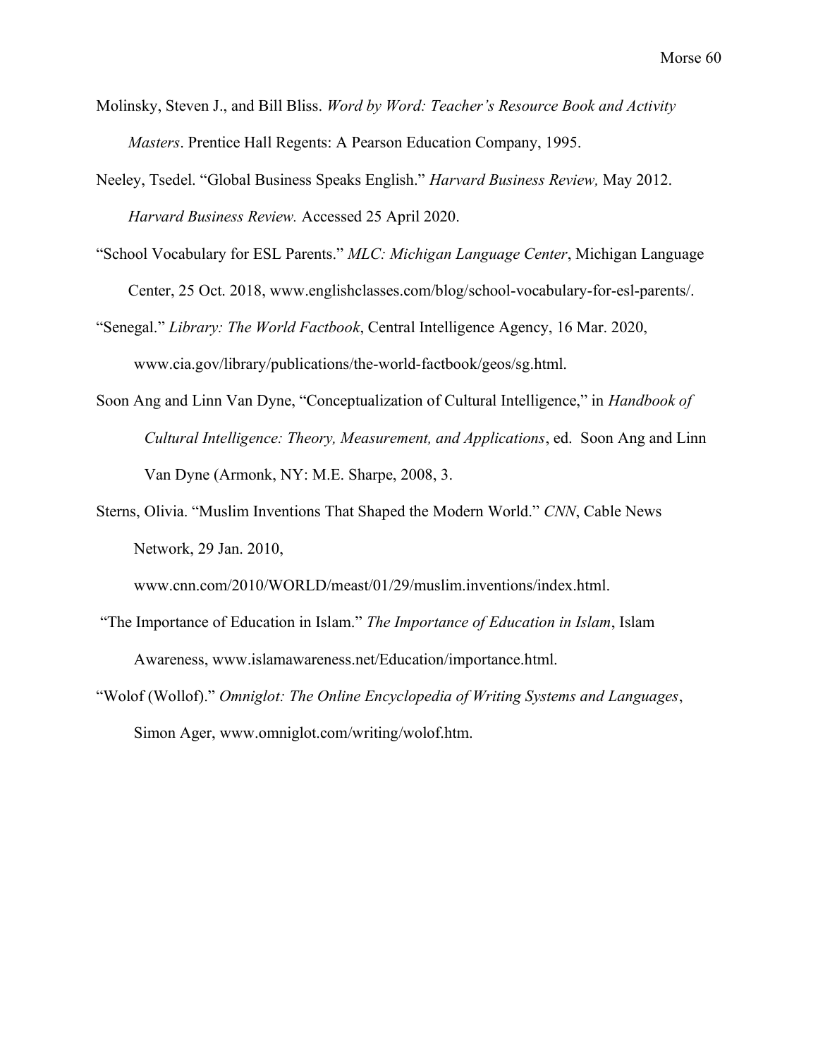Molinsky, Steven J., and Bill Bliss. *Word by Word: Teacher's Resource Book and Activity Masters*. Prentice Hall Regents: A Pearson Education Company, 1995.

Neeley, Tsedel. "Global Business Speaks English." *Harvard Business Review,* May 2012. *Harvard Business Review.* Accessed 25 April 2020.

"School Vocabulary for ESL Parents." *MLC: Michigan Language Center*, Michigan Language Center, 25 Oct. 2018, www.englishclasses.com/blog/school-vocabulary-for-esl-parents/.

"Senegal." *Library: The World Factbook*, Central Intelligence Agency, 16 Mar. 2020, www.cia.gov/library/publications/the-world-factbook/geos/sg.html.

Soon Ang and Linn Van Dyne, "Conceptualization of Cultural Intelligence," in *Handbook of Cultural Intelligence: Theory, Measurement, and Applications*, ed. Soon Ang and Linn Van Dyne (Armonk, NY: M.E. Sharpe, 2008, 3.

Sterns, Olivia. "Muslim Inventions That Shaped the Modern World." *CNN*, Cable News Network, 29 Jan. 2010, www.cnn.com/2010/WORLD/meast/01/29/muslim.inventions/index.html.

"The Importance of Education in Islam." *The Importance of Education in Islam*, Islam Awareness, www.islamawareness.net/Education/importance.html.

"Wolof (Wollof)." *Omniglot: The Online Encyclopedia of Writing Systems and Languages*, Simon Ager, www.omniglot.com/writing/wolof.htm.